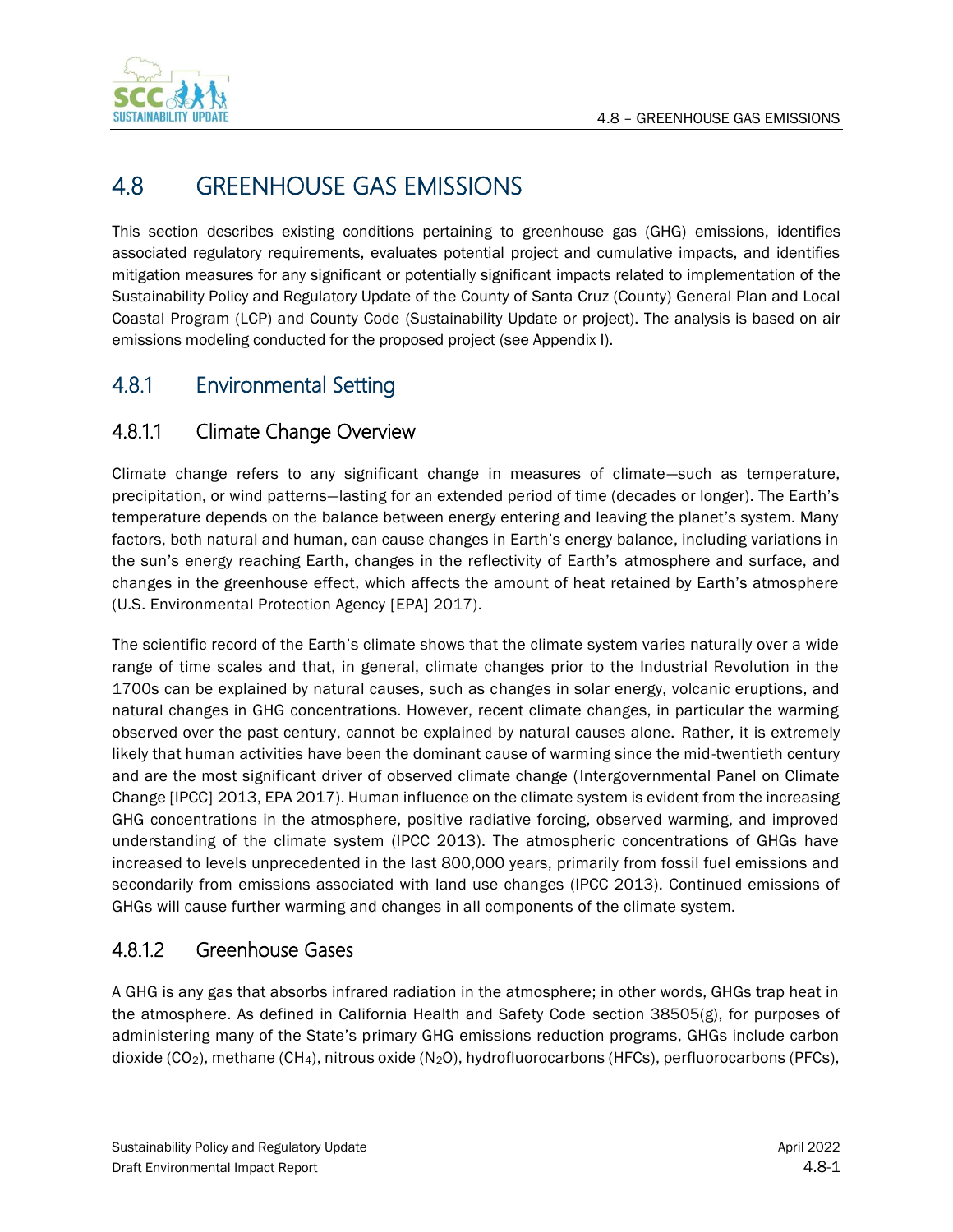# 4.8 GREENHOUSE GAS EMISSIONS

This section describes existing conditions pertaining to greenhouse gas (GHG) emissions, identifies associated regulatory requirements, evaluates potential project and cumulative impacts, and identifies mitigation measures for any significant or potentially significant impacts related to implementation of the Sustainability Policy and Regulatory Update of the County of Santa Cruz (County) General Plan and Local Coastal Program (LCP) and County Code (Sustainability Update or project). The analysis is based on air emissions modeling conducted for the proposed project (see Appendix I).

## 4.8.1 Environmental Setting

### 4.8.1.1 Climate Change Overview

Climate change refers to any significant change in measures of climate—such as temperature, precipitation, or wind patterns—lasting for an extended period of time (decades or longer). The Earth's temperature depends on the balance between energy entering and leaving the planet's system. Many factors, both natural and human, can cause changes in Earth's energy balance, including variations in the sun's energy reaching Earth, changes in the reflectivity of Earth's atmosphere and surface, and changes in the greenhouse effect, which affects the amount of heat retained by Earth's atmosphere (U.S. Environmental Protection Agency [EPA] 2017).

The scientific record of the Earth's climate shows that the climate system varies naturally over a wide range of time scales and that, in general, climate changes prior to the Industrial Revolution in the 1700s can be explained by natural causes, such as changes in solar energy, volcanic eruptions, and natural changes in GHG concentrations. However, recent climate changes, in particular the warming observed over the past century, cannot be explained by natural causes alone. Rather, it is extremely likely that human activities have been the dominant cause of warming since the mid-twentieth century and are the most significant driver of observed climate change (Intergovernmental Panel on Climate Change [IPCC] 2013, EPA 2017). Human influence on the climate system is evident from the increasing GHG concentrations in the atmosphere, positive radiative forcing, observed warming, and improved understanding of the climate system (IPCC 2013). The atmospheric concentrations of GHGs have increased to levels unprecedented in the last 800,000 years, primarily from fossil fuel emissions and secondarily from emissions associated with land use changes (IPCC 2013). Continued emissions of GHGs will cause further warming and changes in all components of the climate system.

### 4.8.1.2 Greenhouse Gases

A GHG is any gas that absorbs infrared radiation in the atmosphere; in other words, GHGs trap heat in the atmosphere. As defined in California Health and Safety Code section 38505(g), for purposes of administering many of the State's primary GHG emissions reduction programs, GHGs include carbon dioxide ($CO_2$), methane ($CH_4$), nitrous oxide ($N_2O$), hydrofluorocarbons (HFCs), perfluorocarbons (PFCs),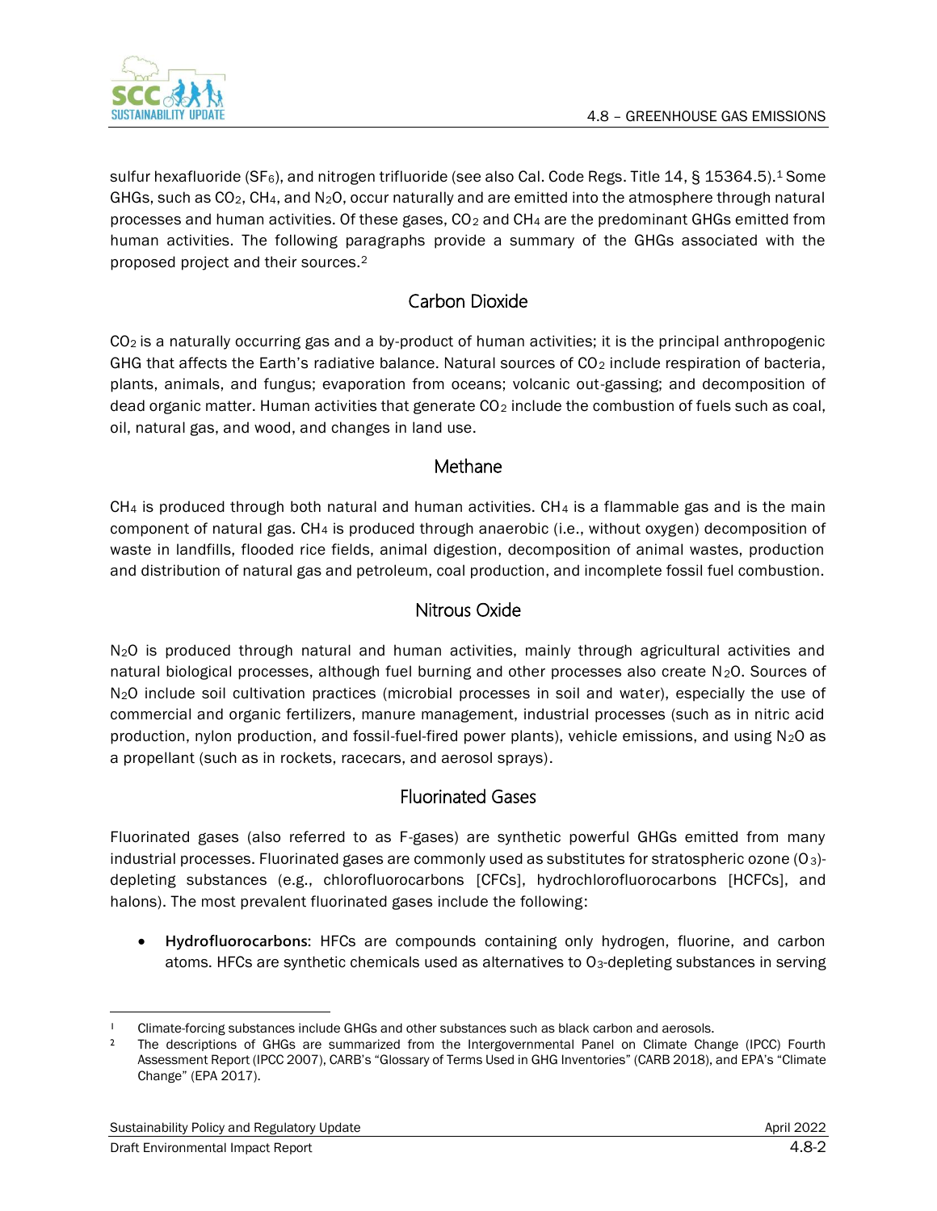sulfur hexafluoride ($SF_6$), and nitrogen trifluoride (see also Cal. Code Regs. Title 14, § 15364.5).[1] Some GHGs, such as $CO_2$, $CH_4$, and $N_2O$, occur naturally and are emitted into the atmosphere through natural processes and human activities. Of these gases, $CO_2$ and $CH_4$ are the predominant GHGs emitted from human activities. The following paragraphs provide a summary of the GHGs associated with the proposed project and their sources.[2]

## Carbon Dioxide

$CO_2$ is a naturally occurring gas and a by-product of human activities; it is the principal anthropogenic GHG that affects the Earth's radiative balance. Natural sources of $CO_2$ include respiration of bacteria, plants, animals, and fungus; evaporation from oceans; volcanic out-gassing; and decomposition of dead organic matter. Human activities that generate $CO_2$ include the combustion of fuels such as coal, oil, natural gas, and wood, and changes in land use.

## Methane

$CH_4$ is produced through both natural and human activities. $CH_4$ is a flammable gas and is the main component of natural gas. $CH_4$ is produced through anaerobic (i.e., without oxygen) decomposition of waste in landfills, flooded rice fields, animal digestion, decomposition of animal wastes, production and distribution of natural gas and petroleum, coal production, and incomplete fossil fuel combustion.

## Nitrous Oxide

$N_2O$ is produced through natural and human activities, mainly through agricultural activities and natural biological processes, although fuel burning and other processes also create $N_2O$. Sources of $N_2O$ include soil cultivation practices (microbial processes in soil and water), especially the use of commercial and organic fertilizers, manure management, industrial processes (such as in nitric acid production, nylon production, and fossil-fuel-fired power plants), vehicle emissions, and using $N_2O$ as a propellant (such as in rockets, racecars, and aerosol sprays).

## Fluorinated Gases

Fluorinated gases (also referred to as F-gases) are synthetic powerful GHGs emitted from many industrial processes. Fluorinated gases are commonly used as substitutes for stratospheric ozone ($O_3$)-depleting substances (e.g., chlorofluorocarbons [CFCs], hydrochlorofluorocarbons [HCFCs], and halons). The most prevalent fluorinated gases include the following:

- **Hydrofluorocarbons**: HFCs are compounds containing only hydrogen, fluorine, and carbon atoms. HFCs are synthetic chemicals used as alternatives to $O_3$-depleting substances in serving

---

[1] Climate-forcing substances include GHGs and other substances such as black carbon and aerosols.

[2] The descriptions of GHGs are summarized from the Intergovernmental Panel on Climate Change (IPCC) Fourth Assessment Report (IPCC 2007), CARB's "Glossary of Terms Used in GHG Inventories" (CARB 2018), and EPA's "Climate Change" (EPA 2017).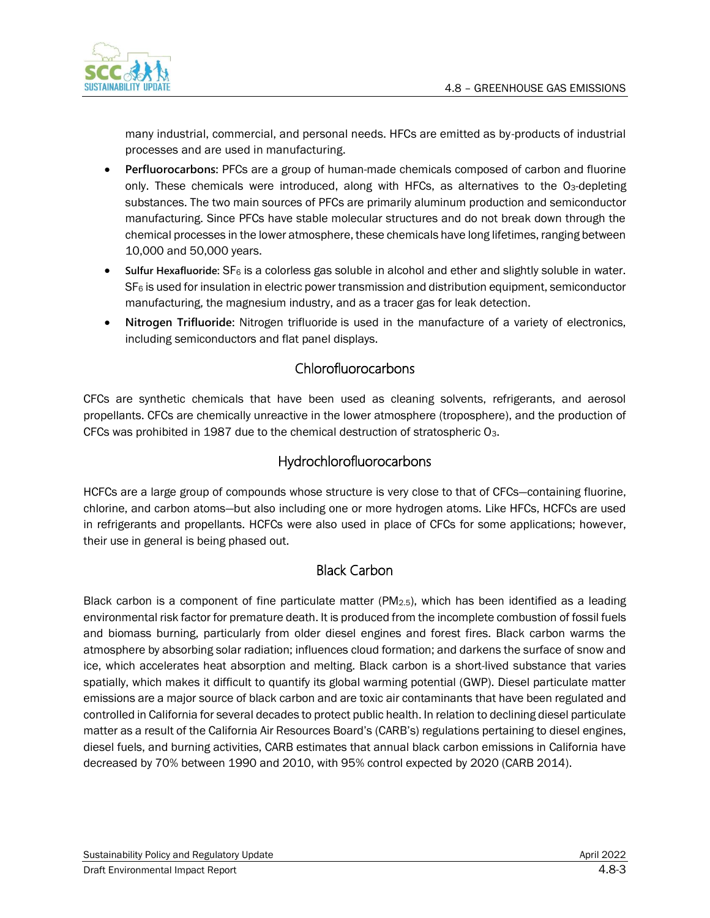many industrial, commercial, and personal needs. HFCs are emitted as by-products of industrial processes and are used in manufacturing.

- **Perfluorocarbons**: PFCs are a group of human-made chemicals composed of carbon and fluorine only. These chemicals were introduced, along with HFCs, as alternatives to the $O_3$-depleting substances. The two main sources of PFCs are primarily aluminum production and semiconductor manufacturing. Since PFCs have stable molecular structures and do not break down through the chemical processes in the lower atmosphere, these chemicals have long lifetimes, ranging between 10,000 and 50,000 years.
- **Sulfur Hexafluoride**: $SF_6$ is a colorless gas soluble in alcohol and ether and slightly soluble in water. $SF_6$ is used for insulation in electric power transmission and distribution equipment, semiconductor manufacturing, the magnesium industry, and as a tracer gas for leak detection.
- **Nitrogen Trifluoride**: Nitrogen trifluoride is used in the manufacture of a variety of electronics, including semiconductors and flat panel displays.

### Chlorofluorocarbons

CFCs are synthetic chemicals that have been used as cleaning solvents, refrigerants, and aerosol propellants. CFCs are chemically unreactive in the lower atmosphere (troposphere), and the production of CFCs was prohibited in 1987 due to the chemical destruction of stratospheric $O_3$.

### Hydrochlorofluorocarbons

HCFCs are a large group of compounds whose structure is very close to that of CFCs—containing fluorine, chlorine, and carbon atoms—but also including one or more hydrogen atoms. Like HFCs, HCFCs are used in refrigerants and propellants. HCFCs were also used in place of CFCs for some applications; however, their use in general is being phased out.

### Black Carbon

Black carbon is a component of fine particulate matter ($PM_{2.5}$), which has been identified as a leading environmental risk factor for premature death. It is produced from the incomplete combustion of fossil fuels and biomass burning, particularly from older diesel engines and forest fires. Black carbon warms the atmosphere by absorbing solar radiation; influences cloud formation; and darkens the surface of snow and ice, which accelerates heat absorption and melting. Black carbon is a short-lived substance that varies spatially, which makes it difficult to quantify its global warming potential (GWP). Diesel particulate matter emissions are a major source of black carbon and are toxic air contaminants that have been regulated and controlled in California for several decades to protect public health. In relation to declining diesel particulate matter as a result of the California Air Resources Board's (CARB's) regulations pertaining to diesel engines, diesel fuels, and burning activities, CARB estimates that annual black carbon emissions in California have decreased by 70% between 1990 and 2010, with 95% control expected by 2020 (CARB 2014).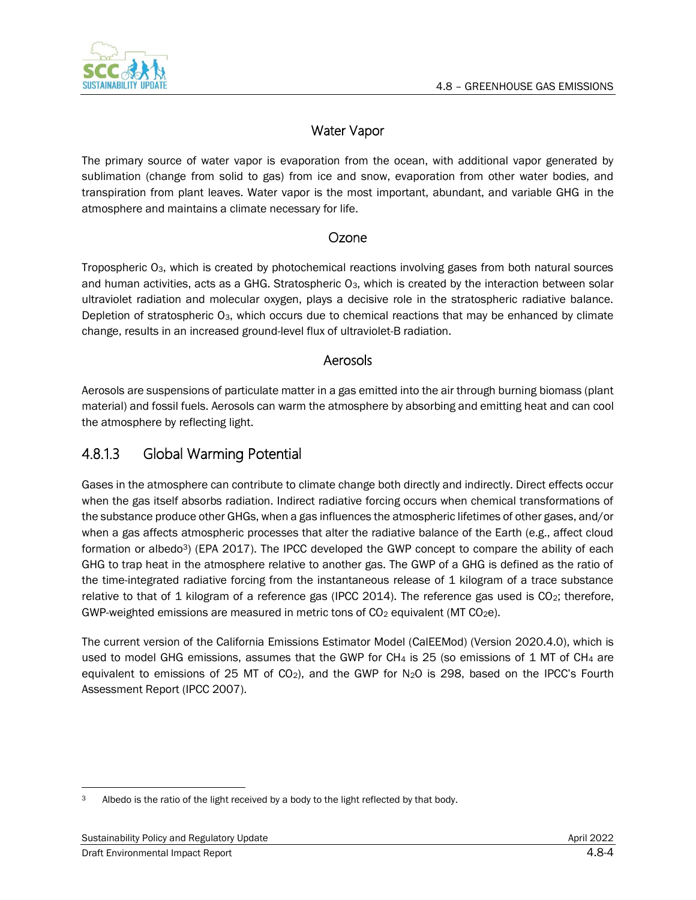### Water Vapor

The primary source of water vapor is evaporation from the ocean, with additional vapor generated by sublimation (change from solid to gas) from ice and snow, evaporation from other water bodies, and transpiration from plant leaves. Water vapor is the most important, abundant, and variable GHG in the atmosphere and maintains a climate necessary for life.

### Ozone

Tropospheric $O_3$, which is created by photochemical reactions involving gases from both natural sources and human activities, acts as a GHG. Stratospheric $O_3$, which is created by the interaction between solar ultraviolet radiation and molecular oxygen, plays a decisive role in the stratospheric radiative balance. Depletion of stratospheric $O_3$, which occurs due to chemical reactions that may be enhanced by climate change, results in an increased ground-level flux of ultraviolet-B radiation.

### Aerosols

Aerosols are suspensions of particulate matter in a gas emitted into the air through burning biomass (plant material) and fossil fuels. Aerosols can warm the atmosphere by absorbing and emitting heat and can cool the atmosphere by reflecting light.

## 4.8.1.3 Global Warming Potential

Gases in the atmosphere can contribute to climate change both directly and indirectly. Direct effects occur when the gas itself absorbs radiation. Indirect radiative forcing occurs when chemical transformations of the substance produce other GHGs, when a gas influences the atmospheric lifetimes of other gases, and/or when a gas affects atmospheric processes that alter the radiative balance of the Earth (e.g., affect cloud formation or albedo[3]) (EPA 2017). The IPCC developed the GWP concept to compare the ability of each GHG to trap heat in the atmosphere relative to another gas. The GWP of a GHG is defined as the ratio of the time-integrated radiative forcing from the instantaneous release of 1 kilogram of a trace substance relative to that of 1 kilogram of a reference gas (IPCC 2014). The reference gas used is $CO_2$; therefore, GWP-weighted emissions are measured in metric tons of $CO_2$ equivalent (MT $CO_2e$).

The current version of the California Emissions Estimator Model (CalEEMod) (Version 2020.4.0), which is used to model GHG emissions, assumes that the GWP for $CH_4$ is 25 (so emissions of 1 MT of $CH_4$ are equivalent to emissions of 25 MT of $CO_2$), and the GWP for $N_2O$ is 298, based on the IPCC's Fourth Assessment Report (IPCC 2007).

[3] Albedo is the ratio of the light received by a body to the light reflected by that body.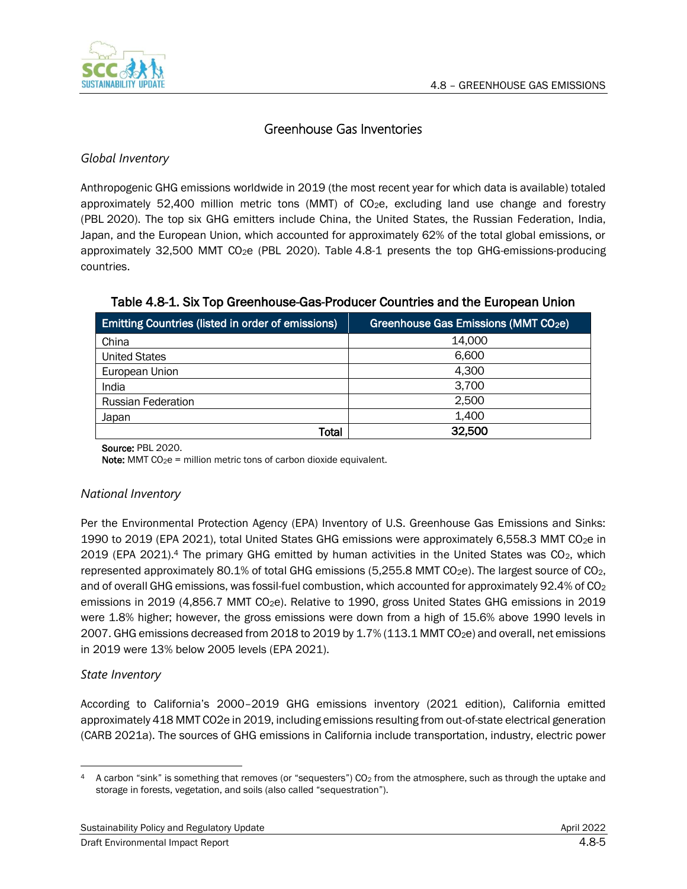## Greenhouse Gas Inventories

### *Global Inventory*

Anthropogenic GHG emissions worldwide in 2019 (the most recent year for which data is available) totaled approximately 52,400 million metric tons (MMT) of $CO_2e$, excluding land use change and forestry (PBL 2020). The top six GHG emitters include China, the United States, the Russian Federation, India, Japan, and the European Union, which accounted for approximately 62% of the total global emissions, or approximately 32,500 MMT $CO_2e$ (PBL 2020). Table 4.8-1 presents the top GHG-emissions-producing countries.

**Table 4.8-1. Six Top Greenhouse-Gas-Producer Countries and the European Union**

| Emitting Countries (listed in order of emissions) | Greenhouse Gas Emissions (MMT $CO_2e$) |
|---|---|
| China | 14,000 |
| United States | 6,600 |
| European Union | 4,300 |
| India | 3,700 |
| Russian Federation | 2,500 |
| Japan | 1,400 |
| **Total** | **32,500** |

**Source:** PBL 2020.
**Note:** MMT $CO_2e$ = million metric tons of carbon dioxide equivalent.

### *National Inventory*

Per the Environmental Protection Agency (EPA) Inventory of U.S. Greenhouse Gas Emissions and Sinks: 1990 to 2019 (EPA 2021), total United States GHG emissions were approximately 6,558.3 MMT $CO_2e$ in 2019 (EPA 2021).[4] The primary GHG emitted by human activities in the United States was $CO_2$, which represented approximately 80.1% of total GHG emissions (5,255.8 MMT $CO_2e$). The largest source of $CO_2$, and of overall GHG emissions, was fossil-fuel combustion, which accounted for approximately 92.4% of $CO_2$ emissions in 2019 (4,856.7 MMT $CO_2e$). Relative to 1990, gross United States GHG emissions in 2019 were 1.8% higher; however, the gross emissions were down from a high of 15.6% above 1990 levels in 2007. GHG emissions decreased from 2018 to 2019 by 1.7% (113.1 MMT $CO_2e$) and overall, net emissions in 2019 were 13% below 2005 levels (EPA 2021).

### *State Inventory*

According to California's 2000–2019 GHG emissions inventory (2021 edition), California emitted approximately 418 MMT $CO_2e$ in 2019, including emissions resulting from out-of-state electrical generation (CARB 2021a). The sources of GHG emissions in California include transportation, industry, electric power

---

[4] A carbon "sink" is something that removes (or "sequesters") $CO_2$ from the atmosphere, such as through the uptake and storage in forests, vegetation, and soils (also called "sequestration").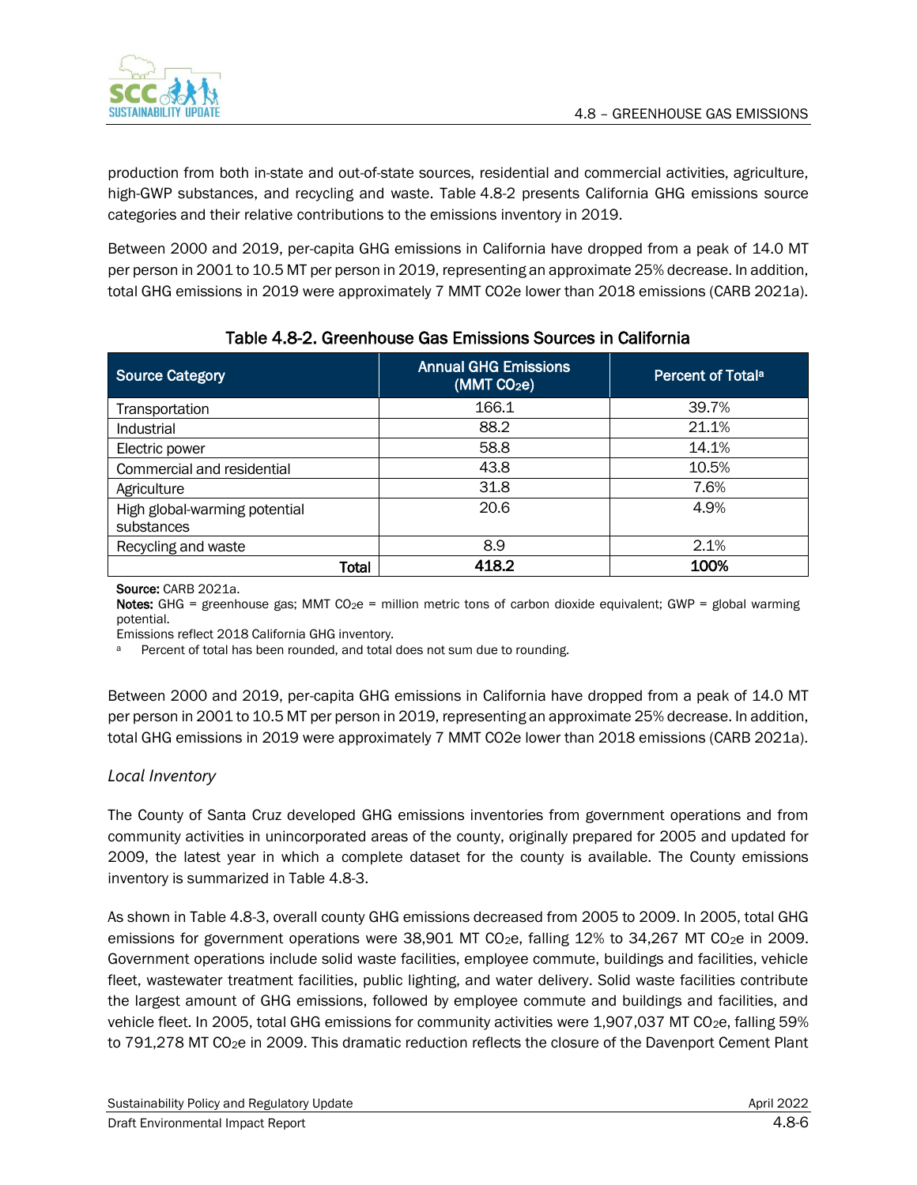production from both in-state and out-of-state sources, residential and commercial activities, agriculture, high-GWP substances, and recycling and waste. Table 4.8-2 presents California GHG emissions source categories and their relative contributions to the emissions inventory in 2019.

Between 2000 and 2019, per-capita GHG emissions in California have dropped from a peak of 14.0 MT per person in 2001 to 10.5 MT per person in 2019, representing an approximate 25% decrease. In addition, total GHG emissions in 2019 were approximately 7 MMT CO2e lower than 2018 emissions (CARB 2021a).

**Table 4.8-2. Greenhouse Gas Emissions Sources in California**

| Source Category | Annual GHG Emissions (MMT $CO_2e$) | Percent of Total[a] |
|---|---|---|
| Transportation | 166.1 | 39.7% |
| Industrial | 88.2 | 21.1% |
| Electric power | 58.8 | 14.1% |
| Commercial and residential | 43.8 | 10.5% |
| Agriculture | 31.8 | 7.6% |
| High global-warming potential substances | 20.6 | 4.9% |
| Recycling and waste | 8.9 | 2.1% |
| **Total** | **418.2** | **100%** |

**Source:** CARB 2021a.

**Notes:** GHG = greenhouse gas; MMT $CO_2e$ = million metric tons of carbon dioxide equivalent; GWP = global warming potential.

Emissions reflect 2018 California GHG inventory.

[a] Percent of total has been rounded, and total does not sum due to rounding.

Between 2000 and 2019, per-capita GHG emissions in California have dropped from a peak of 14.0 MT per person in 2001 to 10.5 MT per person in 2019, representing an approximate 25% decrease. In addition, total GHG emissions in 2019 were approximately 7 MMT CO2e lower than 2018 emissions (CARB 2021a).

*Local Inventory*

The County of Santa Cruz developed GHG emissions inventories from government operations and from community activities in unincorporated areas of the county, originally prepared for 2005 and updated for 2009, the latest year in which a complete dataset for the county is available. The County emissions inventory is summarized in Table 4.8-3.

As shown in Table 4.8-3, overall county GHG emissions decreased from 2005 to 2009. In 2005, total GHG emissions for government operations were 38,901 MT $CO_2e$, falling 12% to 34,267 MT $CO_2e$ in 2009. Government operations include solid waste facilities, employee commute, buildings and facilities, vehicle fleet, wastewater treatment facilities, public lighting, and water delivery. Solid waste facilities contribute the largest amount of GHG emissions, followed by employee commute and buildings and facilities, and vehicle fleet. In 2005, total GHG emissions for community activities were 1,907,037 MT $CO_2e$, falling 59% to 791,278 MT $CO_2e$ in 2009. This dramatic reduction reflects the closure of the Davenport Cement Plant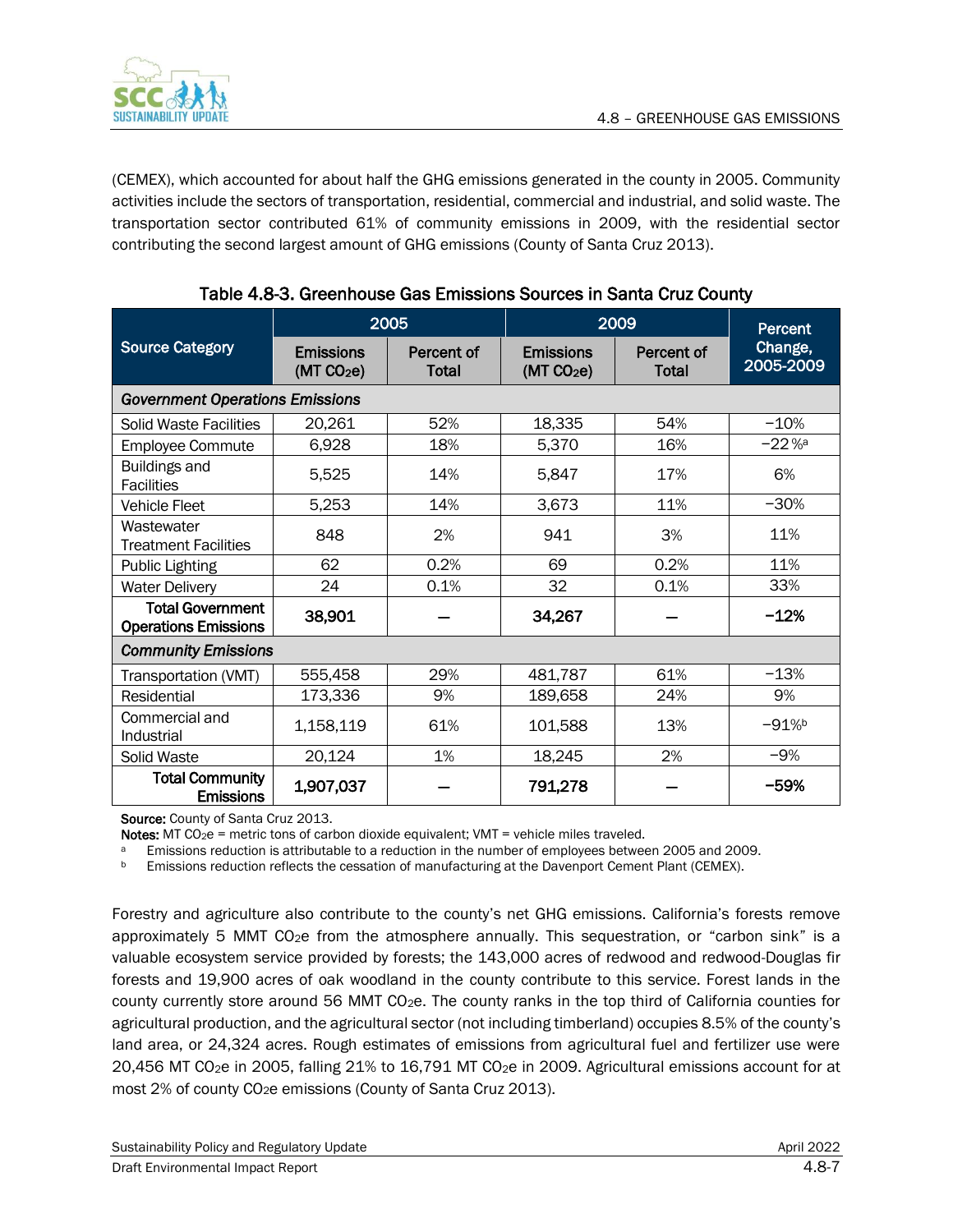(CEMEX), which accounted for about half the GHG emissions generated in the county in 2005. Community activities include the sectors of transportation, residential, commercial and industrial, and solid waste. The transportation sector contributed 61% of community emissions in 2009, with the residential sector contributing the second largest amount of GHG emissions (County of Santa Cruz 2013).

**Table 4.8-3. Greenhouse Gas Emissions Sources in Santa Cruz County**

| Source Category | 2005 | | 2009 | | Percent Change, 2005-2009 |
|---|---|---|---|---|---|
| | Emissions (MT $CO_2e$) | Percent of Total | Emissions (MT $CO_2e$) | Percent of Total | |
| ***Government Operations Emissions*** | | | | | |
| Solid Waste Facilities | 20,261 | 52% | 18,335 | 54% | −10% |
| Employee Commute | 6,928 | 18% | 5,370 | 16% | −22%[a] |
| Buildings and Facilities | 5,525 | 14% | 5,847 | 17% | 6% |
| Vehicle Fleet | 5,253 | 14% | 3,673 | 11% | −30% |
| Wastewater Treatment Facilities | 848 | 2% | 941 | 3% | 11% |
| Public Lighting | 62 | 0.2% | 69 | 0.2% | 11% |
| Water Delivery | 24 | 0.1% | 32 | 0.1% | 33% |
| **Total Government Operations Emissions** | **38,901** | — | **34,267** | — | **−12%** |
| ***Community Emissions*** | | | | | |
| Transportation (VMT) | 555,458 | 29% | 481,787 | 61% | −13% |
| Residential | 173,336 | 9% | 189,658 | 24% | 9% |
| Commercial and Industrial | 1,158,119 | 61% | 101,588 | 13% | −91%[b] |
| Solid Waste | 20,124 | 1% | 18,245 | 2% | −9% |
| **Total Community Emissions** | **1,907,037** | — | **791,278** | — | **−59%** |

**Source:** County of Santa Cruz 2013.

**Notes:** MT $CO_2e$ = metric tons of carbon dioxide equivalent; VMT = vehicle miles traveled.

[a] Emissions reduction is attributable to a reduction in the number of employees between 2005 and 2009.

[b] Emissions reduction reflects the cessation of manufacturing at the Davenport Cement Plant (CEMEX).

Forestry and agriculture also contribute to the county's net GHG emissions. California's forests remove approximately 5 MMT $CO_2e$ from the atmosphere annually. This sequestration, or "carbon sink" is a valuable ecosystem service provided by forests; the 143,000 acres of redwood and redwood-Douglas fir forests and 19,900 acres of oak woodland in the county contribute to this service. Forest lands in the county currently store around 56 MMT $CO_2e$. The county ranks in the top third of California counties for agricultural production, and the agricultural sector (not including timberland) occupies 8.5% of the county's land area, or 24,324 acres. Rough estimates of emissions from agricultural fuel and fertilizer use were 20,456 MT $CO_2e$ in 2005, falling 21% to 16,791 MT $CO_2e$ in 2009. Agricultural emissions account for at most 2% of county $CO_2e$ emissions (County of Santa Cruz 2013).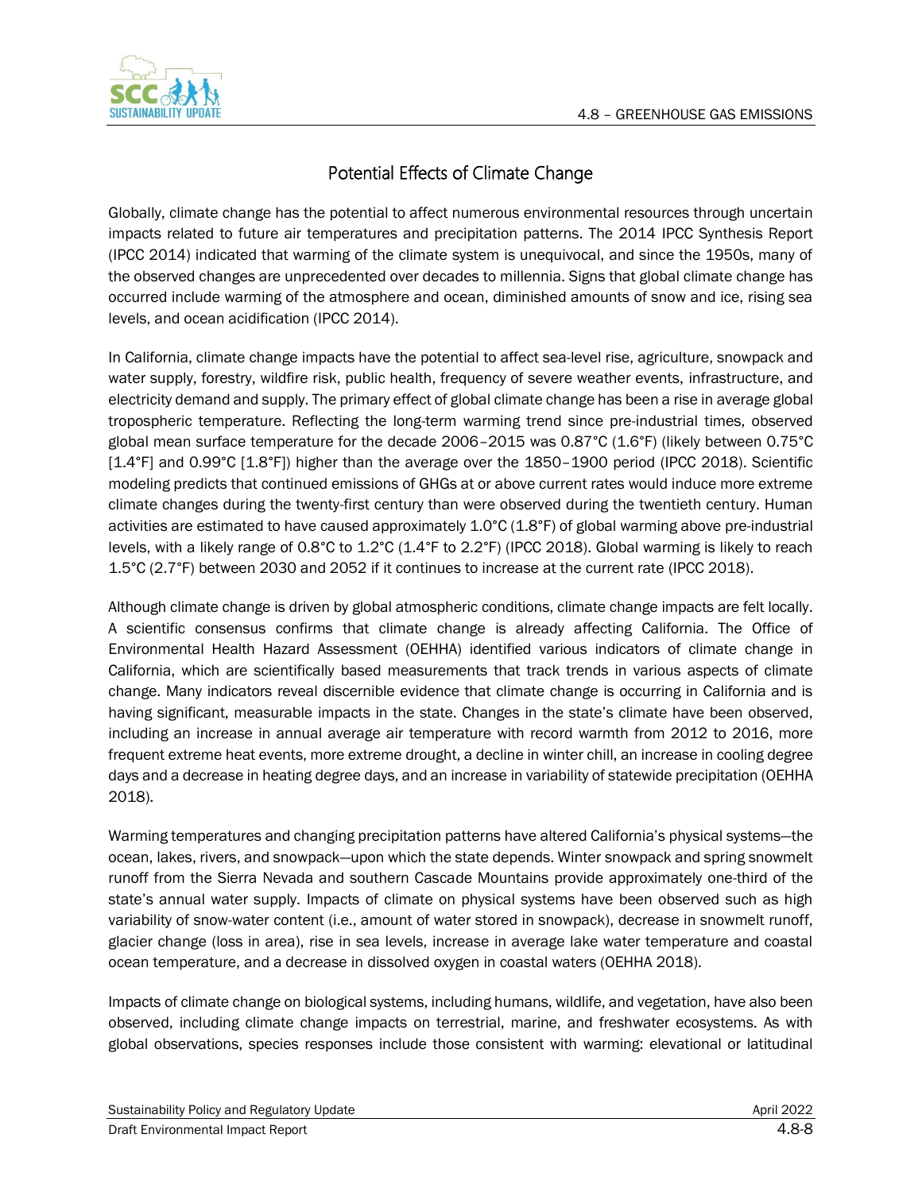## Potential Effects of Climate Change

Globally, climate change has the potential to affect numerous environmental resources through uncertain impacts related to future air temperatures and precipitation patterns. The 2014 IPCC Synthesis Report (IPCC 2014) indicated that warming of the climate system is unequivocal, and since the 1950s, many of the observed changes are unprecedented over decades to millennia. Signs that global climate change has occurred include warming of the atmosphere and ocean, diminished amounts of snow and ice, rising sea levels, and ocean acidification (IPCC 2014).

In California, climate change impacts have the potential to affect sea-level rise, agriculture, snowpack and water supply, forestry, wildfire risk, public health, frequency of severe weather events, infrastructure, and electricity demand and supply. The primary effect of global climate change has been a rise in average global tropospheric temperature. Reflecting the long-term warming trend since pre-industrial times, observed global mean surface temperature for the decade 2006–2015 was 0.87°C (1.6°F) (likely between 0.75°C [1.4°F] and 0.99°C [1.8°F]) higher than the average over the 1850–1900 period (IPCC 2018). Scientific modeling predicts that continued emissions of GHGs at or above current rates would induce more extreme climate changes during the twenty-first century than were observed during the twentieth century. Human activities are estimated to have caused approximately 1.0°C (1.8°F) of global warming above pre-industrial levels, with a likely range of 0.8°C to 1.2°C (1.4°F to 2.2°F) (IPCC 2018). Global warming is likely to reach 1.5°C (2.7°F) between 2030 and 2052 if it continues to increase at the current rate (IPCC 2018).

Although climate change is driven by global atmospheric conditions, climate change impacts are felt locally. A scientific consensus confirms that climate change is already affecting California. The Office of Environmental Health Hazard Assessment (OEHHA) identified various indicators of climate change in California, which are scientifically based measurements that track trends in various aspects of climate change. Many indicators reveal discernible evidence that climate change is occurring in California and is having significant, measurable impacts in the state. Changes in the state's climate have been observed, including an increase in annual average air temperature with record warmth from 2012 to 2016, more frequent extreme heat events, more extreme drought, a decline in winter chill, an increase in cooling degree days and a decrease in heating degree days, and an increase in variability of statewide precipitation (OEHHA 2018).

Warming temperatures and changing precipitation patterns have altered California's physical systems—the ocean, lakes, rivers, and snowpack—upon which the state depends. Winter snowpack and spring snowmelt runoff from the Sierra Nevada and southern Cascade Mountains provide approximately one-third of the state's annual water supply. Impacts of climate on physical systems have been observed such as high variability of snow-water content (i.e., amount of water stored in snowpack), decrease in snowmelt runoff, glacier change (loss in area), rise in sea levels, increase in average lake water temperature and coastal ocean temperature, and a decrease in dissolved oxygen in coastal waters (OEHHA 2018).

Impacts of climate change on biological systems, including humans, wildlife, and vegetation, have also been observed, including climate change impacts on terrestrial, marine, and freshwater ecosystems. As with global observations, species responses include those consistent with warming: elevational or latitudinal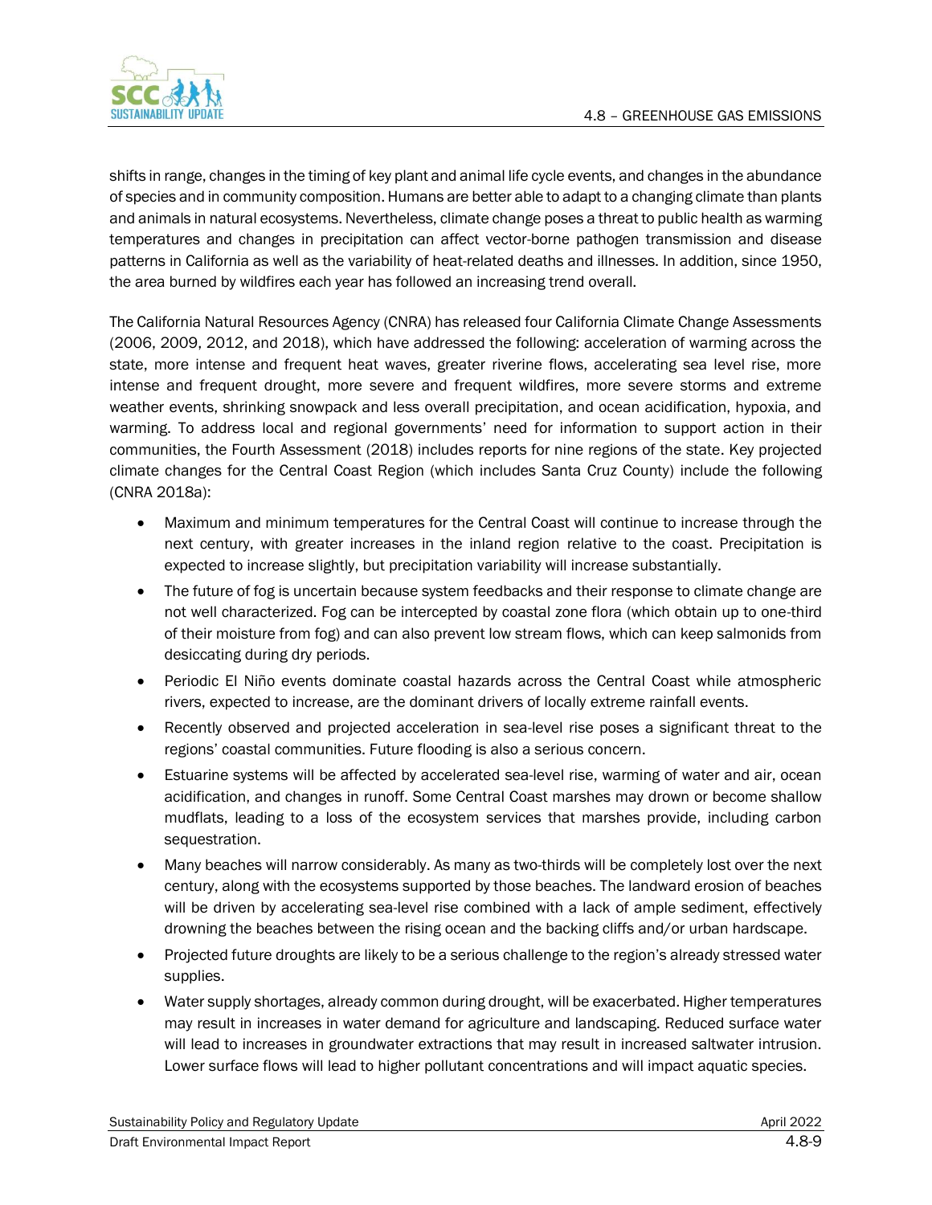shifts in range, changes in the timing of key plant and animal life cycle events, and changes in the abundance of species and in community composition. Humans are better able to adapt to a changing climate than plants and animals in natural ecosystems. Nevertheless, climate change poses a threat to public health as warming temperatures and changes in precipitation can affect vector-borne pathogen transmission and disease patterns in California as well as the variability of heat-related deaths and illnesses. In addition, since 1950, the area burned by wildfires each year has followed an increasing trend overall.

The California Natural Resources Agency (CNRA) has released four California Climate Change Assessments (2006, 2009, 2012, and 2018), which have addressed the following: acceleration of warming across the state, more intense and frequent heat waves, greater riverine flows, accelerating sea level rise, more intense and frequent drought, more severe and frequent wildfires, more severe storms and extreme weather events, shrinking snowpack and less overall precipitation, and ocean acidification, hypoxia, and warming. To address local and regional governments' need for information to support action in their communities, the Fourth Assessment (2018) includes reports for nine regions of the state. Key projected climate changes for the Central Coast Region (which includes Santa Cruz County) include the following (CNRA 2018a):

- Maximum and minimum temperatures for the Central Coast will continue to increase through the next century, with greater increases in the inland region relative to the coast. Precipitation is expected to increase slightly, but precipitation variability will increase substantially.
- The future of fog is uncertain because system feedbacks and their response to climate change are not well characterized. Fog can be intercepted by coastal zone flora (which obtain up to one-third of their moisture from fog) and can also prevent low stream flows, which can keep salmonids from desiccating during dry periods.
- Periodic El Niño events dominate coastal hazards across the Central Coast while atmospheric rivers, expected to increase, are the dominant drivers of locally extreme rainfall events.
- Recently observed and projected acceleration in sea-level rise poses a significant threat to the regions' coastal communities. Future flooding is also a serious concern.
- Estuarine systems will be affected by accelerated sea-level rise, warming of water and air, ocean acidification, and changes in runoff. Some Central Coast marshes may drown or become shallow mudflats, leading to a loss of the ecosystem services that marshes provide, including carbon sequestration.
- Many beaches will narrow considerably. As many as two-thirds will be completely lost over the next century, along with the ecosystems supported by those beaches. The landward erosion of beaches will be driven by accelerating sea-level rise combined with a lack of ample sediment, effectively drowning the beaches between the rising ocean and the backing cliffs and/or urban hardscape.
- Projected future droughts are likely to be a serious challenge to the region's already stressed water supplies.
- Water supply shortages, already common during drought, will be exacerbated. Higher temperatures may result in increases in water demand for agriculture and landscaping. Reduced surface water will lead to increases in groundwater extractions that may result in increased saltwater intrusion. Lower surface flows will lead to higher pollutant concentrations and will impact aquatic species.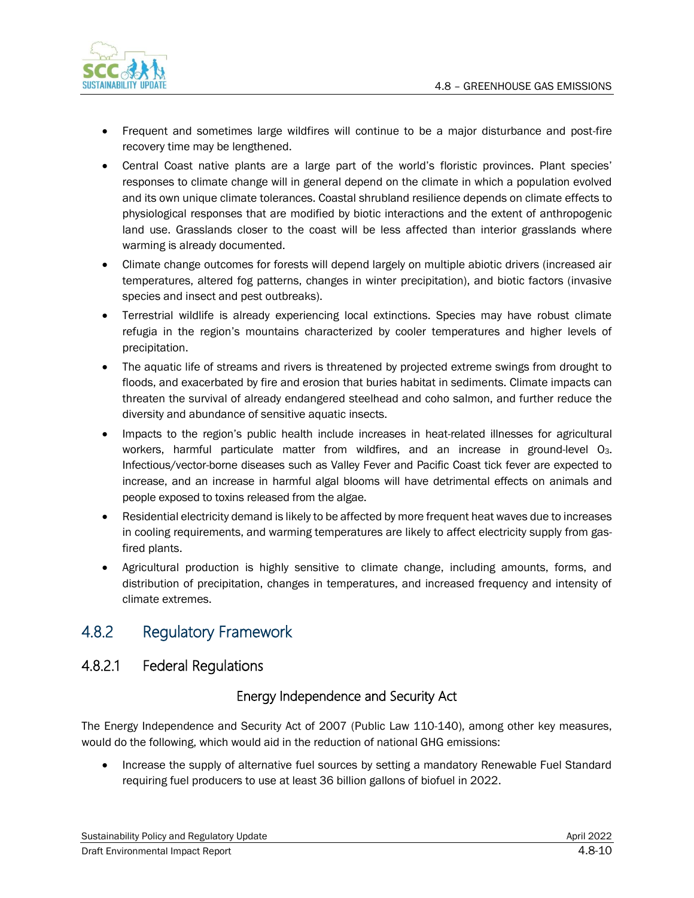- Frequent and sometimes large wildfires will continue to be a major disturbance and post-fire recovery time may be lengthened.
- Central Coast native plants are a large part of the world's floristic provinces. Plant species' responses to climate change will in general depend on the climate in which a population evolved and its own unique climate tolerances. Coastal shrubland resilience depends on climate effects to physiological responses that are modified by biotic interactions and the extent of anthropogenic land use. Grasslands closer to the coast will be less affected than interior grasslands where warming is already documented.
- Climate change outcomes for forests will depend largely on multiple abiotic drivers (increased air temperatures, altered fog patterns, changes in winter precipitation), and biotic factors (invasive species and insect and pest outbreaks).
- Terrestrial wildlife is already experiencing local extinctions. Species may have robust climate refugia in the region's mountains characterized by cooler temperatures and higher levels of precipitation.
- The aquatic life of streams and rivers is threatened by projected extreme swings from drought to floods, and exacerbated by fire and erosion that buries habitat in sediments. Climate impacts can threaten the survival of already endangered steelhead and coho salmon, and further reduce the diversity and abundance of sensitive aquatic insects.
- Impacts to the region's public health include increases in heat-related illnesses for agricultural workers, harmful particulate matter from wildfires, and an increase in ground-level $O_3$. Infectious/vector-borne diseases such as Valley Fever and Pacific Coast tick fever are expected to increase, and an increase in harmful algal blooms will have detrimental effects on animals and people exposed to toxins released from the algae.
- Residential electricity demand is likely to be affected by more frequent heat waves due to increases in cooling requirements, and warming temperatures are likely to affect electricity supply from gas-fired plants.
- Agricultural production is highly sensitive to climate change, including amounts, forms, and distribution of precipitation, changes in temperatures, and increased frequency and intensity of climate extremes.

## 4.8.2 Regulatory Framework

### 4.8.2.1 Federal Regulations

#### Energy Independence and Security Act

The Energy Independence and Security Act of 2007 (Public Law 110-140), among other key measures, would do the following, which would aid in the reduction of national GHG emissions:

- Increase the supply of alternative fuel sources by setting a mandatory Renewable Fuel Standard requiring fuel producers to use at least 36 billion gallons of biofuel in 2022.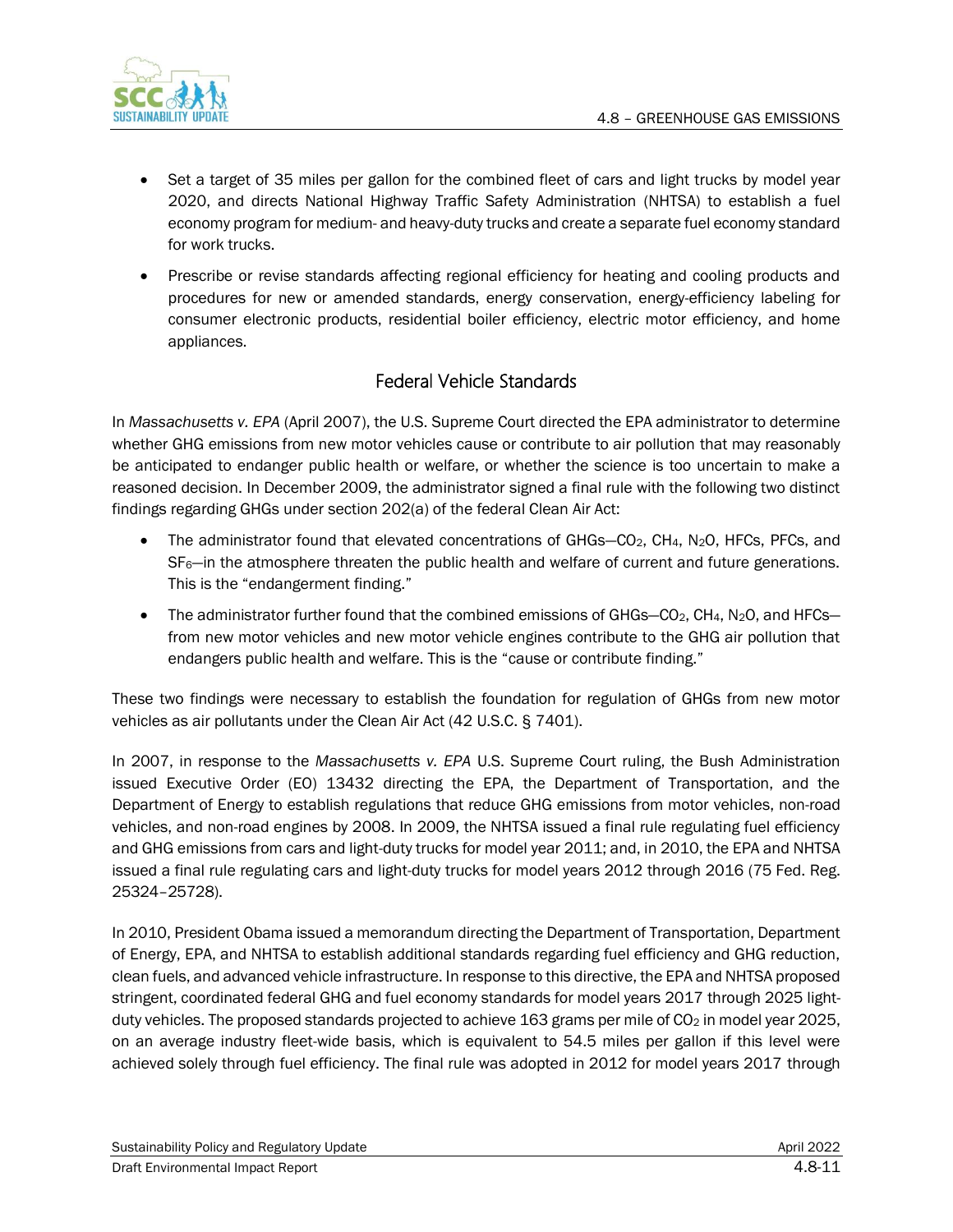- Set a target of 35 miles per gallon for the combined fleet of cars and light trucks by model year 2020, and directs National Highway Traffic Safety Administration (NHTSA) to establish a fuel economy program for medium- and heavy-duty trucks and create a separate fuel economy standard for work trucks.
- Prescribe or revise standards affecting regional efficiency for heating and cooling products and procedures for new or amended standards, energy conservation, energy-efficiency labeling for consumer electronic products, residential boiler efficiency, electric motor efficiency, and home appliances.

### Federal Vehicle Standards

In *Massachusetts v. EPA* (April 2007), the U.S. Supreme Court directed the EPA administrator to determine whether GHG emissions from new motor vehicles cause or contribute to air pollution that may reasonably be anticipated to endanger public health or welfare, or whether the science is too uncertain to make a reasoned decision. In December 2009, the administrator signed a final rule with the following two distinct findings regarding GHGs under section 202(a) of the federal Clean Air Act:

- The administrator found that elevated concentrations of GHGs—$CO_2$, $CH_4$, $N_2O$, HFCs, PFCs, and $SF_6$—in the atmosphere threaten the public health and welfare of current and future generations. This is the "endangerment finding."
- The administrator further found that the combined emissions of GHGs—$CO_2$, $CH_4$, $N_2O$, and HFCs—from new motor vehicles and new motor vehicle engines contribute to the GHG air pollution that endangers public health and welfare. This is the "cause or contribute finding."

These two findings were necessary to establish the foundation for regulation of GHGs from new motor vehicles as air pollutants under the Clean Air Act (42 U.S.C. § 7401).

In 2007, in response to the *Massachusetts v. EPA* U.S. Supreme Court ruling, the Bush Administration issued Executive Order (EO) 13432 directing the EPA, the Department of Transportation, and the Department of Energy to establish regulations that reduce GHG emissions from motor vehicles, non-road vehicles, and non-road engines by 2008. In 2009, the NHTSA issued a final rule regulating fuel efficiency and GHG emissions from cars and light-duty trucks for model year 2011; and, in 2010, the EPA and NHTSA issued a final rule regulating cars and light-duty trucks for model years 2012 through 2016 (75 Fed. Reg. 25324–25728).

In 2010, President Obama issued a memorandum directing the Department of Transportation, Department of Energy, EPA, and NHTSA to establish additional standards regarding fuel efficiency and GHG reduction, clean fuels, and advanced vehicle infrastructure. In response to this directive, the EPA and NHTSA proposed stringent, coordinated federal GHG and fuel economy standards for model years 2017 through 2025 light-duty vehicles. The proposed standards projected to achieve 163 grams per mile of $CO_2$ in model year 2025, on an average industry fleet-wide basis, which is equivalent to 54.5 miles per gallon if this level were achieved solely through fuel efficiency. The final rule was adopted in 2012 for model years 2017 through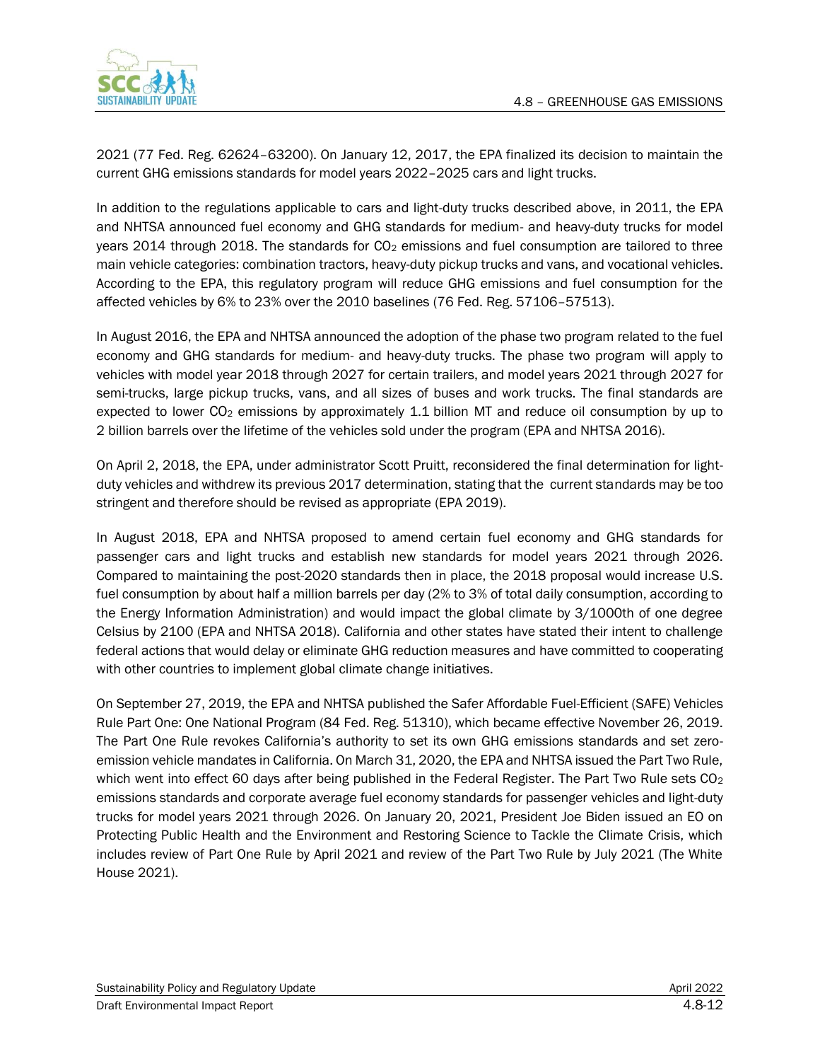2021 (77 Fed. Reg. 62624–63200). On January 12, 2017, the EPA finalized its decision to maintain the current GHG emissions standards for model years 2022–2025 cars and light trucks.

In addition to the regulations applicable to cars and light-duty trucks described above, in 2011, the EPA and NHTSA announced fuel economy and GHG standards for medium- and heavy-duty trucks for model years 2014 through 2018. The standards for $CO_2$ emissions and fuel consumption are tailored to three main vehicle categories: combination tractors, heavy-duty pickup trucks and vans, and vocational vehicles. According to the EPA, this regulatory program will reduce GHG emissions and fuel consumption for the affected vehicles by 6% to 23% over the 2010 baselines (76 Fed. Reg. 57106–57513).

In August 2016, the EPA and NHTSA announced the adoption of the phase two program related to the fuel economy and GHG standards for medium- and heavy-duty trucks. The phase two program will apply to vehicles with model year 2018 through 2027 for certain trailers, and model years 2021 through 2027 for semi-trucks, large pickup trucks, vans, and all sizes of buses and work trucks. The final standards are expected to lower $CO_2$ emissions by approximately 1.1 billion MT and reduce oil consumption by up to 2 billion barrels over the lifetime of the vehicles sold under the program (EPA and NHTSA 2016).

On April 2, 2018, the EPA, under administrator Scott Pruitt, reconsidered the final determination for light-duty vehicles and withdrew its previous 2017 determination, stating that the current standards may be too stringent and therefore should be revised as appropriate (EPA 2019).

In August 2018, EPA and NHTSA proposed to amend certain fuel economy and GHG standards for passenger cars and light trucks and establish new standards for model years 2021 through 2026. Compared to maintaining the post-2020 standards then in place, the 2018 proposal would increase U.S. fuel consumption by about half a million barrels per day (2% to 3% of total daily consumption, according to the Energy Information Administration) and would impact the global climate by 3/1000th of one degree Celsius by 2100 (EPA and NHTSA 2018). California and other states have stated their intent to challenge federal actions that would delay or eliminate GHG reduction measures and have committed to cooperating with other countries to implement global climate change initiatives.

On September 27, 2019, the EPA and NHTSA published the Safer Affordable Fuel-Efficient (SAFE) Vehicles Rule Part One: One National Program (84 Fed. Reg. 51310), which became effective November 26, 2019. The Part One Rule revokes California's authority to set its own GHG emissions standards and set zero-emission vehicle mandates in California. On March 31, 2020, the EPA and NHTSA issued the Part Two Rule, which went into effect 60 days after being published in the Federal Register. The Part Two Rule sets $CO_2$ emissions standards and corporate average fuel economy standards for passenger vehicles and light-duty trucks for model years 2021 through 2026. On January 20, 2021, President Joe Biden issued an EO on Protecting Public Health and the Environment and Restoring Science to Tackle the Climate Crisis, which includes review of Part One Rule by April 2021 and review of the Part Two Rule by July 2021 (The White House 2021).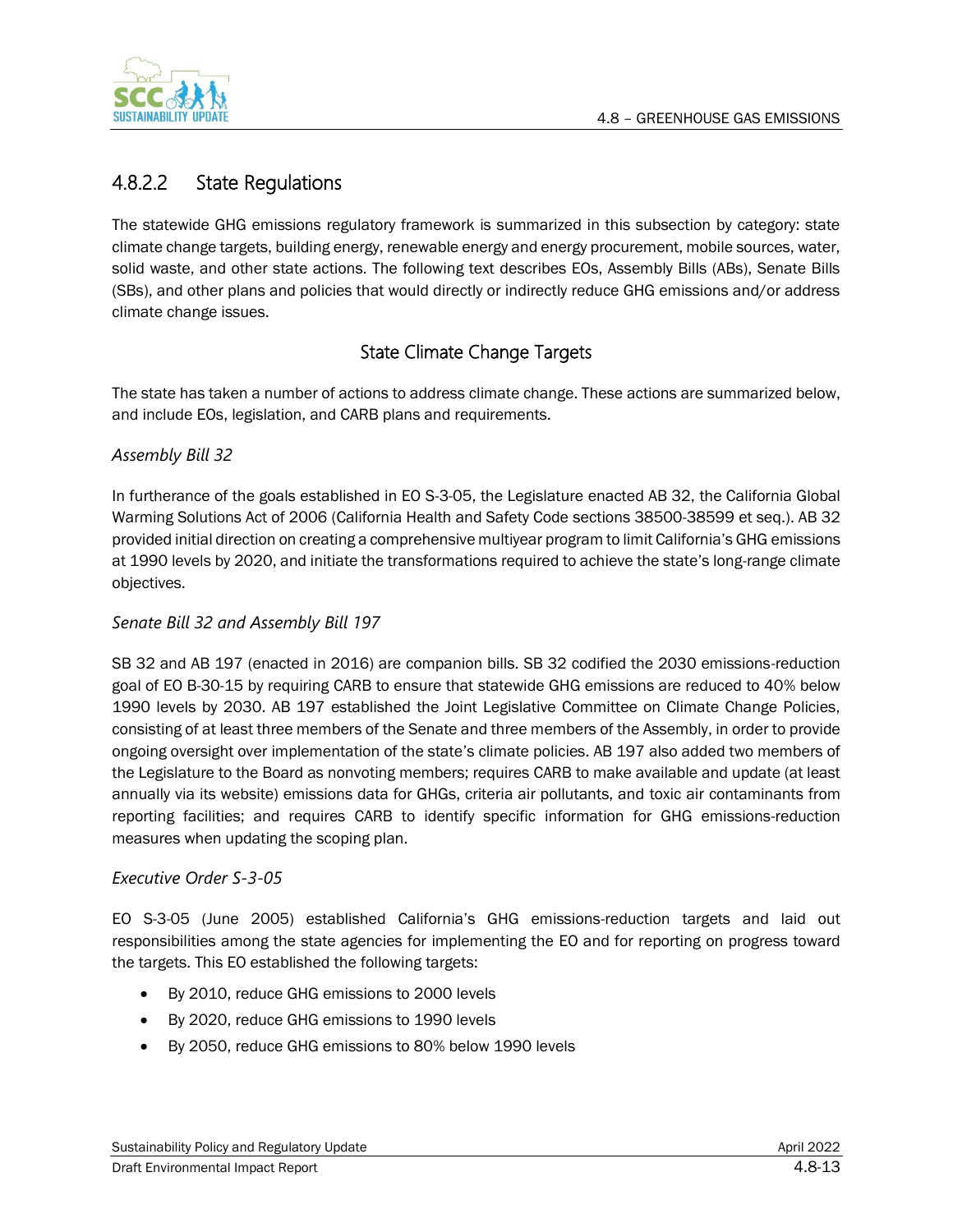## 4.8.2.2 State Regulations

The statewide GHG emissions regulatory framework is summarized in this subsection by category: state climate change targets, building energy, renewable energy and energy procurement, mobile sources, water, solid waste, and other state actions. The following text describes EOs, Assembly Bills (ABs), Senate Bills (SBs), and other plans and policies that would directly or indirectly reduce GHG emissions and/or address climate change issues.

### State Climate Change Targets

The state has taken a number of actions to address climate change. These actions are summarized below, and include EOs, legislation, and CARB plans and requirements.

*Assembly Bill 32*

In furtherance of the goals established in EO S-3-05, the Legislature enacted AB 32, the California Global Warming Solutions Act of 2006 (California Health and Safety Code sections 38500-38599 et seq.). AB 32 provided initial direction on creating a comprehensive multiyear program to limit California's GHG emissions at 1990 levels by 2020, and initiate the transformations required to achieve the state's long-range climate objectives.

*Senate Bill 32 and Assembly Bill 197*

SB 32 and AB 197 (enacted in 2016) are companion bills. SB 32 codified the 2030 emissions-reduction goal of EO B-30-15 by requiring CARB to ensure that statewide GHG emissions are reduced to 40% below 1990 levels by 2030. AB 197 established the Joint Legislative Committee on Climate Change Policies, consisting of at least three members of the Senate and three members of the Assembly, in order to provide ongoing oversight over implementation of the state's climate policies. AB 197 also added two members of the Legislature to the Board as nonvoting members; requires CARB to make available and update (at least annually via its website) emissions data for GHGs, criteria air pollutants, and toxic air contaminants from reporting facilities; and requires CARB to identify specific information for GHG emissions-reduction measures when updating the scoping plan.

*Executive Order S-3-05*

EO S-3-05 (June 2005) established California's GHG emissions-reduction targets and laid out responsibilities among the state agencies for implementing the EO and for reporting on progress toward the targets. This EO established the following targets:

- By 2010, reduce GHG emissions to 2000 levels
- By 2020, reduce GHG emissions to 1990 levels
- By 2050, reduce GHG emissions to 80% below 1990 levels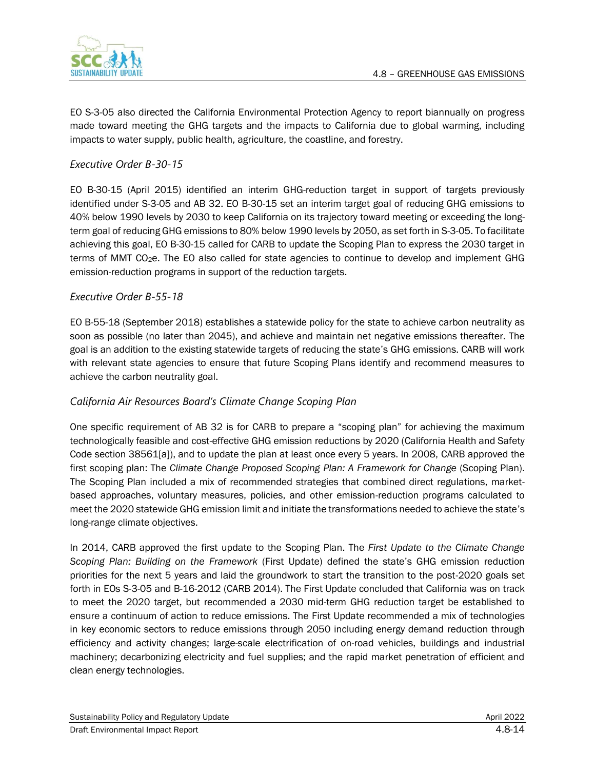EO S-3-05 also directed the California Environmental Protection Agency to report biannually on progress made toward meeting the GHG targets and the impacts to California due to global warming, including impacts to water supply, public health, agriculture, the coastline, and forestry.

### *Executive Order B-30-15*

EO B-30-15 (April 2015) identified an interim GHG-reduction target in support of targets previously identified under S-3-05 and AB 32. EO B-30-15 set an interim target goal of reducing GHG emissions to 40% below 1990 levels by 2030 to keep California on its trajectory toward meeting or exceeding the long-term goal of reducing GHG emissions to 80% below 1990 levels by 2050, as set forth in S-3-05. To facilitate achieving this goal, EO B-30-15 called for CARB to update the Scoping Plan to express the 2030 target in terms of MMT $CO_2e$. The EO also called for state agencies to continue to develop and implement GHG emission-reduction programs in support of the reduction targets.

### *Executive Order B-55-18*

EO B-55-18 (September 2018) establishes a statewide policy for the state to achieve carbon neutrality as soon as possible (no later than 2045), and achieve and maintain net negative emissions thereafter. The goal is an addition to the existing statewide targets of reducing the state's GHG emissions. CARB will work with relevant state agencies to ensure that future Scoping Plans identify and recommend measures to achieve the carbon neutrality goal.

### *California Air Resources Board's Climate Change Scoping Plan*

One specific requirement of AB 32 is for CARB to prepare a "scoping plan" for achieving the maximum technologically feasible and cost-effective GHG emission reductions by 2020 (California Health and Safety Code section 38561[a]), and to update the plan at least once every 5 years. In 2008, CARB approved the first scoping plan: The *Climate Change Proposed Scoping Plan: A Framework for Change* (Scoping Plan). The Scoping Plan included a mix of recommended strategies that combined direct regulations, market-based approaches, voluntary measures, policies, and other emission-reduction programs calculated to meet the 2020 statewide GHG emission limit and initiate the transformations needed to achieve the state's long-range climate objectives.

In 2014, CARB approved the first update to the Scoping Plan. The *First Update to the Climate Change Scoping Plan: Building on the Framework* (First Update) defined the state's GHG emission reduction priorities for the next 5 years and laid the groundwork to start the transition to the post-2020 goals set forth in EOs S-3-05 and B-16-2012 (CARB 2014). The First Update concluded that California was on track to meet the 2020 target, but recommended a 2030 mid-term GHG reduction target be established to ensure a continuum of action to reduce emissions. The First Update recommended a mix of technologies in key economic sectors to reduce emissions through 2050 including energy demand reduction through efficiency and activity changes; large-scale electrification of on-road vehicles, buildings and industrial machinery; decarbonizing electricity and fuel supplies; and the rapid market penetration of efficient and clean energy technologies.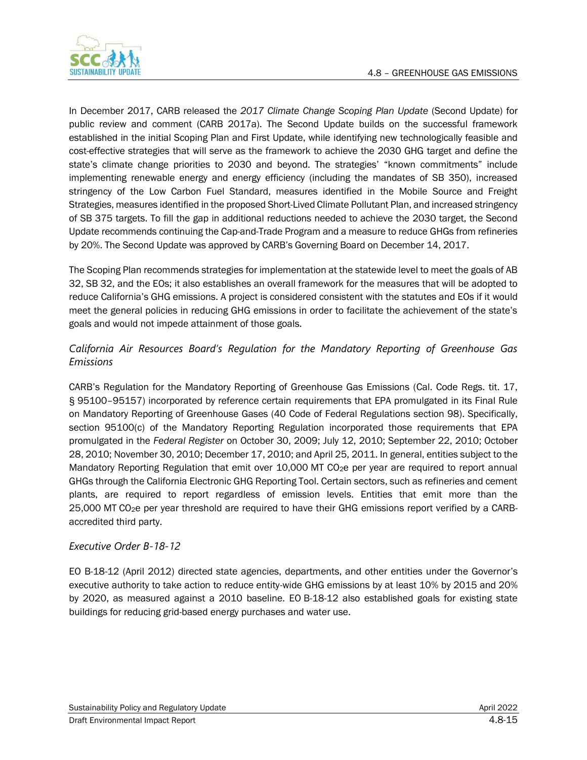In December 2017, CARB released the *2017 Climate Change Scoping Plan Update* (Second Update) for public review and comment (CARB 2017a). The Second Update builds on the successful framework established in the initial Scoping Plan and First Update, while identifying new technologically feasible and cost-effective strategies that will serve as the framework to achieve the 2030 GHG target and define the state's climate change priorities to 2030 and beyond. The strategies' "known commitments" include implementing renewable energy and energy efficiency (including the mandates of SB 350), increased stringency of the Low Carbon Fuel Standard, measures identified in the Mobile Source and Freight Strategies, measures identified in the proposed Short-Lived Climate Pollutant Plan, and increased stringency of SB 375 targets. To fill the gap in additional reductions needed to achieve the 2030 target, the Second Update recommends continuing the Cap-and-Trade Program and a measure to reduce GHGs from refineries by 20%. The Second Update was approved by CARB's Governing Board on December 14, 2017.

The Scoping Plan recommends strategies for implementation at the statewide level to meet the goals of AB 32, SB 32, and the EOs; it also establishes an overall framework for the measures that will be adopted to reduce California's GHG emissions. A project is considered consistent with the statutes and EOs if it would meet the general policies in reducing GHG emissions in order to facilitate the achievement of the state's goals and would not impede attainment of those goals.

### *California Air Resources Board's Regulation for the Mandatory Reporting of Greenhouse Gas Emissions*

CARB's Regulation for the Mandatory Reporting of Greenhouse Gas Emissions (Cal. Code Regs. tit. 17, § 95100–95157) incorporated by reference certain requirements that EPA promulgated in its Final Rule on Mandatory Reporting of Greenhouse Gases (40 Code of Federal Regulations section 98). Specifically, section 95100(c) of the Mandatory Reporting Regulation incorporated those requirements that EPA promulgated in the *Federal Register* on October 30, 2009; July 12, 2010; September 22, 2010; October 28, 2010; November 30, 2010; December 17, 2010; and April 25, 2011. In general, entities subject to the Mandatory Reporting Regulation that emit over 10,000 MT $CO_2e$ per year are required to report annual GHGs through the California Electronic GHG Reporting Tool. Certain sectors, such as refineries and cement plants, are required to report regardless of emission levels. Entities that emit more than the 25,000 MT $CO_2e$ per year threshold are required to have their GHG emissions report verified by a CARB-accredited third party.

### *Executive Order B-18-12*

EO B-18-12 (April 2012) directed state agencies, departments, and other entities under the Governor's executive authority to take action to reduce entity-wide GHG emissions by at least 10% by 2015 and 20% by 2020, as measured against a 2010 baseline. EO B-18-12 also established goals for existing state buildings for reducing grid-based energy purchases and water use.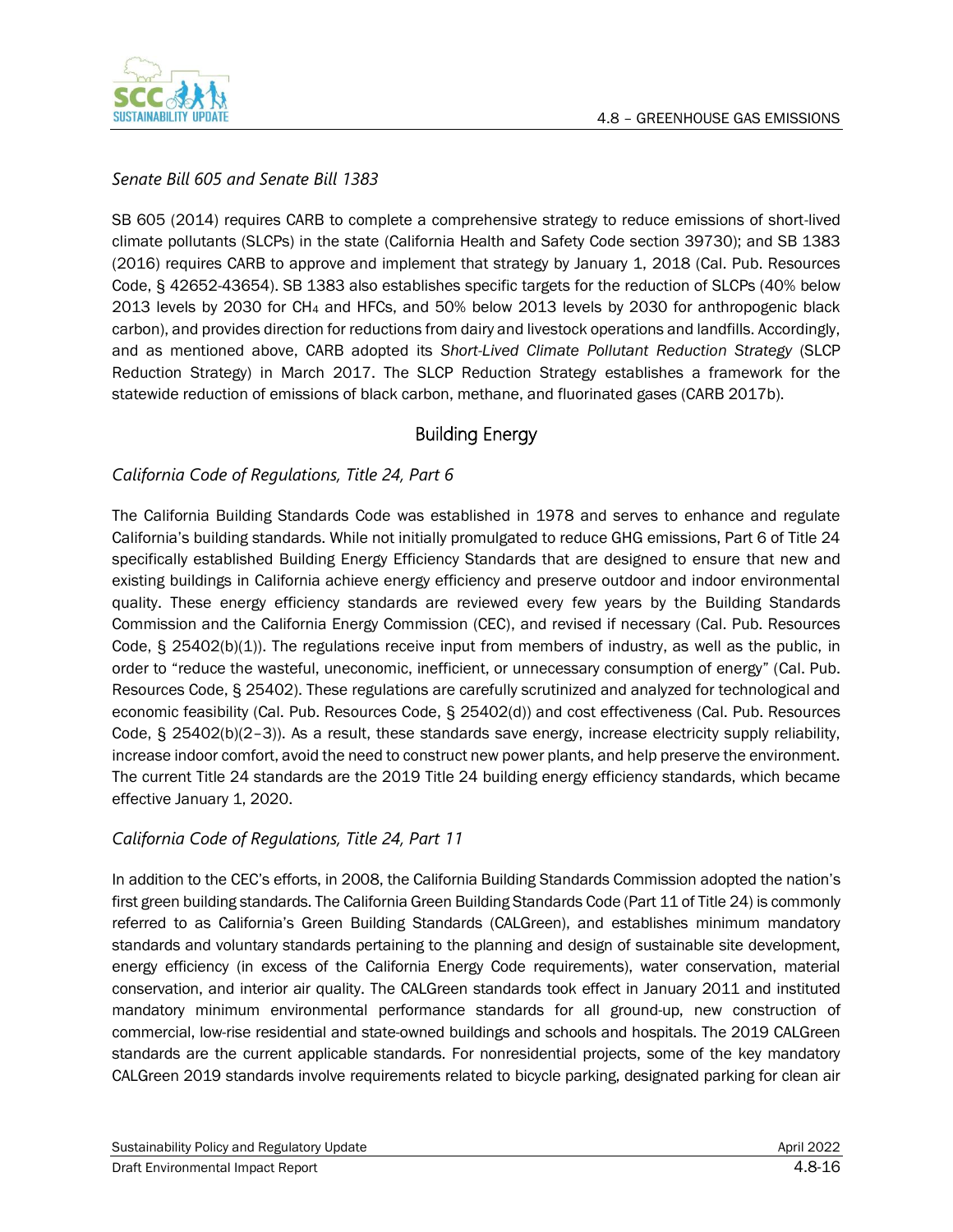*Senate Bill 605 and Senate Bill 1383*

SB 605 (2014) requires CARB to complete a comprehensive strategy to reduce emissions of short-lived climate pollutants (SLCPs) in the state (California Health and Safety Code section 39730); and SB 1383 (2016) requires CARB to approve and implement that strategy by January 1, 2018 (Cal. Pub. Resources Code, § 42652-43654). SB 1383 also establishes specific targets for the reduction of SLCPs (40% below 2013 levels by 2030 for $CH_4$ and HFCs, and 50% below 2013 levels by 2030 for anthropogenic black carbon), and provides direction for reductions from dairy and livestock operations and landfills. Accordingly, and as mentioned above, CARB adopted its *Short-Lived Climate Pollutant Reduction Strategy* (SLCP Reduction Strategy) in March 2017. The SLCP Reduction Strategy establishes a framework for the statewide reduction of emissions of black carbon, methane, and fluorinated gases (CARB 2017b).

## Building Energy

*California Code of Regulations, Title 24, Part 6*

The California Building Standards Code was established in 1978 and serves to enhance and regulate California's building standards. While not initially promulgated to reduce GHG emissions, Part 6 of Title 24 specifically established Building Energy Efficiency Standards that are designed to ensure that new and existing buildings in California achieve energy efficiency and preserve outdoor and indoor environmental quality. These energy efficiency standards are reviewed every few years by the Building Standards Commission and the California Energy Commission (CEC), and revised if necessary (Cal. Pub. Resources Code, § 25402(b)(1)). The regulations receive input from members of industry, as well as the public, in order to "reduce the wasteful, uneconomic, inefficient, or unnecessary consumption of energy" (Cal. Pub. Resources Code, § 25402). These regulations are carefully scrutinized and analyzed for technological and economic feasibility (Cal. Pub. Resources Code, § 25402(d)) and cost effectiveness (Cal. Pub. Resources Code, § 25402(b)(2–3)). As a result, these standards save energy, increase electricity supply reliability, increase indoor comfort, avoid the need to construct new power plants, and help preserve the environment. The current Title 24 standards are the 2019 Title 24 building energy efficiency standards, which became effective January 1, 2020.

*California Code of Regulations, Title 24, Part 11*

In addition to the CEC's efforts, in 2008, the California Building Standards Commission adopted the nation's first green building standards. The California Green Building Standards Code (Part 11 of Title 24) is commonly referred to as California's Green Building Standards (CALGreen), and establishes minimum mandatory standards and voluntary standards pertaining to the planning and design of sustainable site development, energy efficiency (in excess of the California Energy Code requirements), water conservation, material conservation, and interior air quality. The CALGreen standards took effect in January 2011 and instituted mandatory minimum environmental performance standards for all ground-up, new construction of commercial, low-rise residential and state-owned buildings and schools and hospitals. The 2019 CALGreen standards are the current applicable standards. For nonresidential projects, some of the key mandatory CALGreen 2019 standards involve requirements related to bicycle parking, designated parking for clean air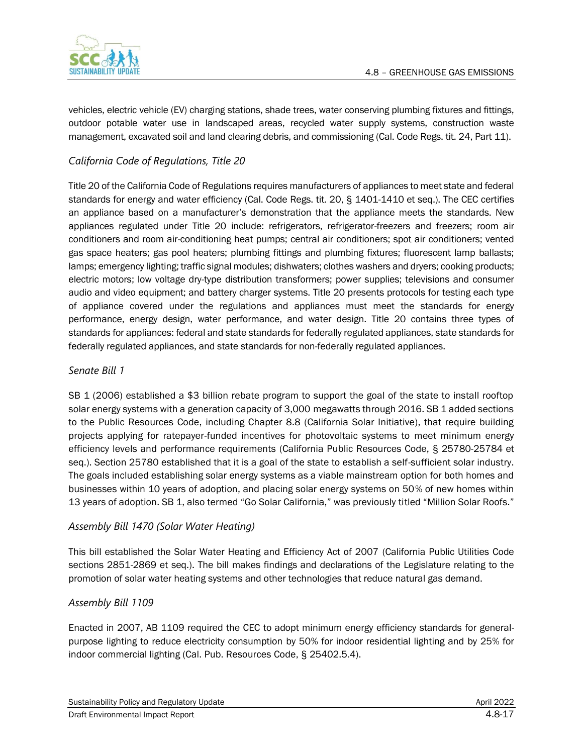vehicles, electric vehicle (EV) charging stations, shade trees, water conserving plumbing fixtures and fittings, outdoor potable water use in landscaped areas, recycled water supply systems, construction waste management, excavated soil and land clearing debris, and commissioning (Cal. Code Regs. tit. 24, Part 11).

### *California Code of Regulations, Title 20*

Title 20 of the California Code of Regulations requires manufacturers of appliances to meet state and federal standards for energy and water efficiency (Cal. Code Regs. tit. 20, § 1401-1410 et seq.). The CEC certifies an appliance based on a manufacturer's demonstration that the appliance meets the standards. New appliances regulated under Title 20 include: refrigerators, refrigerator-freezers and freezers; room air conditioners and room air-conditioning heat pumps; central air conditioners; spot air conditioners; vented gas space heaters; gas pool heaters; plumbing fittings and plumbing fixtures; fluorescent lamp ballasts; lamps; emergency lighting; traffic signal modules; dishwaters; clothes washers and dryers; cooking products; electric motors; low voltage dry-type distribution transformers; power supplies; televisions and consumer audio and video equipment; and battery charger systems. Title 20 presents protocols for testing each type of appliance covered under the regulations and appliances must meet the standards for energy performance, energy design, water performance, and water design. Title 20 contains three types of standards for appliances: federal and state standards for federally regulated appliances, state standards for federally regulated appliances, and state standards for non-federally regulated appliances.

### *Senate Bill 1*

SB 1 (2006) established a $3 billion rebate program to support the goal of the state to install rooftop solar energy systems with a generation capacity of 3,000 megawatts through 2016. SB 1 added sections to the Public Resources Code, including Chapter 8.8 (California Solar Initiative), that require building projects applying for ratepayer-funded incentives for photovoltaic systems to meet minimum energy efficiency levels and performance requirements (California Public Resources Code, § 25780-25784 et seq.). Section 25780 established that it is a goal of the state to establish a self-sufficient solar industry. The goals included establishing solar energy systems as a viable mainstream option for both homes and businesses within 10 years of adoption, and placing solar energy systems on 50% of new homes within 13 years of adoption. SB 1, also termed "Go Solar California," was previously titled "Million Solar Roofs."

### *Assembly Bill 1470 (Solar Water Heating)*

This bill established the Solar Water Heating and Efficiency Act of 2007 (California Public Utilities Code sections 2851-2869 et seq.). The bill makes findings and declarations of the Legislature relating to the promotion of solar water heating systems and other technologies that reduce natural gas demand.

### *Assembly Bill 1109*

Enacted in 2007, AB 1109 required the CEC to adopt minimum energy efficiency standards for general-purpose lighting to reduce electricity consumption by 50% for indoor residential lighting and by 25% for indoor commercial lighting (Cal. Pub. Resources Code, § 25402.5.4).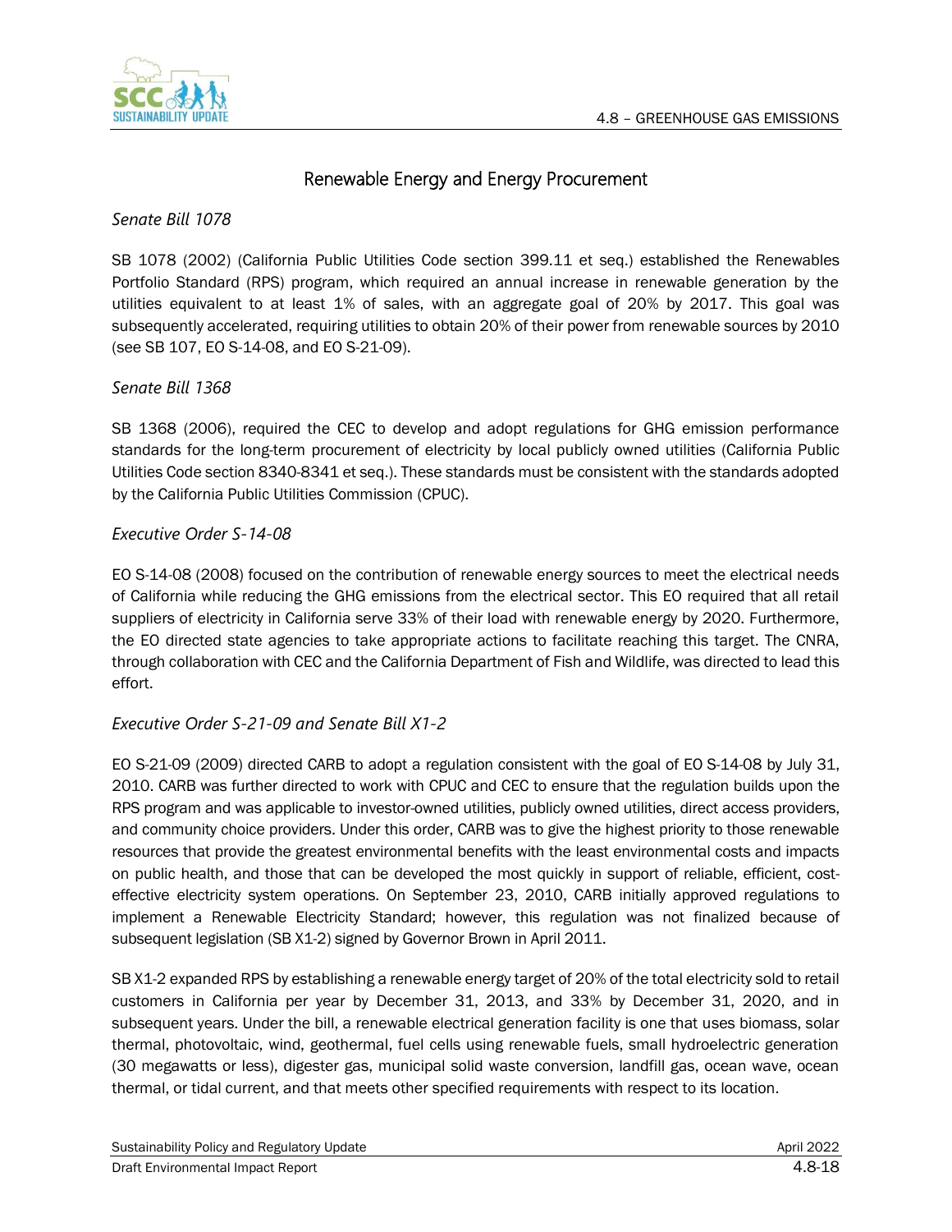## Renewable Energy and Energy Procurement

### *Senate Bill 1078*

SB 1078 (2002) (California Public Utilities Code section 399.11 et seq.) established the Renewables Portfolio Standard (RPS) program, which required an annual increase in renewable generation by the utilities equivalent to at least 1% of sales, with an aggregate goal of 20% by 2017. This goal was subsequently accelerated, requiring utilities to obtain 20% of their power from renewable sources by 2010 (see SB 107, EO S-14-08, and EO S-21-09).

### *Senate Bill 1368*

SB 1368 (2006), required the CEC to develop and adopt regulations for GHG emission performance standards for the long-term procurement of electricity by local publicly owned utilities (California Public Utilities Code section 8340-8341 et seq.). These standards must be consistent with the standards adopted by the California Public Utilities Commission (CPUC).

### *Executive Order S-14-08*

EO S-14-08 (2008) focused on the contribution of renewable energy sources to meet the electrical needs of California while reducing the GHG emissions from the electrical sector. This EO required that all retail suppliers of electricity in California serve 33% of their load with renewable energy by 2020. Furthermore, the EO directed state agencies to take appropriate actions to facilitate reaching this target. The CNRA, through collaboration with CEC and the California Department of Fish and Wildlife, was directed to lead this effort.

### *Executive Order S-21-09 and Senate Bill X1-2*

EO S-21-09 (2009) directed CARB to adopt a regulation consistent with the goal of EO S-14-08 by July 31, 2010. CARB was further directed to work with CPUC and CEC to ensure that the regulation builds upon the RPS program and was applicable to investor-owned utilities, publicly owned utilities, direct access providers, and community choice providers. Under this order, CARB was to give the highest priority to those renewable resources that provide the greatest environmental benefits with the least environmental costs and impacts on public health, and those that can be developed the most quickly in support of reliable, efficient, cost-effective electricity system operations. On September 23, 2010, CARB initially approved regulations to implement a Renewable Electricity Standard; however, this regulation was not finalized because of subsequent legislation (SB X1-2) signed by Governor Brown in April 2011.

SB X1-2 expanded RPS by establishing a renewable energy target of 20% of the total electricity sold to retail customers in California per year by December 31, 2013, and 33% by December 31, 2020, and in subsequent years. Under the bill, a renewable electrical generation facility is one that uses biomass, solar thermal, photovoltaic, wind, geothermal, fuel cells using renewable fuels, small hydroelectric generation (30 megawatts or less), digester gas, municipal solid waste conversion, landfill gas, ocean wave, ocean thermal, or tidal current, and that meets other specified requirements with respect to its location.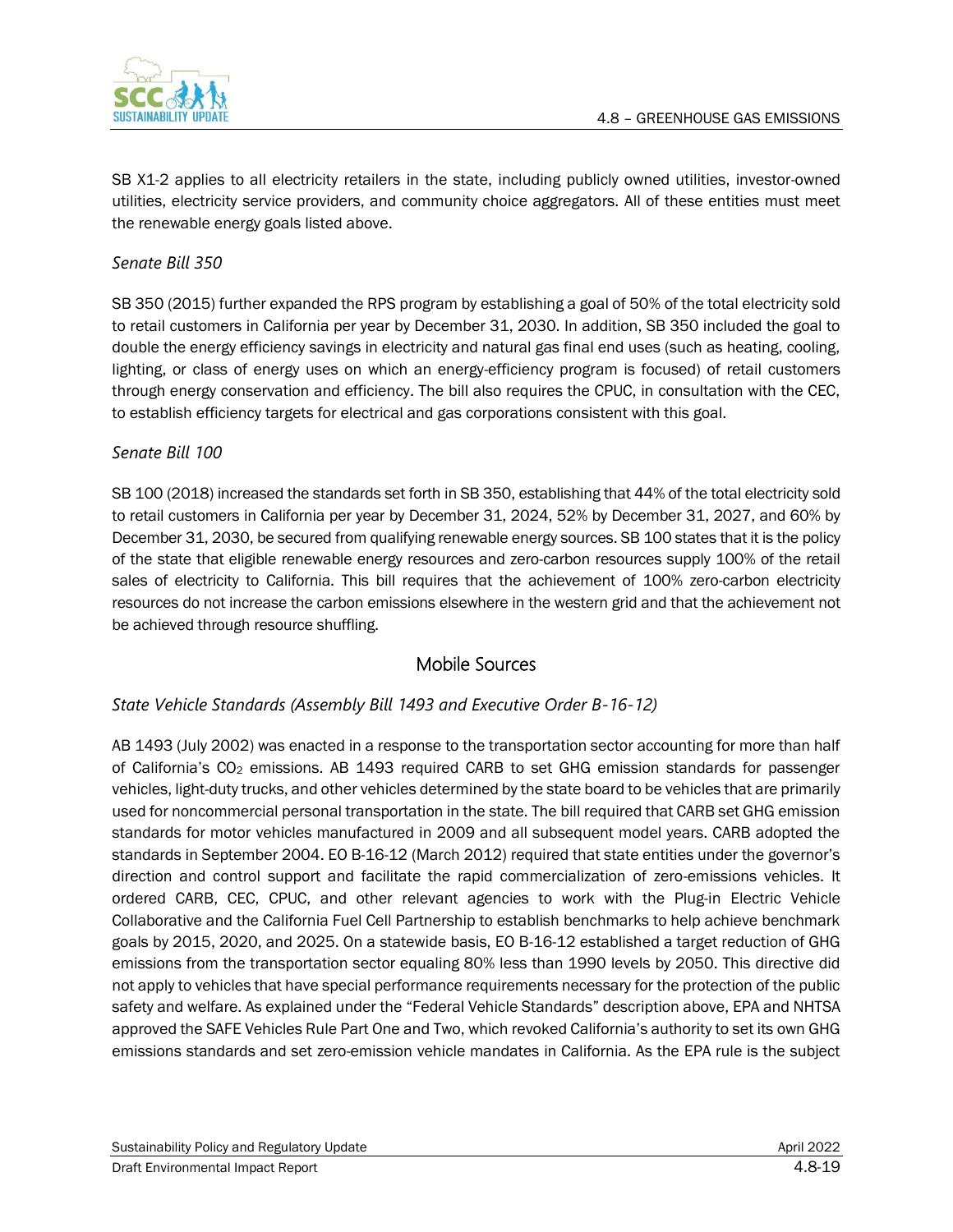SB X1-2 applies to all electricity retailers in the state, including publicly owned utilities, investor-owned utilities, electricity service providers, and community choice aggregators. All of these entities must meet the renewable energy goals listed above.

*Senate Bill 350*

SB 350 (2015) further expanded the RPS program by establishing a goal of 50% of the total electricity sold to retail customers in California per year by December 31, 2030. In addition, SB 350 included the goal to double the energy efficiency savings in electricity and natural gas final end uses (such as heating, cooling, lighting, or class of energy uses on which an energy-efficiency program is focused) of retail customers through energy conservation and efficiency. The bill also requires the CPUC, in consultation with the CEC, to establish efficiency targets for electrical and gas corporations consistent with this goal.

*Senate Bill 100*

SB 100 (2018) increased the standards set forth in SB 350, establishing that 44% of the total electricity sold to retail customers in California per year by December 31, 2024, 52% by December 31, 2027, and 60% by December 31, 2030, be secured from qualifying renewable energy sources. SB 100 states that it is the policy of the state that eligible renewable energy resources and zero-carbon resources supply 100% of the retail sales of electricity to California. This bill requires that the achievement of 100% zero-carbon electricity resources do not increase the carbon emissions elsewhere in the western grid and that the achievement not be achieved through resource shuffling.

## Mobile Sources

*State Vehicle Standards (Assembly Bill 1493 and Executive Order B-16-12)*

AB 1493 (July 2002) was enacted in a response to the transportation sector accounting for more than half of California's $CO_2$ emissions. AB 1493 required CARB to set GHG emission standards for passenger vehicles, light-duty trucks, and other vehicles determined by the state board to be vehicles that are primarily used for noncommercial personal transportation in the state. The bill required that CARB set GHG emission standards for motor vehicles manufactured in 2009 and all subsequent model years. CARB adopted the standards in September 2004. EO B-16-12 (March 2012) required that state entities under the governor's direction and control support and facilitate the rapid commercialization of zero-emissions vehicles. It ordered CARB, CEC, CPUC, and other relevant agencies to work with the Plug-in Electric Vehicle Collaborative and the California Fuel Cell Partnership to establish benchmarks to help achieve benchmark goals by 2015, 2020, and 2025. On a statewide basis, EO B-16-12 established a target reduction of GHG emissions from the transportation sector equaling 80% less than 1990 levels by 2050. This directive did not apply to vehicles that have special performance requirements necessary for the protection of the public safety and welfare. As explained under the "Federal Vehicle Standards" description above, EPA and NHTSA approved the SAFE Vehicles Rule Part One and Two, which revoked California's authority to set its own GHG emissions standards and set zero-emission vehicle mandates in California. As the EPA rule is the subject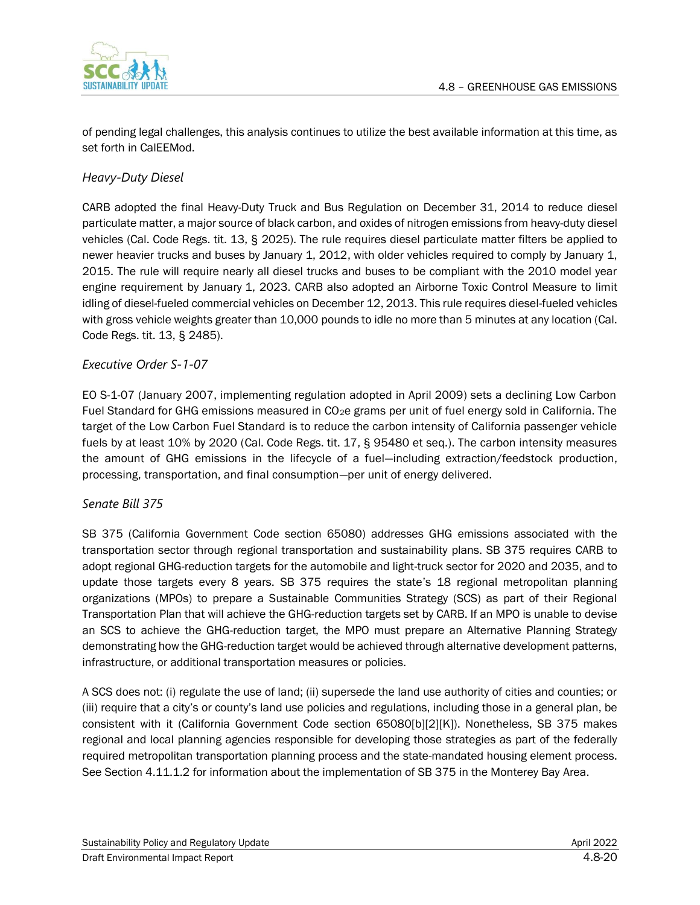of pending legal challenges, this analysis continues to utilize the best available information at this time, as set forth in CalEEMod.

### *Heavy-Duty Diesel*

CARB adopted the final Heavy-Duty Truck and Bus Regulation on December 31, 2014 to reduce diesel particulate matter, a major source of black carbon, and oxides of nitrogen emissions from heavy-duty diesel vehicles (Cal. Code Regs. tit. 13, § 2025). The rule requires diesel particulate matter filters be applied to newer heavier trucks and buses by January 1, 2012, with older vehicles required to comply by January 1, 2015. The rule will require nearly all diesel trucks and buses to be compliant with the 2010 model year engine requirement by January 1, 2023. CARB also adopted an Airborne Toxic Control Measure to limit idling of diesel-fueled commercial vehicles on December 12, 2013. This rule requires diesel-fueled vehicles with gross vehicle weights greater than 10,000 pounds to idle no more than 5 minutes at any location (Cal. Code Regs. tit. 13, § 2485).

### *Executive Order S-1-07*

EO S-1-07 (January 2007, implementing regulation adopted in April 2009) sets a declining Low Carbon Fuel Standard for GHG emissions measured in $CO_2e$ grams per unit of fuel energy sold in California. The target of the Low Carbon Fuel Standard is to reduce the carbon intensity of California passenger vehicle fuels by at least 10% by 2020 (Cal. Code Regs. tit. 17, § 95480 et seq.). The carbon intensity measures the amount of GHG emissions in the lifecycle of a fuel—including extraction/feedstock production, processing, transportation, and final consumption—per unit of energy delivered.

### *Senate Bill 375*

SB 375 (California Government Code section 65080) addresses GHG emissions associated with the transportation sector through regional transportation and sustainability plans. SB 375 requires CARB to adopt regional GHG-reduction targets for the automobile and light-truck sector for 2020 and 2035, and to update those targets every 8 years. SB 375 requires the state's 18 regional metropolitan planning organizations (MPOs) to prepare a Sustainable Communities Strategy (SCS) as part of their Regional Transportation Plan that will achieve the GHG-reduction targets set by CARB. If an MPO is unable to devise an SCS to achieve the GHG-reduction target, the MPO must prepare an Alternative Planning Strategy demonstrating how the GHG-reduction target would be achieved through alternative development patterns, infrastructure, or additional transportation measures or policies.

A SCS does not: (i) regulate the use of land; (ii) supersede the land use authority of cities and counties; or (iii) require that a city's or county's land use policies and regulations, including those in a general plan, be consistent with it (California Government Code section 65080[b][2][K]). Nonetheless, SB 375 makes regional and local planning agencies responsible for developing those strategies as part of the federally required metropolitan transportation planning process and the state-mandated housing element process. See Section 4.11.1.2 for information about the implementation of SB 375 in the Monterey Bay Area.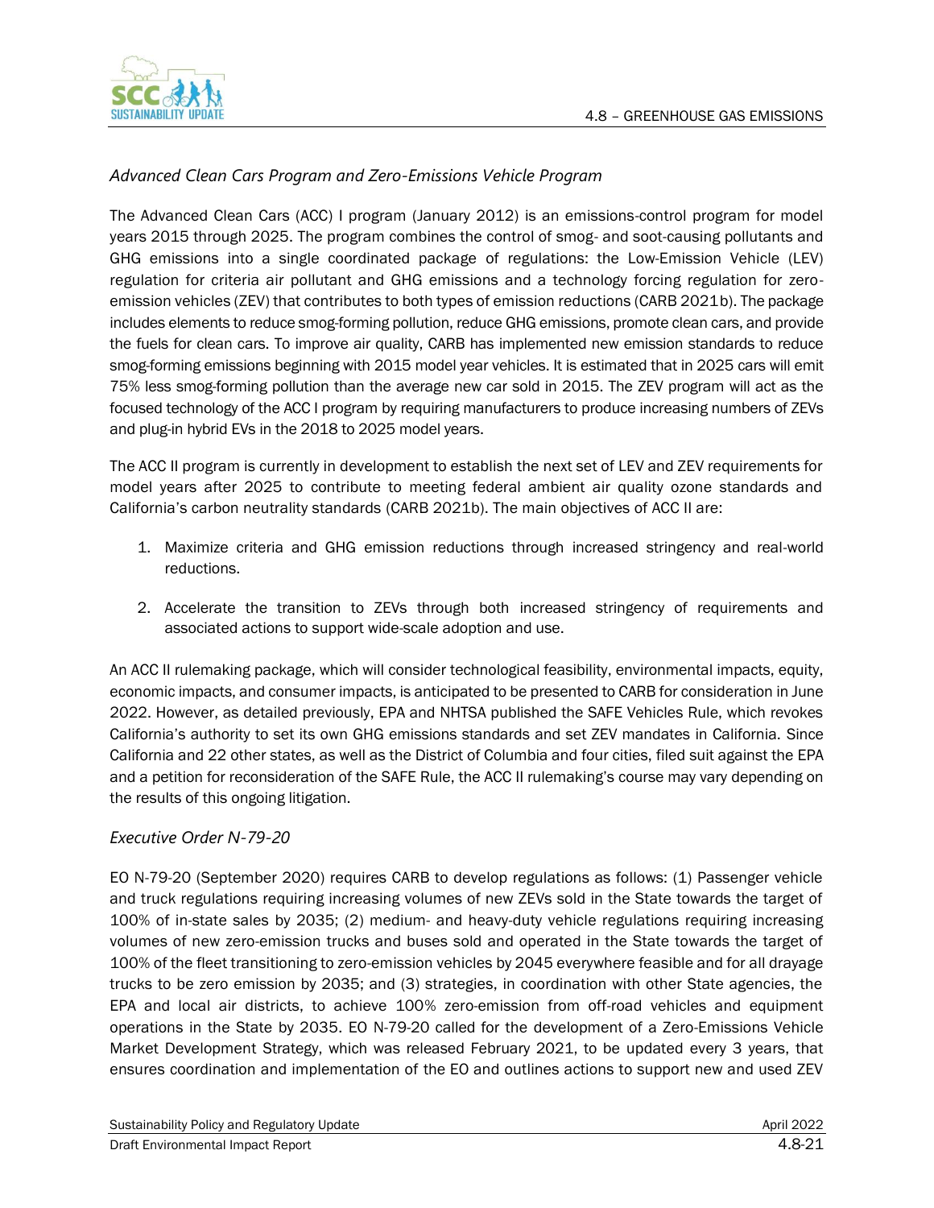### *Advanced Clean Cars Program and Zero-Emissions Vehicle Program*

The Advanced Clean Cars (ACC) I program (January 2012) is an emissions-control program for model years 2015 through 2025. The program combines the control of smog- and soot-causing pollutants and GHG emissions into a single coordinated package of regulations: the Low-Emission Vehicle (LEV) regulation for criteria air pollutant and GHG emissions and a technology forcing regulation for zero-emission vehicles (ZEV) that contributes to both types of emission reductions (CARB 2021b). The package includes elements to reduce smog-forming pollution, reduce GHG emissions, promote clean cars, and provide the fuels for clean cars. To improve air quality, CARB has implemented new emission standards to reduce smog-forming emissions beginning with 2015 model year vehicles. It is estimated that in 2025 cars will emit 75% less smog-forming pollution than the average new car sold in 2015. The ZEV program will act as the focused technology of the ACC I program by requiring manufacturers to produce increasing numbers of ZEVs and plug-in hybrid EVs in the 2018 to 2025 model years.

The ACC II program is currently in development to establish the next set of LEV and ZEV requirements for model years after 2025 to contribute to meeting federal ambient air quality ozone standards and California's carbon neutrality standards (CARB 2021b). The main objectives of ACC II are:

1. Maximize criteria and GHG emission reductions through increased stringency and real-world reductions.

2. Accelerate the transition to ZEVs through both increased stringency of requirements and associated actions to support wide-scale adoption and use.

An ACC II rulemaking package, which will consider technological feasibility, environmental impacts, equity, economic impacts, and consumer impacts, is anticipated to be presented to CARB for consideration in June 2022. However, as detailed previously, EPA and NHTSA published the SAFE Vehicles Rule, which revokes California's authority to set its own GHG emissions standards and set ZEV mandates in California. Since California and 22 other states, as well as the District of Columbia and four cities, filed suit against the EPA and a petition for reconsideration of the SAFE Rule, the ACC II rulemaking's course may vary depending on the results of this ongoing litigation.

### *Executive Order N-79-20*

EO N-79-20 (September 2020) requires CARB to develop regulations as follows: (1) Passenger vehicle and truck regulations requiring increasing volumes of new ZEVs sold in the State towards the target of 100% of in-state sales by 2035; (2) medium- and heavy-duty vehicle regulations requiring increasing volumes of new zero-emission trucks and buses sold and operated in the State towards the target of 100% of the fleet transitioning to zero-emission vehicles by 2045 everywhere feasible and for all drayage trucks to be zero emission by 2035; and (3) strategies, in coordination with other State agencies, the EPA and local air districts, to achieve 100% zero-emission from off-road vehicles and equipment operations in the State by 2035. EO N-79-20 called for the development of a Zero-Emissions Vehicle Market Development Strategy, which was released February 2021, to be updated every 3 years, that ensures coordination and implementation of the EO and outlines actions to support new and used ZEV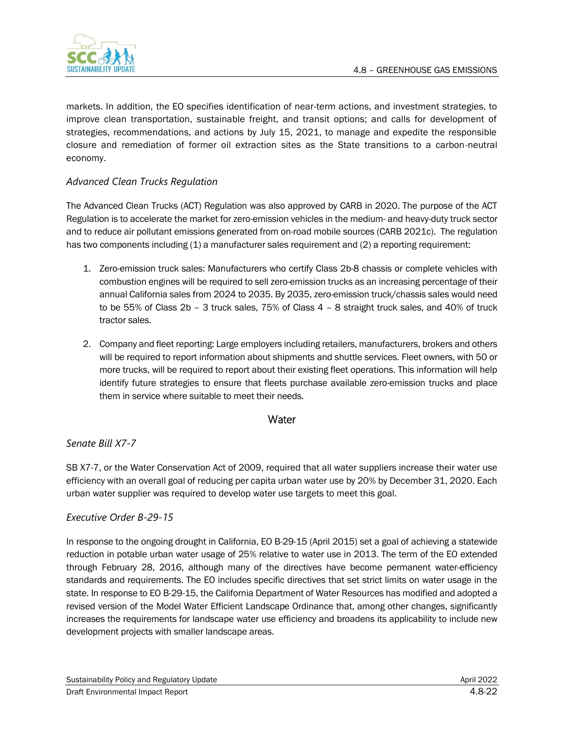markets. In addition, the EO specifies identification of near-term actions, and investment strategies, to improve clean transportation, sustainable freight, and transit options; and calls for development of strategies, recommendations, and actions by July 15, 2021, to manage and expedite the responsible closure and remediation of former oil extraction sites as the State transitions to a carbon-neutral economy.

### *Advanced Clean Trucks Regulation*

The Advanced Clean Trucks (ACT) Regulation was also approved by CARB in 2020. The purpose of the ACT Regulation is to accelerate the market for zero-emission vehicles in the medium- and heavy-duty truck sector and to reduce air pollutant emissions generated from on-road mobile sources (CARB 2021c). The regulation has two components including (1) a manufacturer sales requirement and (2) a reporting requirement:

1. Zero-emission truck sales: Manufacturers who certify Class 2b-8 chassis or complete vehicles with combustion engines will be required to sell zero-emission trucks as an increasing percentage of their annual California sales from 2024 to 2035. By 2035, zero-emission truck/chassis sales would need to be 55% of Class 2b – 3 truck sales, 75% of Class 4 – 8 straight truck sales, and 40% of truck tractor sales.

2. Company and fleet reporting: Large employers including retailers, manufacturers, brokers and others will be required to report information about shipments and shuttle services. Fleet owners, with 50 or more trucks, will be required to report about their existing fleet operations. This information will help identify future strategies to ensure that fleets purchase available zero-emission trucks and place them in service where suitable to meet their needs.

## Water

### *Senate Bill X7-7*

SB X7-7, or the Water Conservation Act of 2009, required that all water suppliers increase their water use efficiency with an overall goal of reducing per capita urban water use by 20% by December 31, 2020. Each urban water supplier was required to develop water use targets to meet this goal.

### *Executive Order B-29-15*

In response to the ongoing drought in California, EO B-29-15 (April 2015) set a goal of achieving a statewide reduction in potable urban water usage of 25% relative to water use in 2013. The term of the EO extended through February 28, 2016, although many of the directives have become permanent water-efficiency standards and requirements. The EO includes specific directives that set strict limits on water usage in the state. In response to EO B-29-15, the California Department of Water Resources has modified and adopted a revised version of the Model Water Efficient Landscape Ordinance that, among other changes, significantly increases the requirements for landscape water use efficiency and broadens its applicability to include new development projects with smaller landscape areas.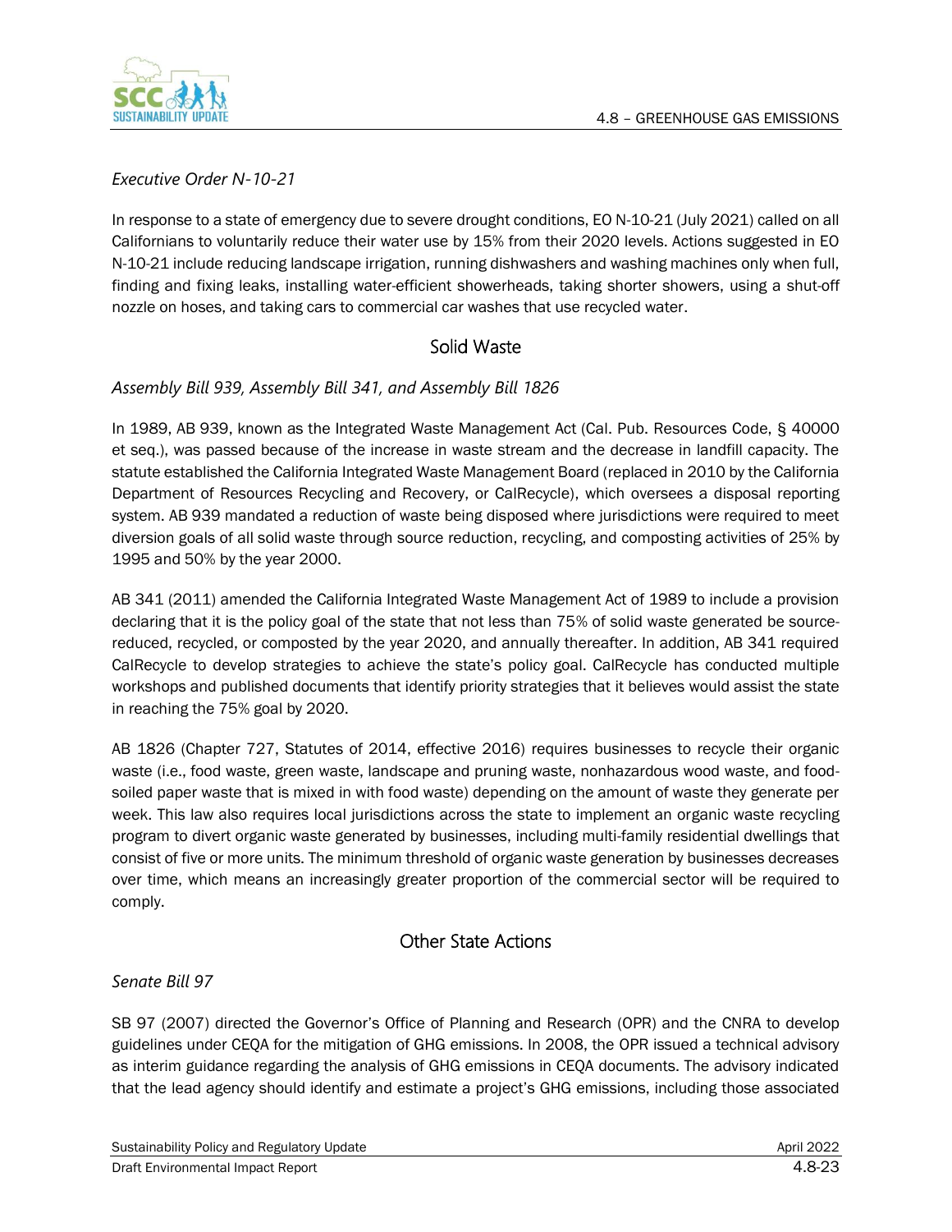*Executive Order N-10-21*

In response to a state of emergency due to severe drought conditions, EO N-10-21 (July 2021) called on all Californians to voluntarily reduce their water use by 15% from their 2020 levels. Actions suggested in EO N-10-21 include reducing landscape irrigation, running dishwashers and washing machines only when full, finding and fixing leaks, installing water-efficient showerheads, taking shorter showers, using a shut-off nozzle on hoses, and taking cars to commercial car washes that use recycled water.

## Solid Waste

*Assembly Bill 939, Assembly Bill 341, and Assembly Bill 1826*

In 1989, AB 939, known as the Integrated Waste Management Act (Cal. Pub. Resources Code, § 40000 et seq.), was passed because of the increase in waste stream and the decrease in landfill capacity. The statute established the California Integrated Waste Management Board (replaced in 2010 by the California Department of Resources Recycling and Recovery, or CalRecycle), which oversees a disposal reporting system. AB 939 mandated a reduction of waste being disposed where jurisdictions were required to meet diversion goals of all solid waste through source reduction, recycling, and composting activities of 25% by 1995 and 50% by the year 2000.

AB 341 (2011) amended the California Integrated Waste Management Act of 1989 to include a provision declaring that it is the policy goal of the state that not less than 75% of solid waste generated be source-reduced, recycled, or composted by the year 2020, and annually thereafter. In addition, AB 341 required CalRecycle to develop strategies to achieve the state's policy goal. CalRecycle has conducted multiple workshops and published documents that identify priority strategies that it believes would assist the state in reaching the 75% goal by 2020.

AB 1826 (Chapter 727, Statutes of 2014, effective 2016) requires businesses to recycle their organic waste (i.e., food waste, green waste, landscape and pruning waste, nonhazardous wood waste, and food-soiled paper waste that is mixed in with food waste) depending on the amount of waste they generate per week. This law also requires local jurisdictions across the state to implement an organic waste recycling program to divert organic waste generated by businesses, including multi-family residential dwellings that consist of five or more units. The minimum threshold of organic waste generation by businesses decreases over time, which means an increasingly greater proportion of the commercial sector will be required to comply.

## Other State Actions

*Senate Bill 97*

SB 97 (2007) directed the Governor's Office of Planning and Research (OPR) and the CNRA to develop guidelines under CEQA for the mitigation of GHG emissions. In 2008, the OPR issued a technical advisory as interim guidance regarding the analysis of GHG emissions in CEQA documents. The advisory indicated that the lead agency should identify and estimate a project's GHG emissions, including those associated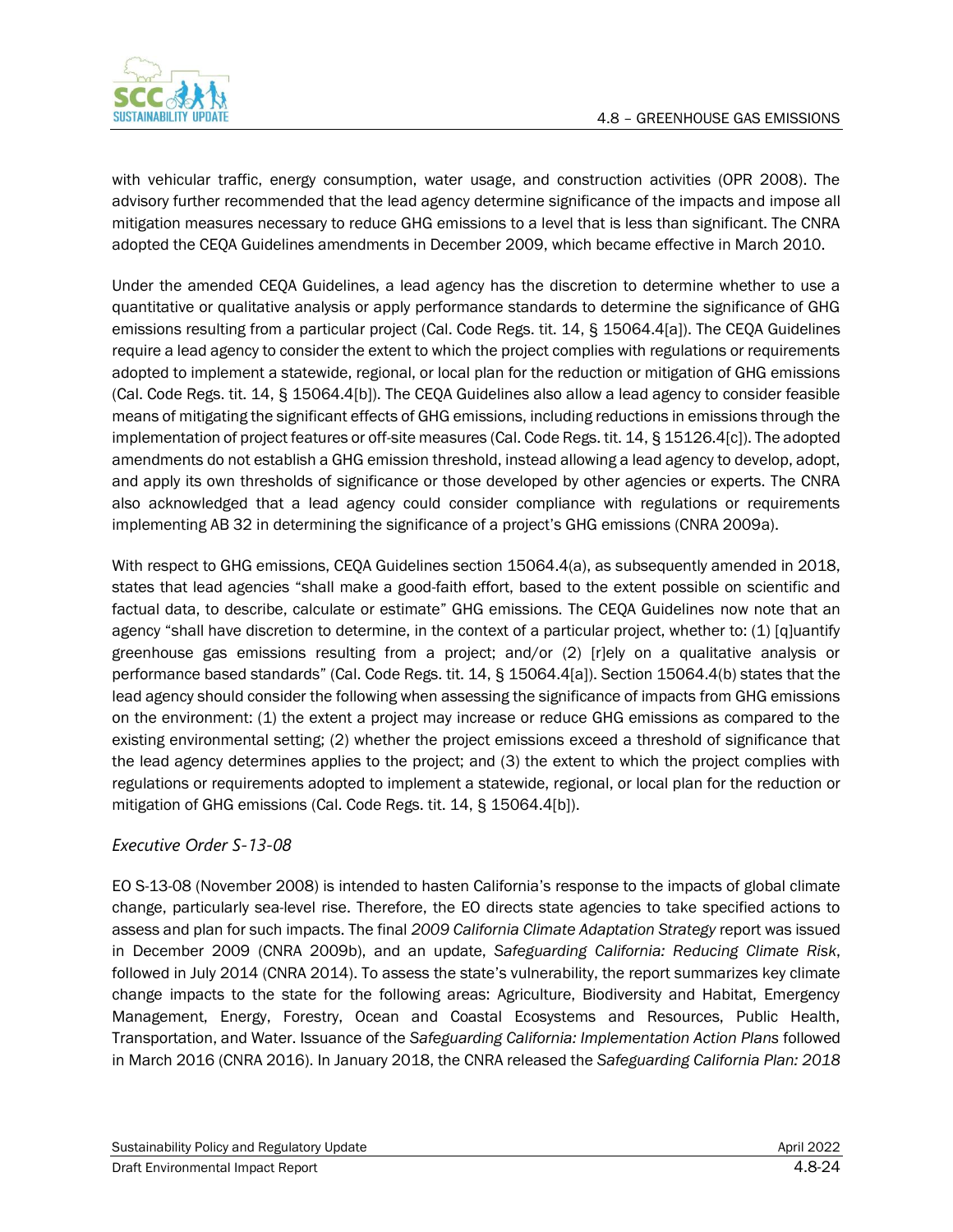with vehicular traffic, energy consumption, water usage, and construction activities (OPR 2008). The advisory further recommended that the lead agency determine significance of the impacts and impose all mitigation measures necessary to reduce GHG emissions to a level that is less than significant. The CNRA adopted the CEQA Guidelines amendments in December 2009, which became effective in March 2010.

Under the amended CEQA Guidelines, a lead agency has the discretion to determine whether to use a quantitative or qualitative analysis or apply performance standards to determine the significance of GHG emissions resulting from a particular project (Cal. Code Regs. tit. 14, § 15064.4[a]). The CEQA Guidelines require a lead agency to consider the extent to which the project complies with regulations or requirements adopted to implement a statewide, regional, or local plan for the reduction or mitigation of GHG emissions (Cal. Code Regs. tit. 14, § 15064.4[b]). The CEQA Guidelines also allow a lead agency to consider feasible means of mitigating the significant effects of GHG emissions, including reductions in emissions through the implementation of project features or off-site measures (Cal. Code Regs. tit. 14, § 15126.4[c]). The adopted amendments do not establish a GHG emission threshold, instead allowing a lead agency to develop, adopt, and apply its own thresholds of significance or those developed by other agencies or experts. The CNRA also acknowledged that a lead agency could consider compliance with regulations or requirements implementing AB 32 in determining the significance of a project's GHG emissions (CNRA 2009a).

With respect to GHG emissions, CEQA Guidelines section 15064.4(a), as subsequently amended in 2018, states that lead agencies "shall make a good-faith effort, based to the extent possible on scientific and factual data, to describe, calculate or estimate" GHG emissions. The CEQA Guidelines now note that an agency "shall have discretion to determine, in the context of a particular project, whether to: (1) [q]uantify greenhouse gas emissions resulting from a project; and/or (2) [r]ely on a qualitative analysis or performance based standards" (Cal. Code Regs. tit. 14, § 15064.4[a]). Section 15064.4(b) states that the lead agency should consider the following when assessing the significance of impacts from GHG emissions on the environment: (1) the extent a project may increase or reduce GHG emissions as compared to the existing environmental setting; (2) whether the project emissions exceed a threshold of significance that the lead agency determines applies to the project; and (3) the extent to which the project complies with regulations or requirements adopted to implement a statewide, regional, or local plan for the reduction or mitigation of GHG emissions (Cal. Code Regs. tit. 14, § 15064.4[b]).

#### *Executive Order S-13-08*

EO S-13-08 (November 2008) is intended to hasten California's response to the impacts of global climate change, particularly sea-level rise. Therefore, the EO directs state agencies to take specified actions to assess and plan for such impacts. The final *2009 California Climate Adaptation Strategy* report was issued in December 2009 (CNRA 2009b), and an update, *Safeguarding California: Reducing Climate Risk*, followed in July 2014 (CNRA 2014). To assess the state's vulnerability, the report summarizes key climate change impacts to the state for the following areas: Agriculture, Biodiversity and Habitat, Emergency Management, Energy, Forestry, Ocean and Coastal Ecosystems and Resources, Public Health, Transportation, and Water. Issuance of the *Safeguarding California: Implementation Action Plans* followed in March 2016 (CNRA 2016). In January 2018, the CNRA released the *Safeguarding California Plan: 2018*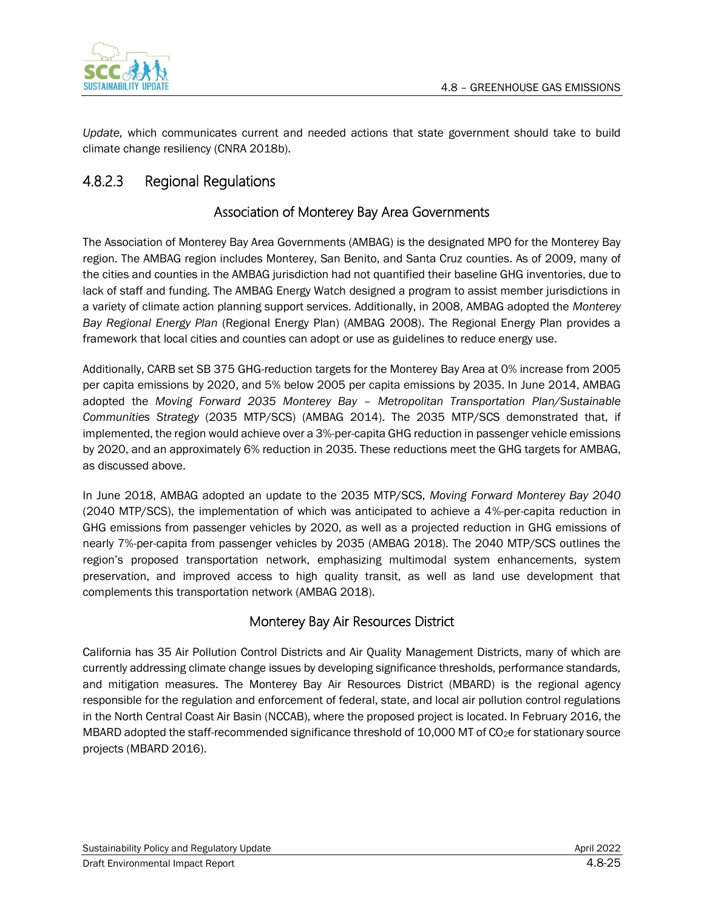*Update,* which communicates current and needed actions that state government should take to build climate change resiliency (CNRA 2018b).

## 4.8.2.3 Regional Regulations

### Association of Monterey Bay Area Governments

The Association of Monterey Bay Area Governments (AMBAG) is the designated MPO for the Monterey Bay region. The AMBAG region includes Monterey, San Benito, and Santa Cruz counties. As of 2009, many of the cities and counties in the AMBAG jurisdiction had not quantified their baseline GHG inventories, due to lack of staff and funding. The AMBAG Energy Watch designed a program to assist member jurisdictions in a variety of climate action planning support services. Additionally, in 2008, AMBAG adopted the *Monterey Bay Regional Energy Plan* (Regional Energy Plan) (AMBAG 2008). The Regional Energy Plan provides a framework that local cities and counties can adopt or use as guidelines to reduce energy use.

Additionally, CARB set SB 375 GHG-reduction targets for the Monterey Bay Area at 0% increase from 2005 per capita emissions by 2020, and 5% below 2005 per capita emissions by 2035. In June 2014, AMBAG adopted the *Moving Forward 2035 Monterey Bay – Metropolitan Transportation Plan/Sustainable Communities Strategy* (2035 MTP/SCS) (AMBAG 2014). The 2035 MTP/SCS demonstrated that, if implemented, the region would achieve over a 3%-per-capita GHG reduction in passenger vehicle emissions by 2020, and an approximately 6% reduction in 2035. These reductions meet the GHG targets for AMBAG, as discussed above.

In June 2018, AMBAG adopted an update to the 2035 MTP/SCS, *Moving Forward Monterey Bay 2040* (2040 MTP/SCS), the implementation of which was anticipated to achieve a 4%-per-capita reduction in GHG emissions from passenger vehicles by 2020, as well as a projected reduction in GHG emissions of nearly 7%-per-capita from passenger vehicles by 2035 (AMBAG 2018). The 2040 MTP/SCS outlines the region's proposed transportation network, emphasizing multimodal system enhancements, system preservation, and improved access to high quality transit, as well as land use development that complements this transportation network (AMBAG 2018).

### Monterey Bay Air Resources District

California has 35 Air Pollution Control Districts and Air Quality Management Districts, many of which are currently addressing climate change issues by developing significance thresholds, performance standards, and mitigation measures. The Monterey Bay Air Resources District (MBARD) is the regional agency responsible for the regulation and enforcement of federal, state, and local air pollution control regulations in the North Central Coast Air Basin (NCCAB), where the proposed project is located. In February 2016, the MBARD adopted the staff-recommended significance threshold of 10,000 MT of $CO_2e$ for stationary source projects (MBARD 2016).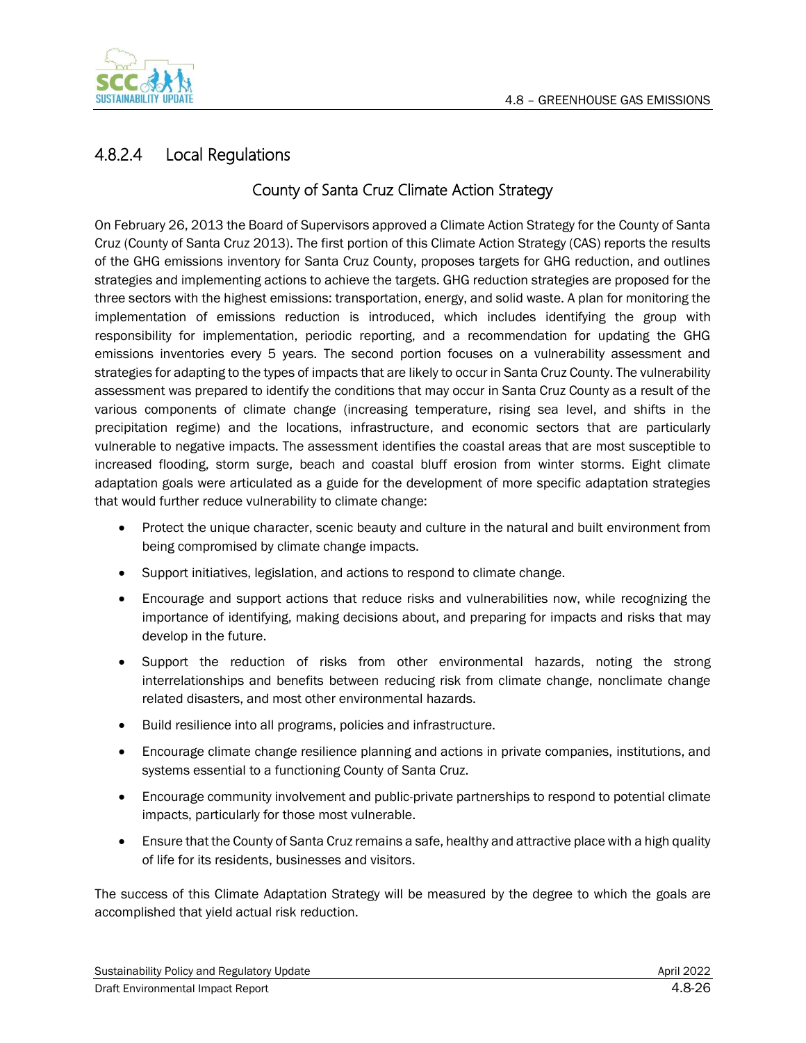### 4.8.2.4 Local Regulations

#### County of Santa Cruz Climate Action Strategy

On February 26, 2013 the Board of Supervisors approved a Climate Action Strategy for the County of Santa Cruz (County of Santa Cruz 2013). The first portion of this Climate Action Strategy (CAS) reports the results of the GHG emissions inventory for Santa Cruz County, proposes targets for GHG reduction, and outlines strategies and implementing actions to achieve the targets. GHG reduction strategies are proposed for the three sectors with the highest emissions: transportation, energy, and solid waste. A plan for monitoring the implementation of emissions reduction is introduced, which includes identifying the group with responsibility for implementation, periodic reporting, and a recommendation for updating the GHG emissions inventories every 5 years. The second portion focuses on a vulnerability assessment and strategies for adapting to the types of impacts that are likely to occur in Santa Cruz County. The vulnerability assessment was prepared to identify the conditions that may occur in Santa Cruz County as a result of the various components of climate change (increasing temperature, rising sea level, and shifts in the precipitation regime) and the locations, infrastructure, and economic sectors that are particularly vulnerable to negative impacts. The assessment identifies the coastal areas that are most susceptible to increased flooding, storm surge, beach and coastal bluff erosion from winter storms. Eight climate adaptation goals were articulated as a guide for the development of more specific adaptation strategies that would further reduce vulnerability to climate change:

- Protect the unique character, scenic beauty and culture in the natural and built environment from being compromised by climate change impacts.
- Support initiatives, legislation, and actions to respond to climate change.
- Encourage and support actions that reduce risks and vulnerabilities now, while recognizing the importance of identifying, making decisions about, and preparing for impacts and risks that may develop in the future.
- Support the reduction of risks from other environmental hazards, noting the strong interrelationships and benefits between reducing risk from climate change, nonclimate change related disasters, and most other environmental hazards.
- Build resilience into all programs, policies and infrastructure.
- Encourage climate change resilience planning and actions in private companies, institutions, and systems essential to a functioning County of Santa Cruz.
- Encourage community involvement and public-private partnerships to respond to potential climate impacts, particularly for those most vulnerable.
- Ensure that the County of Santa Cruz remains a safe, healthy and attractive place with a high quality of life for its residents, businesses and visitors.

The success of this Climate Adaptation Strategy will be measured by the degree to which the goals are accomplished that yield actual risk reduction.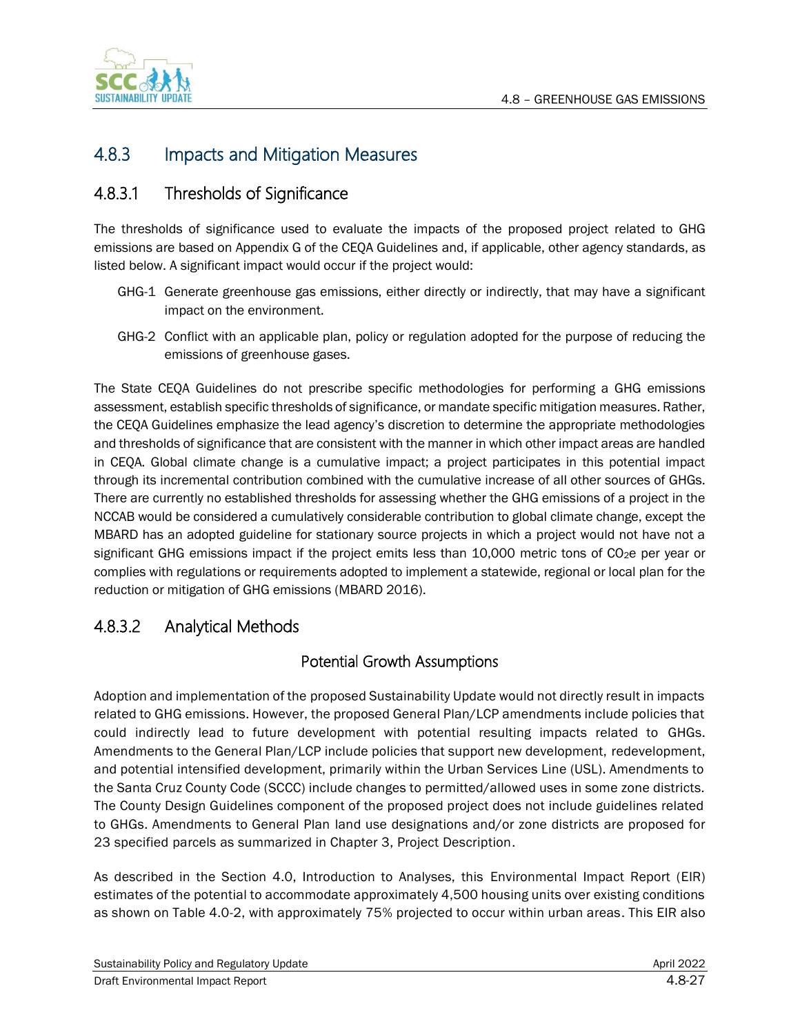## 4.8.3 Impacts and Mitigation Measures

### 4.8.3.1 Thresholds of Significance

The thresholds of significance used to evaluate the impacts of the proposed project related to GHG emissions are based on Appendix G of the CEQA Guidelines and, if applicable, other agency standards, as listed below. A significant impact would occur if the project would:

GHG-1 Generate greenhouse gas emissions, either directly or indirectly, that may have a significant impact on the environment.

GHG-2 Conflict with an applicable plan, policy or regulation adopted for the purpose of reducing the emissions of greenhouse gases.

The State CEQA Guidelines do not prescribe specific methodologies for performing a GHG emissions assessment, establish specific thresholds of significance, or mandate specific mitigation measures. Rather, the CEQA Guidelines emphasize the lead agency's discretion to determine the appropriate methodologies and thresholds of significance that are consistent with the manner in which other impact areas are handled in CEQA. Global climate change is a cumulative impact; a project participates in this potential impact through its incremental contribution combined with the cumulative increase of all other sources of GHGs. There are currently no established thresholds for assessing whether the GHG emissions of a project in the NCCAB would be considered a cumulatively considerable contribution to global climate change, except the MBARD has an adopted guideline for stationary source projects in which a project would not have not a significant GHG emissions impact if the project emits less than 10,000 metric tons of $CO_2e$ per year or complies with regulations or requirements adopted to implement a statewide, regional or local plan for the reduction or mitigation of GHG emissions (MBARD 2016).

### 4.8.3.2 Analytical Methods

#### Potential Growth Assumptions

Adoption and implementation of the proposed Sustainability Update would not directly result in impacts related to GHG emissions. However, the proposed General Plan/LCP amendments include policies that could indirectly lead to future development with potential resulting impacts related to GHGs. Amendments to the General Plan/LCP include policies that support new development, redevelopment, and potential intensified development, primarily within the Urban Services Line (USL). Amendments to the Santa Cruz County Code (SCCC) include changes to permitted/allowed uses in some zone districts. The County Design Guidelines component of the proposed project does not include guidelines related to GHGs. Amendments to General Plan land use designations and/or zone districts are proposed for 23 specified parcels as summarized in Chapter 3, Project Description.

As described in the Section 4.0, Introduction to Analyses, this Environmental Impact Report (EIR) estimates of the potential to accommodate approximately 4,500 housing units over existing conditions as shown on Table 4.0-2, with approximately 75% projected to occur within urban areas. This EIR also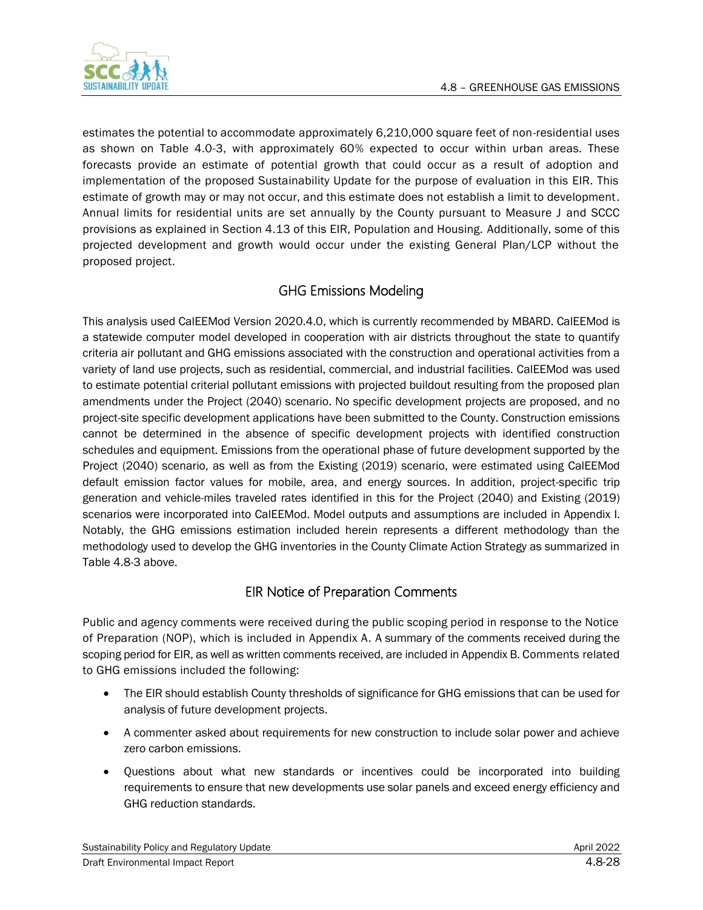estimates the potential to accommodate approximately 6,210,000 square feet of non-residential uses as shown on Table 4.0-3, with approximately 60% expected to occur within urban areas. These forecasts provide an estimate of potential growth that could occur as a result of adoption and implementation of the proposed Sustainability Update for the purpose of evaluation in this EIR. This estimate of growth may or may not occur, and this estimate does not establish a limit to development. Annual limits for residential units are set annually by the County pursuant to Measure J and SCCC provisions as explained in Section 4.13 of this EIR, Population and Housing. Additionally, some of this projected development and growth would occur under the existing General Plan/LCP without the proposed project.

## GHG Emissions Modeling

This analysis used CalEEMod Version 2020.4.0, which is currently recommended by MBARD. CalEEMod is a statewide computer model developed in cooperation with air districts throughout the state to quantify criteria air pollutant and GHG emissions associated with the construction and operational activities from a variety of land use projects, such as residential, commercial, and industrial facilities. CalEEMod was used to estimate potential criterial pollutant emissions with projected buildout resulting from the proposed plan amendments under the Project (2040) scenario. No specific development projects are proposed, and no project-site specific development applications have been submitted to the County. Construction emissions cannot be determined in the absence of specific development projects with identified construction schedules and equipment. Emissions from the operational phase of future development supported by the Project (2040) scenario, as well as from the Existing (2019) scenario, were estimated using CalEEMod default emission factor values for mobile, area, and energy sources. In addition, project-specific trip generation and vehicle-miles traveled rates identified in this for the Project (2040) and Existing (2019) scenarios were incorporated into CalEEMod. Model outputs and assumptions are included in Appendix I. Notably, the GHG emissions estimation included herein represents a different methodology than the methodology used to develop the GHG inventories in the County Climate Action Strategy as summarized in Table 4.8-3 above.

## EIR Notice of Preparation Comments

Public and agency comments were received during the public scoping period in response to the Notice of Preparation (NOP), which is included in Appendix A. A summary of the comments received during the scoping period for EIR, as well as written comments received, are included in Appendix B. Comments related to GHG emissions included the following:

- The EIR should establish County thresholds of significance for GHG emissions that can be used for analysis of future development projects.
- A commenter asked about requirements for new construction to include solar power and achieve zero carbon emissions.
- Questions about what new standards or incentives could be incorporated into building requirements to ensure that new developments use solar panels and exceed energy efficiency and GHG reduction standards.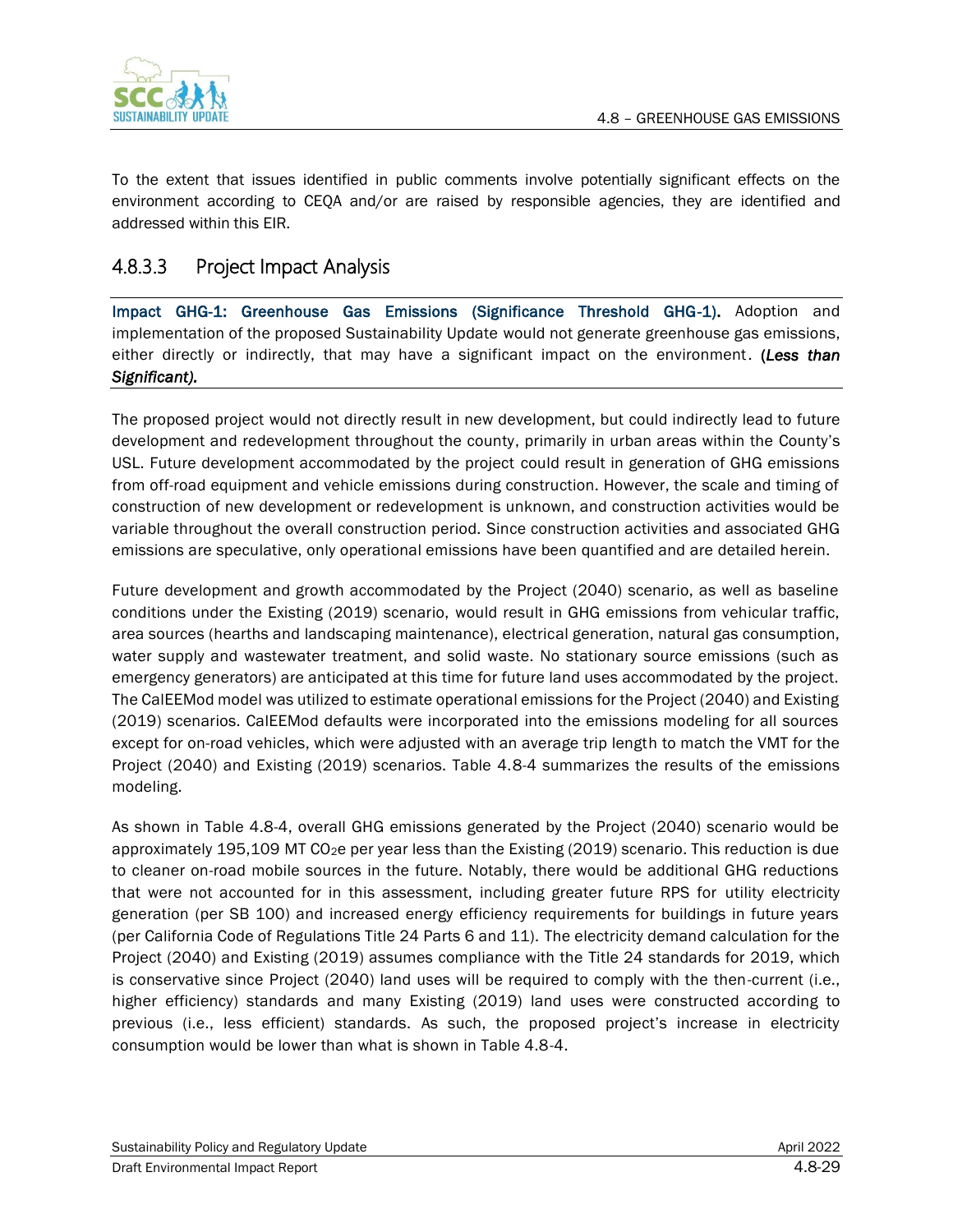To the extent that issues identified in public comments involve potentially significant effects on the environment according to CEQA and/or are raised by responsible agencies, they are identified and addressed within this EIR.

### 4.8.3.3 Project Impact Analysis

**Impact GHG-1: Greenhouse Gas Emissions (Significance Threshold GHG-1).** Adoption and implementation of the proposed Sustainability Update would not generate greenhouse gas emissions, either directly or indirectly, that may have a significant impact on the environment. ***(Less than Significant).***

The proposed project would not directly result in new development, but could indirectly lead to future development and redevelopment throughout the county, primarily in urban areas within the County's USL. Future development accommodated by the project could result in generation of GHG emissions from off-road equipment and vehicle emissions during construction. However, the scale and timing of construction of new development or redevelopment is unknown, and construction activities would be variable throughout the overall construction period. Since construction activities and associated GHG emissions are speculative, only operational emissions have been quantified and are detailed herein.

Future development and growth accommodated by the Project (2040) scenario, as well as baseline conditions under the Existing (2019) scenario, would result in GHG emissions from vehicular traffic, area sources (hearths and landscaping maintenance), electrical generation, natural gas consumption, water supply and wastewater treatment, and solid waste. No stationary source emissions (such as emergency generators) are anticipated at this time for future land uses accommodated by the project. The CalEEMod model was utilized to estimate operational emissions for the Project (2040) and Existing (2019) scenarios. CalEEMod defaults were incorporated into the emissions modeling for all sources except for on-road vehicles, which were adjusted with an average trip length to match the VMT for the Project (2040) and Existing (2019) scenarios. Table 4.8-4 summarizes the results of the emissions modeling.

As shown in Table 4.8-4, overall GHG emissions generated by the Project (2040) scenario would be approximately 195,109 MT $CO_2e$ per year less than the Existing (2019) scenario. This reduction is due to cleaner on-road mobile sources in the future. Notably, there would be additional GHG reductions that were not accounted for in this assessment, including greater future RPS for utility electricity generation (per SB 100) and increased energy efficiency requirements for buildings in future years (per California Code of Regulations Title 24 Parts 6 and 11). The electricity demand calculation for the Project (2040) and Existing (2019) assumes compliance with the Title 24 standards for 2019, which is conservative since Project (2040) land uses will be required to comply with the then-current (i.e., higher efficiency) standards and many Existing (2019) land uses were constructed according to previous (i.e., less efficient) standards. As such, the proposed project's increase in electricity consumption would be lower than what is shown in Table 4.8-4.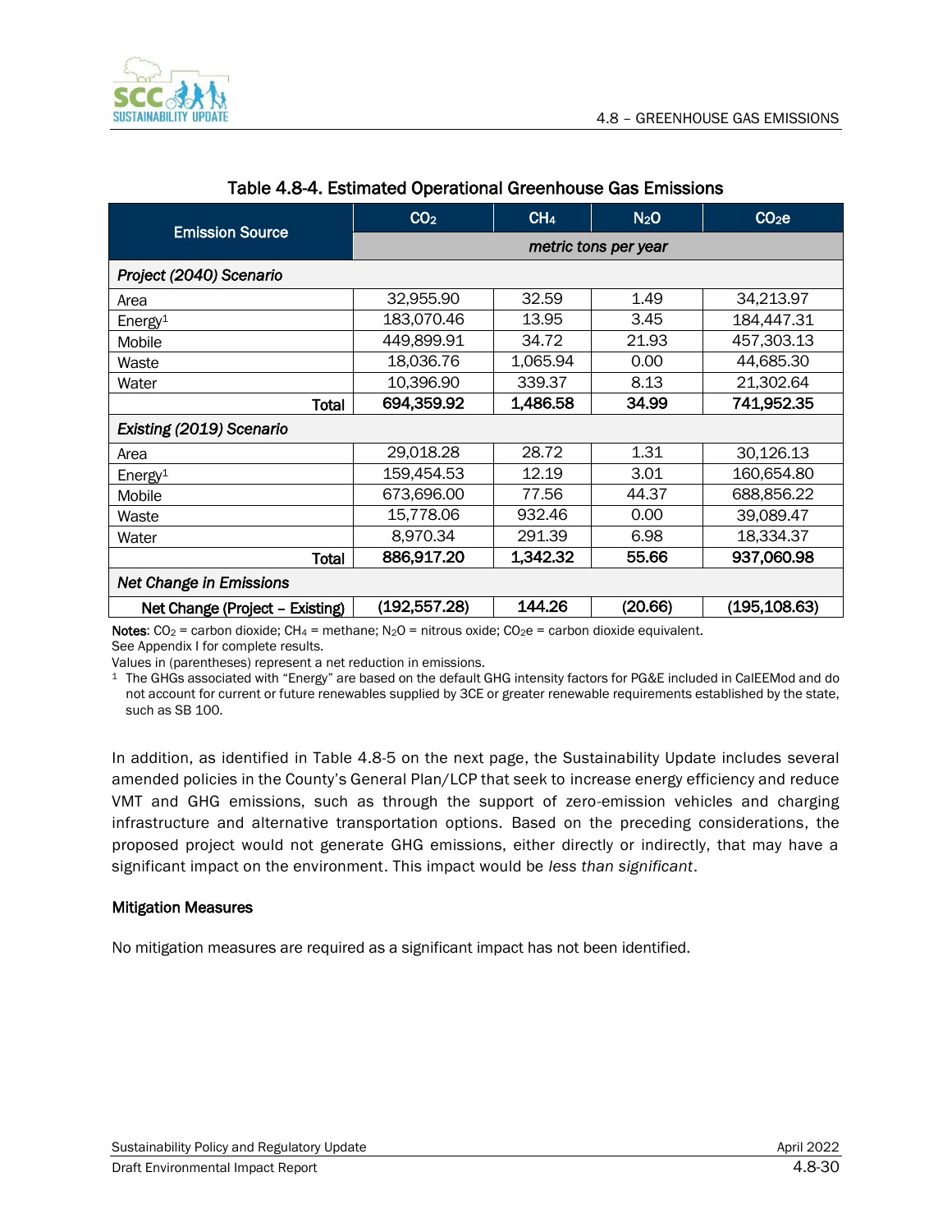Table 4.8-4. Estimated Operational Greenhouse Gas Emissions

| Emission Source | $CO_2$ | $CH_4$ | $N_2O$ | $CO_2e$ |
|---|---|---|---|---|
| | *metric tons per year* | | | |
| ***Project (2040) Scenario*** | | | | |
| Area | 32,955.90 | 32.59 | 1.49 | 34,213.97 |
| Energy[1] | 183,070.46 | 13.95 | 3.45 | 184,447.31 |
| Mobile | 449,899.91 | 34.72 | 21.93 | 457,303.13 |
| Waste | 18,036.76 | 1,065.94 | 0.00 | 44,685.30 |
| Water | 10,396.90 | 339.37 | 8.13 | 21,302.64 |
| **Total** | **694,359.92** | **1,486.58** | **34.99** | **741,952.35** |
| ***Existing (2019) Scenario*** | | | | |
| Area | 29,018.28 | 28.72 | 1.31 | 30,126.13 |
| Energy[1] | 159,454.53 | 12.19 | 3.01 | 160,654.80 |
| Mobile | 673,696.00 | 77.56 | 44.37 | 688,856.22 |
| Waste | 15,778.06 | 932.46 | 0.00 | 39,089.47 |
| Water | 8,970.34 | 291.39 | 6.98 | 18,334.37 |
| **Total** | **886,917.20** | **1,342.32** | **55.66** | **937,060.98** |
| ***Net Change in Emissions*** | | | | |
| **Net Change (Project – Existing)** | **(192,557.28)** | **144.26** | **(20.66)** | **(195,108.63)** |

**Notes**: $CO_2$ = carbon dioxide; $CH_4$ = methane; $N_2O$ = nitrous oxide; $CO_2e$ = carbon dioxide equivalent.
See Appendix I for complete results.
Values in (parentheses) represent a net reduction in emissions.
[1] The GHGs associated with "Energy" are based on the default GHG intensity factors for PG&E included in CalEEMod and do not account for current or future renewables supplied by 3CE or greater renewable requirements established by the state, such as SB 100.

In addition, as identified in Table 4.8-5 on the next page, the Sustainability Update includes several amended policies in the County's General Plan/LCP that seek to increase energy efficiency and reduce VMT and GHG emissions, such as through the support of zero-emission vehicles and charging infrastructure and alternative transportation options. Based on the preceding considerations, the proposed project would not generate GHG emissions, either directly or indirectly, that may have a significant impact on the environment. This impact would be *less than significant*.

#### Mitigation Measures

No mitigation measures are required as a significant impact has not been identified.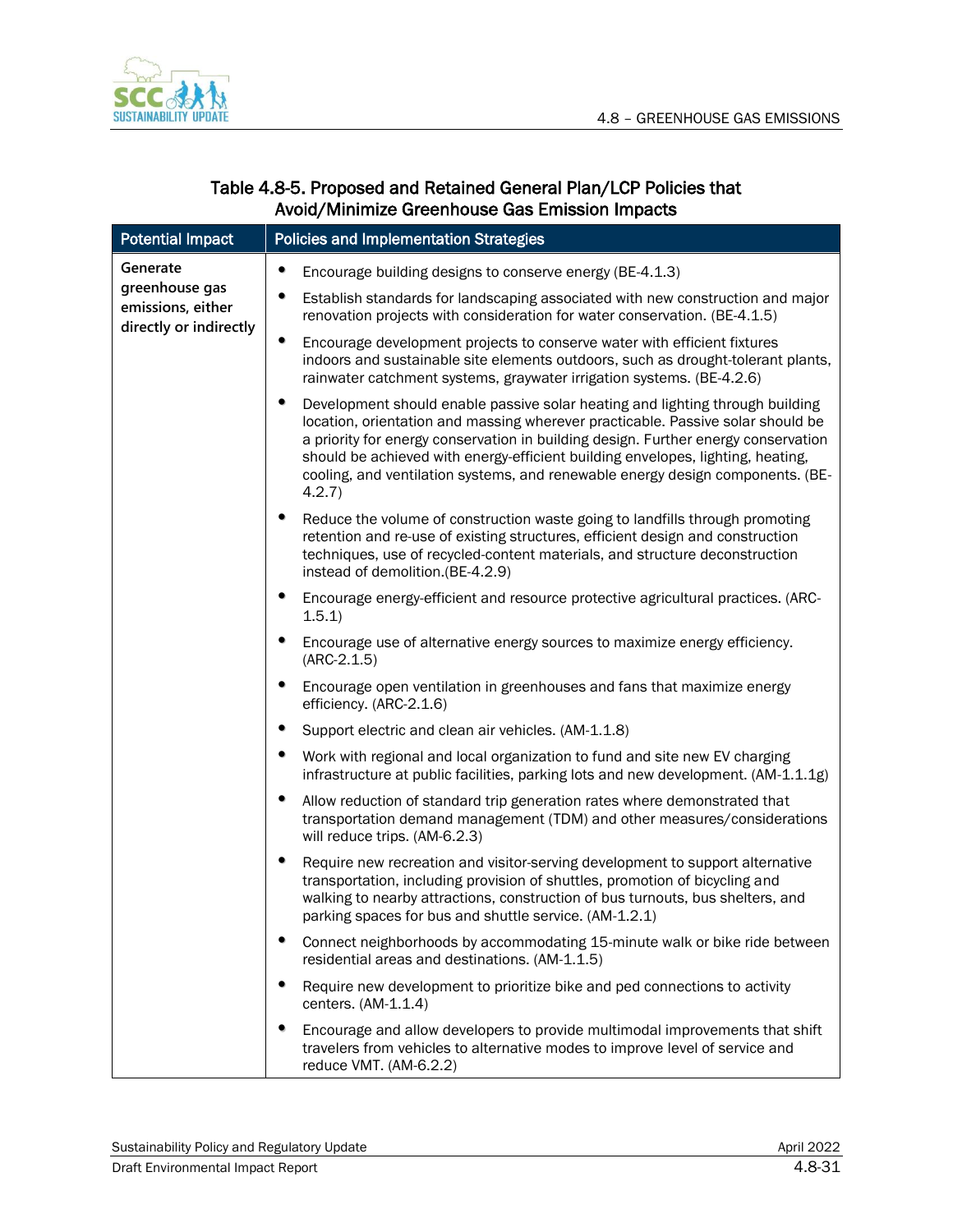### Table 4.8-5. Proposed and Retained General Plan/LCP Policies that Avoid/Minimize Greenhouse Gas Emission Impacts

| Potential Impact | Policies and Implementation Strategies |
|---|---|
| **Generate greenhouse gas emissions, either directly or indirectly** | • Encourage building designs to conserve energy (BE-4.1.3)<br>• Establish standards for landscaping associated with new construction and major renovation projects with consideration for water conservation. (BE-4.1.5)<br>• Encourage development projects to conserve water with efficient fixtures indoors and sustainable site elements outdoors, such as drought-tolerant plants, rainwater catchment systems, graywater irrigation systems. (BE-4.2.6)<br>• Development should enable passive solar heating and lighting through building location, orientation and massing wherever practicable. Passive solar should be a priority for energy conservation in building design. Further energy conservation should be achieved with energy-efficient building envelopes, lighting, heating, cooling, and ventilation systems, and renewable energy design components. (BE-4.2.7)<br>• Reduce the volume of construction waste going to landfills through promoting retention and re-use of existing structures, efficient design and construction techniques, use of recycled-content materials, and structure deconstruction instead of demolition.(BE-4.2.9)<br>• Encourage energy-efficient and resource protective agricultural practices. (ARC-1.5.1)<br>• Encourage use of alternative energy sources to maximize energy efficiency. (ARC-2.1.5)<br>• Encourage open ventilation in greenhouses and fans that maximize energy efficiency. (ARC-2.1.6)<br>• Support electric and clean air vehicles. (AM-1.1.8)<br>• Work with regional and local organization to fund and site new EV charging infrastructure at public facilities, parking lots and new development. (AM-1.1.1g)<br>• Allow reduction of standard trip generation rates where demonstrated that transportation demand management (TDM) and other measures/considerations will reduce trips. (AM-6.2.3)<br>• Require new recreation and visitor-serving development to support alternative transportation, including provision of shuttles, promotion of bicycling and walking to nearby attractions, construction of bus turnouts, bus shelters, and parking spaces for bus and shuttle service. (AM-1.2.1)<br>• Connect neighborhoods by accommodating 15-minute walk or bike ride between residential areas and destinations. (AM-1.1.5)<br>• Require new development to prioritize bike and ped connections to activity centers. (AM-1.1.4)<br>• Encourage and allow developers to provide multimodal improvements that shift travelers from vehicles to alternative modes to improve level of service and reduce VMT. (AM-6.2.2) |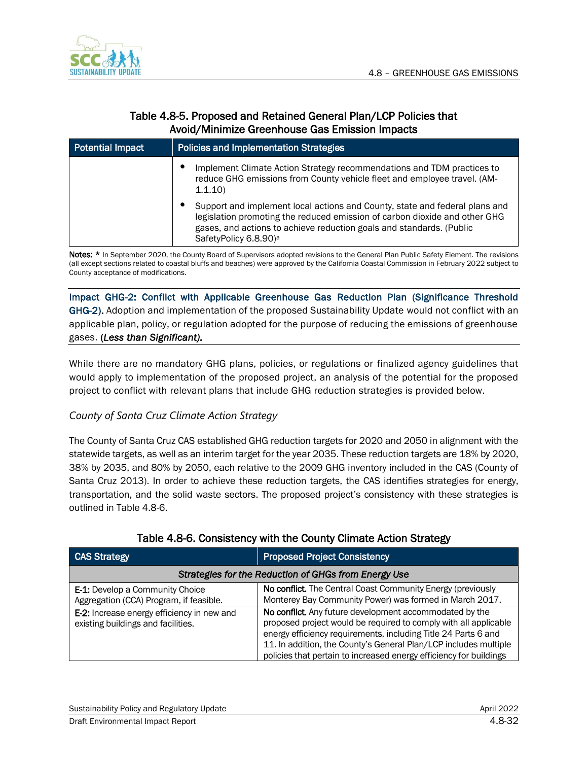### Table 4.8-5. Proposed and Retained General Plan/LCP Policies that Avoid/Minimize Greenhouse Gas Emission Impacts

| Potential Impact | Policies and Implementation Strategies |
|---|---|
| | • Implement Climate Action Strategy recommendations and TDM practices to reduce GHG emissions from County vehicle fleet and employee travel. (AM-1.1.10)<br>• Support and implement local actions and County, state and federal plans and legislation promoting the reduced emission of carbon dioxide and other GHG gases, and actions to achieve reduction goals and standards. (Public SafetyPolicy 6.8.90)[a] |

**Notes:** * In September 2020, the County Board of Supervisors adopted revisions to the General Plan Public Safety Element. The revisions (all except sections related to coastal bluffs and beaches) were approved by the California Coastal Commission in February 2022 subject to County acceptance of modifications.

**Impact GHG-2: Conflict with Applicable Greenhouse Gas Reduction Plan (Significance Threshold GHG-2).** Adoption and implementation of the proposed Sustainability Update would not conflict with an applicable plan, policy, or regulation adopted for the purpose of reducing the emissions of greenhouse gases. (*Less than Significant).*

While there are no mandatory GHG plans, policies, or regulations or finalized agency guidelines that would apply to implementation of the proposed project, an analysis of the potential for the proposed project to conflict with relevant plans that include GHG reduction strategies is provided below.

*County of Santa Cruz Climate Action Strategy*

The County of Santa Cruz CAS established GHG reduction targets for 2020 and 2050 in alignment with the statewide targets, as well as an interim target for the year 2035. These reduction targets are 18% by 2020, 38% by 2035, and 80% by 2050, each relative to the 2009 GHG inventory included in the CAS (County of Santa Cruz 2013). In order to achieve these reduction targets, the CAS identifies strategies for energy, transportation, and the solid waste sectors. The proposed project's consistency with these strategies is outlined in Table 4.8-6.

### Table 4.8-6. Consistency with the County Climate Action Strategy

| CAS Strategy | Proposed Project Consistency |
|---|---|
| *Strategies for the Reduction of GHGs from Energy Use* | |
| **E-1:** Develop a Community Choice Aggregation (CCA) Program, if feasible. | **No conflict.** The Central Coast Community Energy (previously Monterey Bay Community Power) was formed in March 2017. |
| **E-2:** Increase energy efficiency in new and existing buildings and facilities. | **No conflict.** Any future development accommodated by the proposed project would be required to comply with all applicable energy efficiency requirements, including Title 24 Parts 6 and 11. In addition, the County's General Plan/LCP includes multiple policies that pertain to increased energy efficiency for buildings |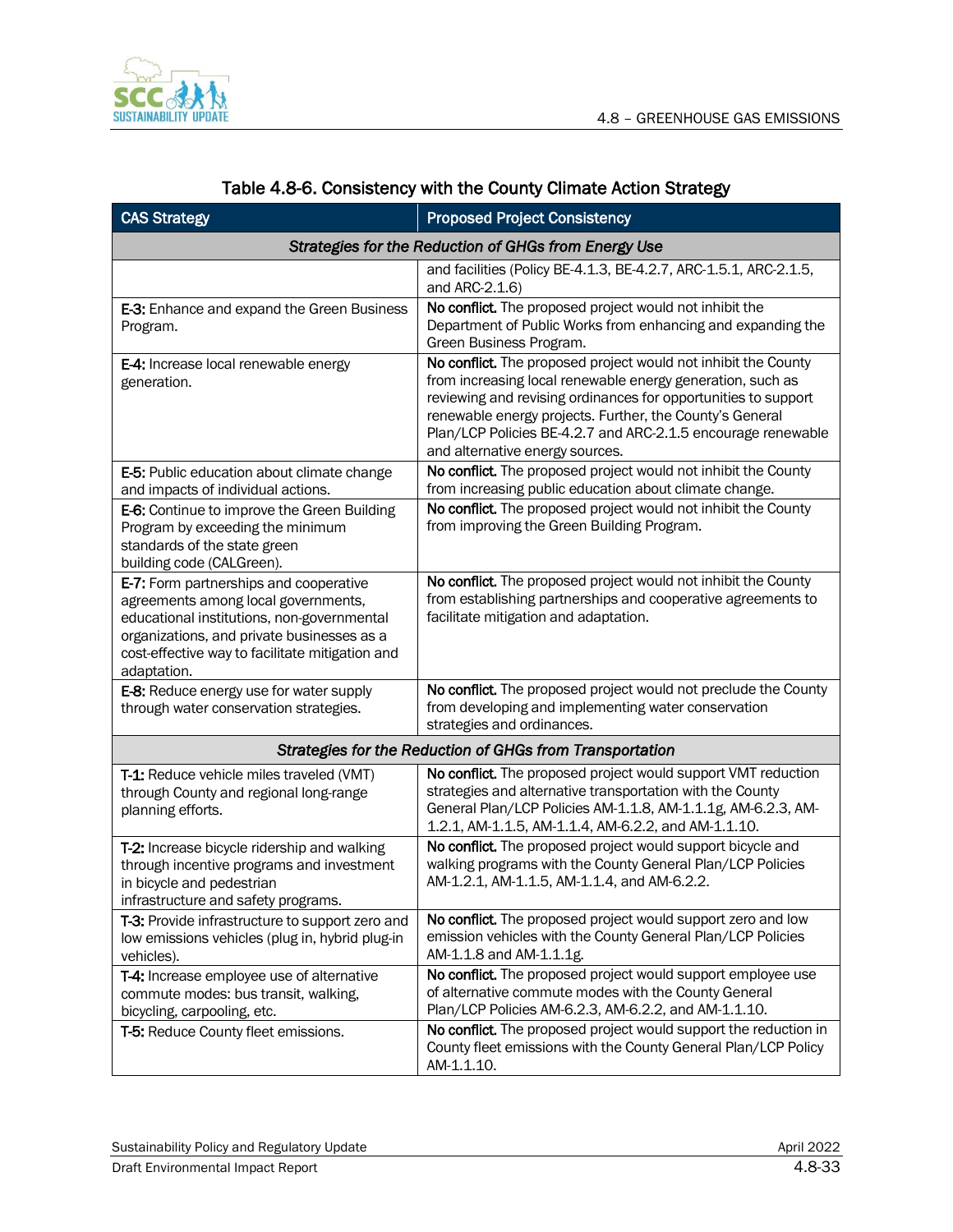### Table 4.8-6. Consistency with the County Climate Action Strategy

| CAS Strategy | Proposed Project Consistency |
| --- | --- |
| ***Strategies for the Reduction of GHGs from Energy Use*** | |
| | and facilities (Policy BE-4.1.3, BE-4.2.7, ARC-1.5.1, ARC-2.1.5, and ARC-2.1.6) |
| **E-3:** Enhance and expand the Green Business Program. | **No conflict.** The proposed project would not inhibit the Department of Public Works from enhancing and expanding the Green Business Program. |
| **E-4:** Increase local renewable energy generation. | **No conflict.** The proposed project would not inhibit the County from increasing local renewable energy generation, such as reviewing and revising ordinances for opportunities to support renewable energy projects. Further, the County's General Plan/LCP Policies BE-4.2.7 and ARC-2.1.5 encourage renewable and alternative energy sources. |
| **E-5:** Public education about climate change and impacts of individual actions. | **No conflict.** The proposed project would not inhibit the County from increasing public education about climate change. |
| **E-6:** Continue to improve the Green Building Program by exceeding the minimum standards of the state green building code (CALGreen). | **No conflict.** The proposed project would not inhibit the County from improving the Green Building Program. |
| **E-7:** Form partnerships and cooperative agreements among local governments, educational institutions, non-governmental organizations, and private businesses as a cost-effective way to facilitate mitigation and adaptation. | **No conflict.** The proposed project would not inhibit the County from establishing partnerships and cooperative agreements to facilitate mitigation and adaptation. |
| **E-8:** Reduce energy use for water supply through water conservation strategies. | **No conflict.** The proposed project would not preclude the County from developing and implementing water conservation strategies and ordinances. |
| ***Strategies for the Reduction of GHGs from Transportation*** | |
| **T-1:** Reduce vehicle miles traveled (VMT) through County and regional long-range planning efforts. | **No conflict.** The proposed project would support VMT reduction strategies and alternative transportation with the County General Plan/LCP Policies AM-1.1.8, AM-1.1.1g, AM-6.2.3, AM-1.2.1, AM-1.1.5, AM-1.1.4, AM-6.2.2, and AM-1.1.10. |
| **T-2:** Increase bicycle ridership and walking through incentive programs and investment in bicycle and pedestrian infrastructure and safety programs. | **No conflict.** The proposed project would support bicycle and walking programs with the County General Plan/LCP Policies AM-1.2.1, AM-1.1.5, AM-1.1.4, and AM-6.2.2. |
| **T-3:** Provide infrastructure to support zero and low emissions vehicles (plug in, hybrid plug-in vehicles). | **No conflict.** The proposed project would support zero and low emission vehicles with the County General Plan/LCP Policies AM-1.1.8 and AM-1.1.1g. |
| **T-4:** Increase employee use of alternative commute modes: bus transit, walking, bicycling, carpooling, etc. | **No conflict.** The proposed project would support employee use of alternative commute modes with the County General Plan/LCP Policies AM-6.2.3, AM-6.2.2, and AM-1.1.10. |
| **T-5:** Reduce County fleet emissions. | **No conflict.** The proposed project would support the reduction in County fleet emissions with the County General Plan/LCP Policy AM-1.1.10. |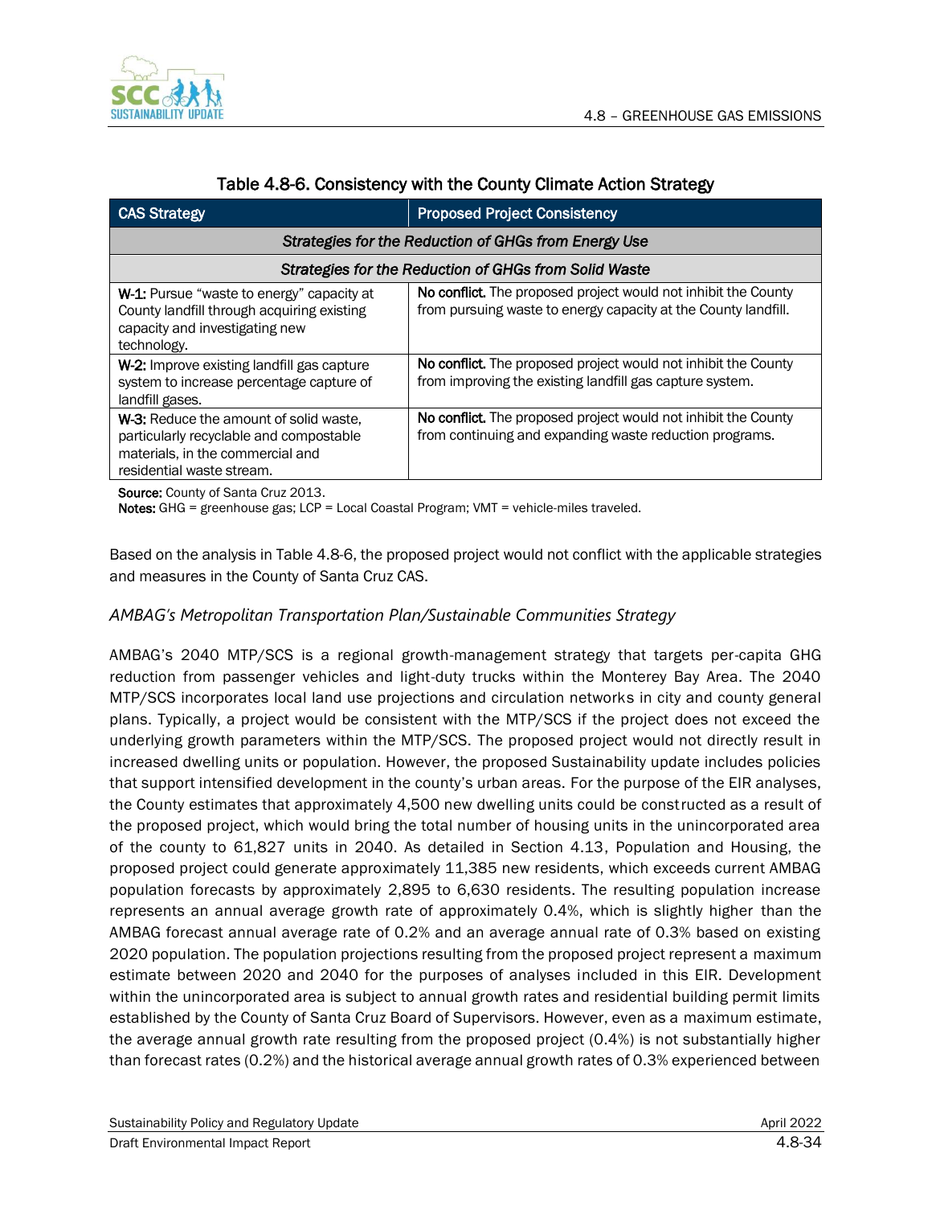Table 4.8-6. Consistency with the County Climate Action Strategy

| CAS Strategy | Proposed Project Consistency |
|---|---|
| *Strategies for the Reduction of GHGs from Energy Use* | |
| *Strategies for the Reduction of GHGs from Solid Waste* | |
| **W-1:** Pursue "waste to energy" capacity at County landfill through acquiring existing capacity and investigating new technology. | **No conflict.** The proposed project would not inhibit the County from pursuing waste to energy capacity at the County landfill. |
| **W-2:** Improve existing landfill gas capture system to increase percentage capture of landfill gases. | **No conflict.** The proposed project would not inhibit the County from improving the existing landfill gas capture system. |
| **W-3:** Reduce the amount of solid waste, particularly recyclable and compostable materials, in the commercial and residential waste stream. | **No conflict.** The proposed project would not inhibit the County from continuing and expanding waste reduction programs. |

**Source:** County of Santa Cruz 2013.
**Notes:** GHG = greenhouse gas; LCP = Local Coastal Program; VMT = vehicle-miles traveled.

Based on the analysis in Table 4.8-6, the proposed project would not conflict with the applicable strategies and measures in the County of Santa Cruz CAS.

### *AMBAG's Metropolitan Transportation Plan/Sustainable Communities Strategy*

AMBAG's 2040 MTP/SCS is a regional growth-management strategy that targets per-capita GHG reduction from passenger vehicles and light-duty trucks within the Monterey Bay Area. The 2040 MTP/SCS incorporates local land use projections and circulation networks in city and county general plans. Typically, a project would be consistent with the MTP/SCS if the project does not exceed the underlying growth parameters within the MTP/SCS. The proposed project would not directly result in increased dwelling units or population. However, the proposed Sustainability update includes policies that support intensified development in the county's urban areas. For the purpose of the EIR analyses, the County estimates that approximately 4,500 new dwelling units could be constructed as a result of the proposed project, which would bring the total number of housing units in the unincorporated area of the county to 61,827 units in 2040. As detailed in Section 4.13, Population and Housing, the proposed project could generate approximately 11,385 new residents, which exceeds current AMBAG population forecasts by approximately 2,895 to 6,630 residents. The resulting population increase represents an annual average growth rate of approximately 0.4%, which is slightly higher than the AMBAG forecast annual average rate of 0.2% and an average annual rate of 0.3% based on existing 2020 population. The population projections resulting from the proposed project represent a maximum estimate between 2020 and 2040 for the purposes of analyses included in this EIR. Development within the unincorporated area is subject to annual growth rates and residential building permit limits established by the County of Santa Cruz Board of Supervisors. However, even as a maximum estimate, the average annual growth rate resulting from the proposed project (0.4%) is not substantially higher than forecast rates (0.2%) and the historical average annual growth rates of 0.3% experienced between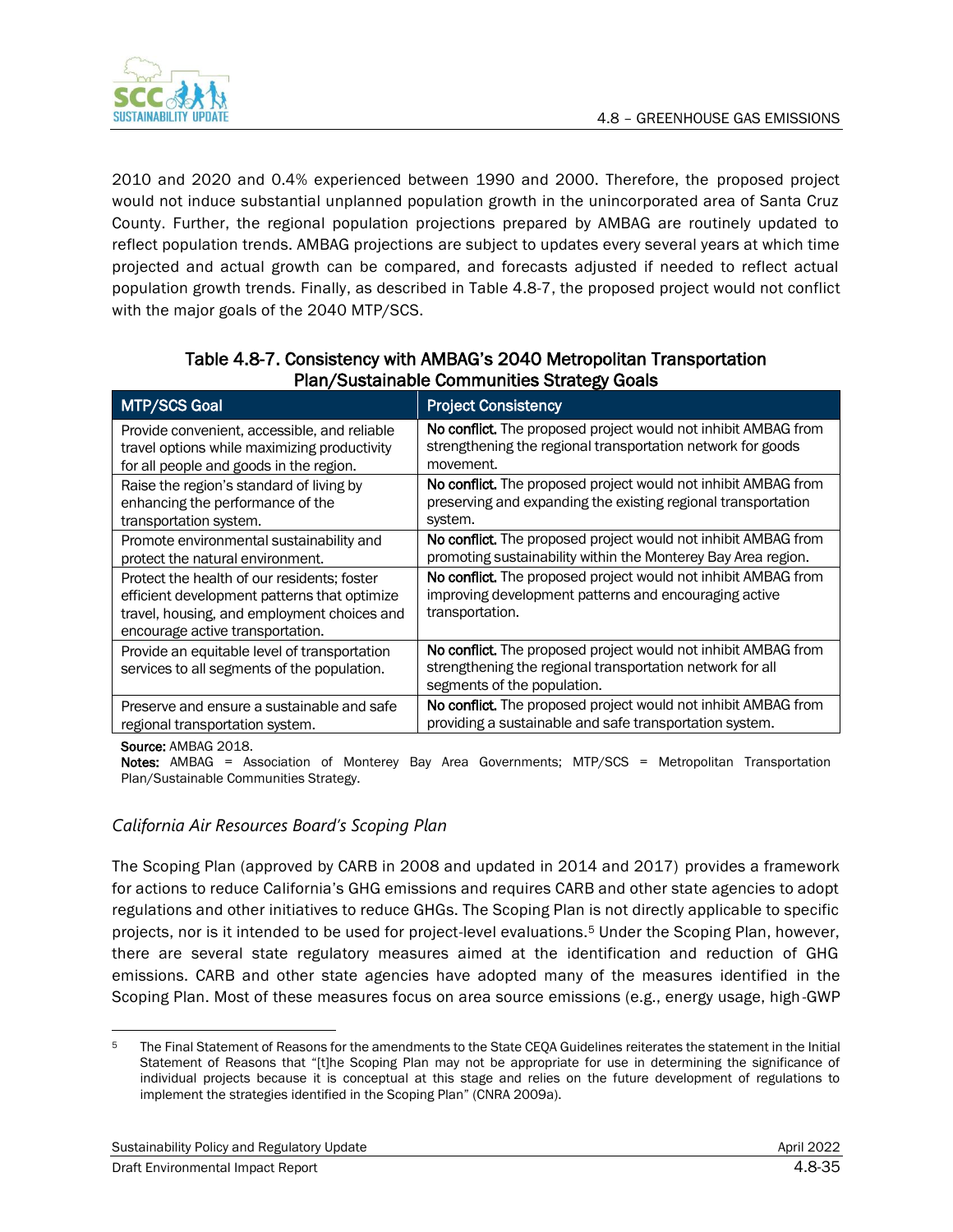2010 and 2020 and 0.4% experienced between 1990 and 2000. Therefore, the proposed project would not induce substantial unplanned population growth in the unincorporated area of Santa Cruz County. Further, the regional population projections prepared by AMBAG are routinely updated to reflect population trends. AMBAG projections are subject to updates every several years at which time projected and actual growth can be compared, and forecasts adjusted if needed to reflect actual population growth trends. Finally, as described in Table 4.8-7, the proposed project would not conflict with the major goals of the 2040 MTP/SCS.

**Table 4.8-7. Consistency with AMBAG's 2040 Metropolitan Transportation Plan/Sustainable Communities Strategy Goals**

| MTP/SCS Goal | Project Consistency |
|---|---|
| Provide convenient, accessible, and reliable travel options while maximizing productivity for all people and goods in the region. | **No conflict.** The proposed project would not inhibit AMBAG from strengthening the regional transportation network for goods movement. |
| Raise the region's standard of living by enhancing the performance of the transportation system. | **No conflict.** The proposed project would not inhibit AMBAG from preserving and expanding the existing regional transportation system. |
| Promote environmental sustainability and protect the natural environment. | **No conflict.** The proposed project would not inhibit AMBAG from promoting sustainability within the Monterey Bay Area region. |
| Protect the health of our residents; foster efficient development patterns that optimize travel, housing, and employment choices and encourage active transportation. | **No conflict.** The proposed project would not inhibit AMBAG from improving development patterns and encouraging active transportation. |
| Provide an equitable level of transportation services to all segments of the population. | **No conflict.** The proposed project would not inhibit AMBAG from strengthening the regional transportation network for all segments of the population. |
| Preserve and ensure a sustainable and safe regional transportation system. | **No conflict.** The proposed project would not inhibit AMBAG from providing a sustainable and safe transportation system. |

**Source:** AMBAG 2018.
**Notes:** AMBAG = Association of Monterey Bay Area Governments; MTP/SCS = Metropolitan Transportation Plan/Sustainable Communities Strategy.

### *California Air Resources Board's Scoping Plan*

The Scoping Plan (approved by CARB in 2008 and updated in 2014 and 2017) provides a framework for actions to reduce California's GHG emissions and requires CARB and other state agencies to adopt regulations and other initiatives to reduce GHGs. The Scoping Plan is not directly applicable to specific projects, nor is it intended to be used for project-level evaluations.[5] Under the Scoping Plan, however, there are several state regulatory measures aimed at the identification and reduction of GHG emissions. CARB and other state agencies have adopted many of the measures identified in the Scoping Plan. Most of these measures focus on area source emissions (e.g., energy usage, high-GWP

---

[5] The Final Statement of Reasons for the amendments to the State CEQA Guidelines reiterates the statement in the Initial Statement of Reasons that "[t]he Scoping Plan may not be appropriate for use in determining the significance of individual projects because it is conceptual at this stage and relies on the future development of regulations to implement the strategies identified in the Scoping Plan" (CNRA 2009a).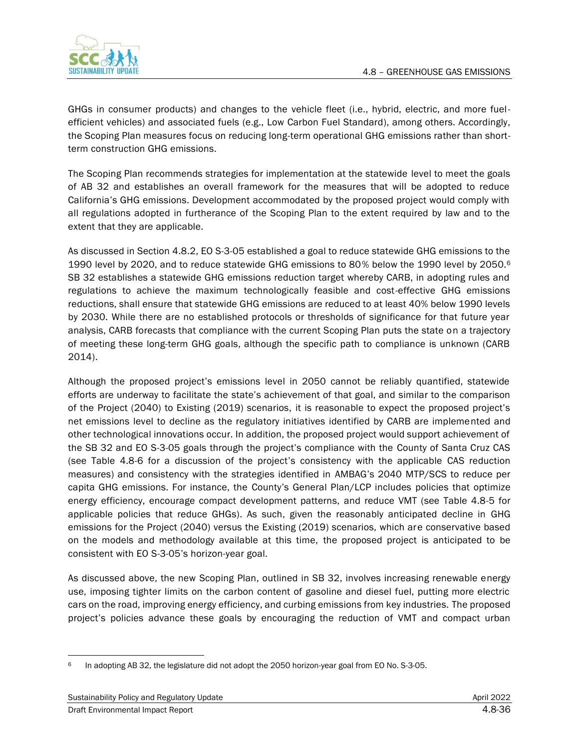GHGs in consumer products) and changes to the vehicle fleet (i.e., hybrid, electric, and more fuel-efficient vehicles) and associated fuels (e.g., Low Carbon Fuel Standard), among others. Accordingly, the Scoping Plan measures focus on reducing long-term operational GHG emissions rather than short-term construction GHG emissions.

The Scoping Plan recommends strategies for implementation at the statewide level to meet the goals of AB 32 and establishes an overall framework for the measures that will be adopted to reduce California's GHG emissions. Development accommodated by the proposed project would comply with all regulations adopted in furtherance of the Scoping Plan to the extent required by law and to the extent that they are applicable.

As discussed in Section 4.8.2, EO S-3-05 established a goal to reduce statewide GHG emissions to the 1990 level by 2020, and to reduce statewide GHG emissions to 80% below the 1990 level by 2050.[6] SB 32 establishes a statewide GHG emissions reduction target whereby CARB, in adopting rules and regulations to achieve the maximum technologically feasible and cost-effective GHG emissions reductions, shall ensure that statewide GHG emissions are reduced to at least 40% below 1990 levels by 2030. While there are no established protocols or thresholds of significance for that future year analysis, CARB forecasts that compliance with the current Scoping Plan puts the state on a trajectory of meeting these long-term GHG goals, although the specific path to compliance is unknown (CARB 2014).

Although the proposed project's emissions level in 2050 cannot be reliably quantified, statewide efforts are underway to facilitate the state's achievement of that goal, and similar to the comparison of the Project (2040) to Existing (2019) scenarios, it is reasonable to expect the proposed project's net emissions level to decline as the regulatory initiatives identified by CARB are implemented and other technological innovations occur. In addition, the proposed project would support achievement of the SB 32 and EO S-3-05 goals through the project's compliance with the County of Santa Cruz CAS (see Table 4.8-6 for a discussion of the project's consistency with the applicable CAS reduction measures) and consistency with the strategies identified in AMBAG's 2040 MTP/SCS to reduce per capita GHG emissions. For instance, the County's General Plan/LCP includes policies that optimize energy efficiency, encourage compact development patterns, and reduce VMT (see Table 4.8-5 for applicable policies that reduce GHGs). As such, given the reasonably anticipated decline in GHG emissions for the Project (2040) versus the Existing (2019) scenarios, which are conservative based on the models and methodology available at this time, the proposed project is anticipated to be consistent with EO S-3-05's horizon-year goal.

As discussed above, the new Scoping Plan, outlined in SB 32, involves increasing renewable energy use, imposing tighter limits on the carbon content of gasoline and diesel fuel, putting more electric cars on the road, improving energy efficiency, and curbing emissions from key industries. The proposed project's policies advance these goals by encouraging the reduction of VMT and compact urban

[6] In adopting AB 32, the legislature did not adopt the 2050 horizon-year goal from EO No. S-3-05.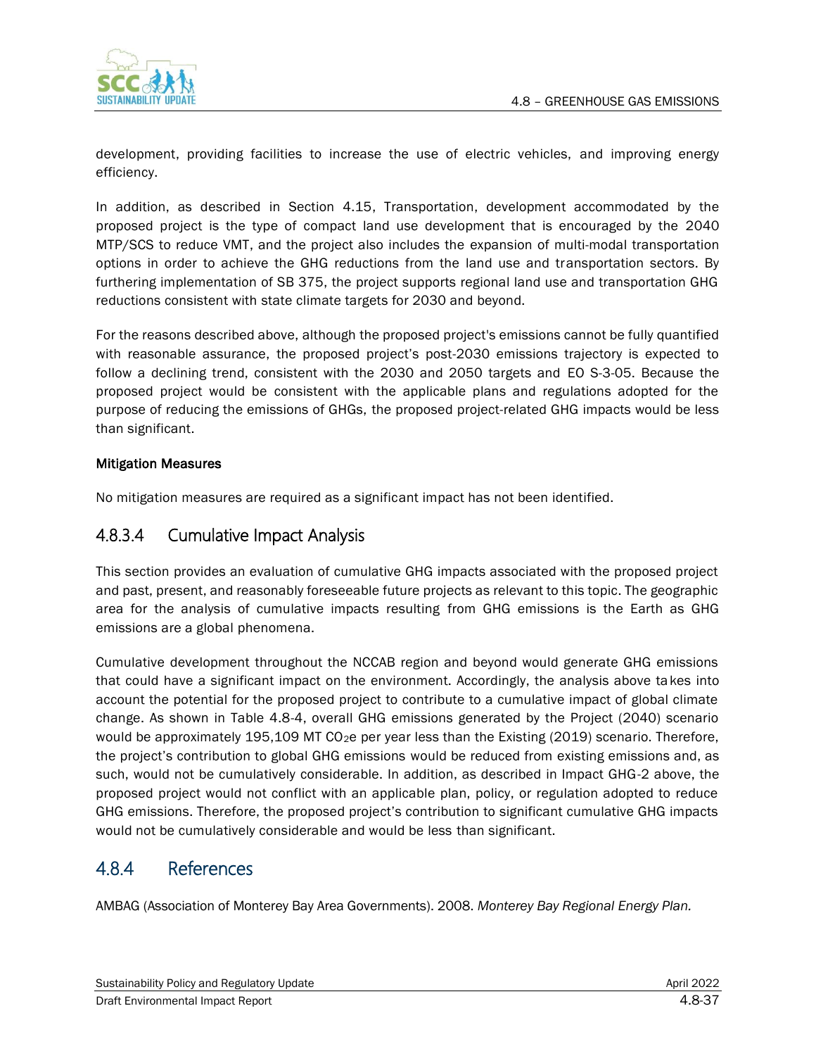development, providing facilities to increase the use of electric vehicles, and improving energy efficiency.

In addition, as described in Section 4.15, Transportation, development accommodated by the proposed project is the type of compact land use development that is encouraged by the 2040 MTP/SCS to reduce VMT, and the project also includes the expansion of multi-modal transportation options in order to achieve the GHG reductions from the land use and transportation sectors. By furthering implementation of SB 375, the project supports regional land use and transportation GHG reductions consistent with state climate targets for 2030 and beyond.

For the reasons described above, although the proposed project's emissions cannot be fully quantified with reasonable assurance, the proposed project's post-2030 emissions trajectory is expected to follow a declining trend, consistent with the 2030 and 2050 targets and EO S-3-05. Because the proposed project would be consistent with the applicable plans and regulations adopted for the purpose of reducing the emissions of GHGs, the proposed project-related GHG impacts would be less than significant.

**Mitigation Measures**

No mitigation measures are required as a significant impact has not been identified.

## 4.8.3.4 Cumulative Impact Analysis

This section provides an evaluation of cumulative GHG impacts associated with the proposed project and past, present, and reasonably foreseeable future projects as relevant to this topic. The geographic area for the analysis of cumulative impacts resulting from GHG emissions is the Earth as GHG emissions are a global phenomena.

Cumulative development throughout the NCCAB region and beyond would generate GHG emissions that could have a significant impact on the environment. Accordingly, the analysis above takes into account the potential for the proposed project to contribute to a cumulative impact of global climate change. As shown in Table 4.8-4, overall GHG emissions generated by the Project (2040) scenario would be approximately 195,109 MT $CO_2e$ per year less than the Existing (2019) scenario. Therefore, the project's contribution to global GHG emissions would be reduced from existing emissions and, as such, would not be cumulatively considerable. In addition, as described in Impact GHG-2 above, the proposed project would not conflict with an applicable plan, policy, or regulation adopted to reduce GHG emissions. Therefore, the proposed project's contribution to significant cumulative GHG impacts would not be cumulatively considerable and would be less than significant.

## 4.8.4 References

AMBAG (Association of Monterey Bay Area Governments). 2008. *Monterey Bay Regional Energy Plan.*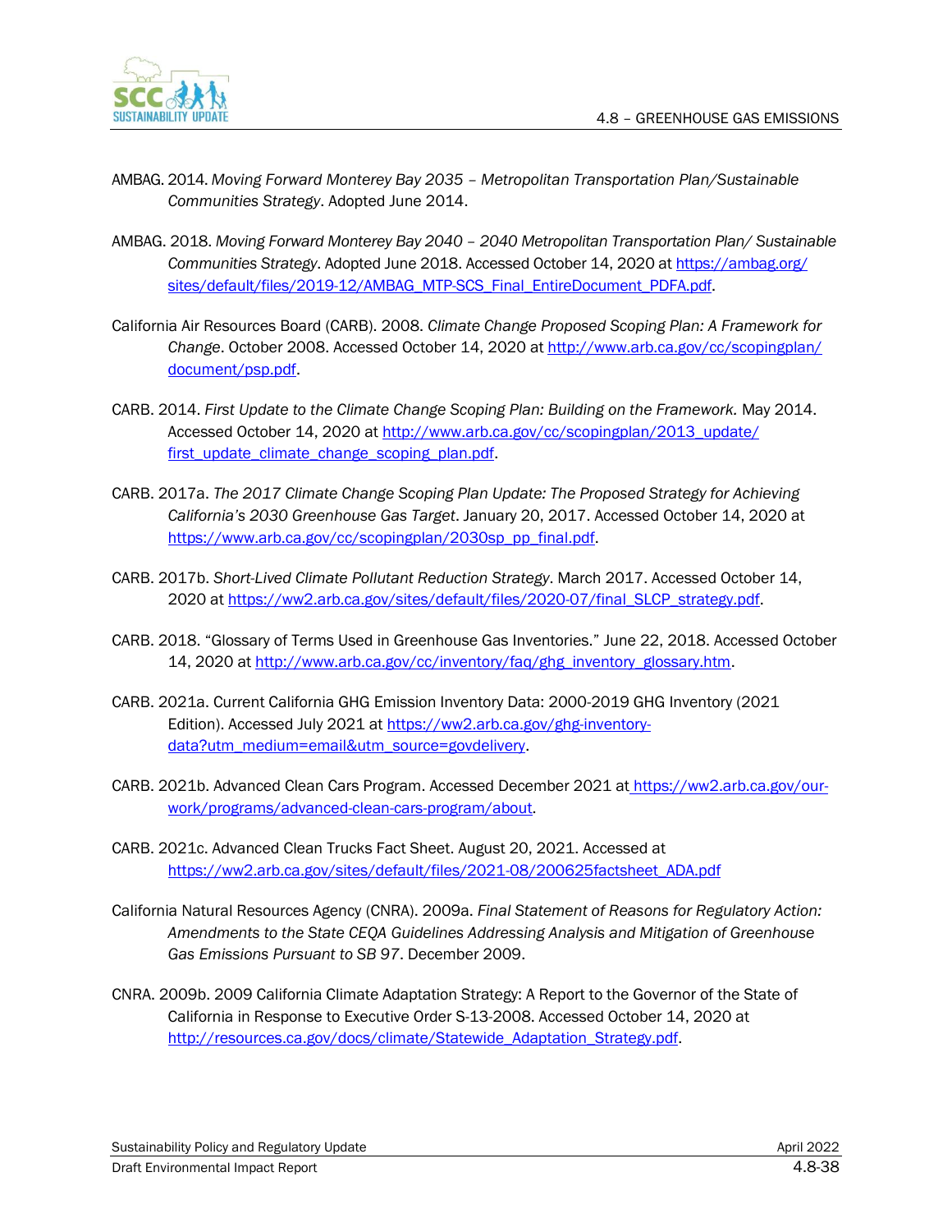AMBAG. 2014. *Moving Forward Monterey Bay 2035 – Metropolitan Transportation Plan/Sustainable Communities Strategy*. Adopted June 2014.

AMBAG. 2018. *Moving Forward Monterey Bay 2040 – 2040 Metropolitan Transportation Plan/ Sustainable Communities Strategy*. Adopted June 2018. Accessed October 14, 2020 at https://ambag.org/sites/default/files/2019-12/AMBAG_MTP-SCS_Final_EntireDocument_PDFA.pdf.

California Air Resources Board (CARB). 2008. *Climate Change Proposed Scoping Plan: A Framework for Change*. October 2008. Accessed October 14, 2020 at http://www.arb.ca.gov/cc/scopingplan/document/psp.pdf.

CARB. 2014. *First Update to the Climate Change Scoping Plan: Building on the Framework.* May 2014. Accessed October 14, 2020 at http://www.arb.ca.gov/cc/scopingplan/2013_update/first_update_climate_change_scoping_plan.pdf.

CARB. 2017a. *The 2017 Climate Change Scoping Plan Update: The Proposed Strategy for Achieving California's 2030 Greenhouse Gas Target*. January 20, 2017. Accessed October 14, 2020 at https://www.arb.ca.gov/cc/scopingplan/2030sp_pp_final.pdf.

CARB. 2017b. *Short-Lived Climate Pollutant Reduction Strategy*. March 2017. Accessed October 14, 2020 at https://ww2.arb.ca.gov/sites/default/files/2020-07/final_SLCP_strategy.pdf.

CARB. 2018. "Glossary of Terms Used in Greenhouse Gas Inventories." June 22, 2018. Accessed October 14, 2020 at http://www.arb.ca.gov/cc/inventory/faq/ghg_inventory_glossary.htm.

CARB. 2021a. Current California GHG Emission Inventory Data: 2000-2019 GHG Inventory (2021 Edition). Accessed July 2021 at https://ww2.arb.ca.gov/ghg-inventory-data?utm_medium=email&utm_source=govdelivery.

CARB. 2021b. Advanced Clean Cars Program. Accessed December 2021 at https://ww2.arb.ca.gov/our-work/programs/advanced-clean-cars-program/about.

CARB. 2021c. Advanced Clean Trucks Fact Sheet. August 20, 2021. Accessed at https://ww2.arb.ca.gov/sites/default/files/2021-08/200625factsheet_ADA.pdf

California Natural Resources Agency (CNRA). 2009a. *Final Statement of Reasons for Regulatory Action: Amendments to the State CEQA Guidelines Addressing Analysis and Mitigation of Greenhouse Gas Emissions Pursuant to SB 97*. December 2009.

CNRA. 2009b. 2009 California Climate Adaptation Strategy: A Report to the Governor of the State of California in Response to Executive Order S-13-2008. Accessed October 14, 2020 at http://resources.ca.gov/docs/climate/Statewide_Adaptation_Strategy.pdf.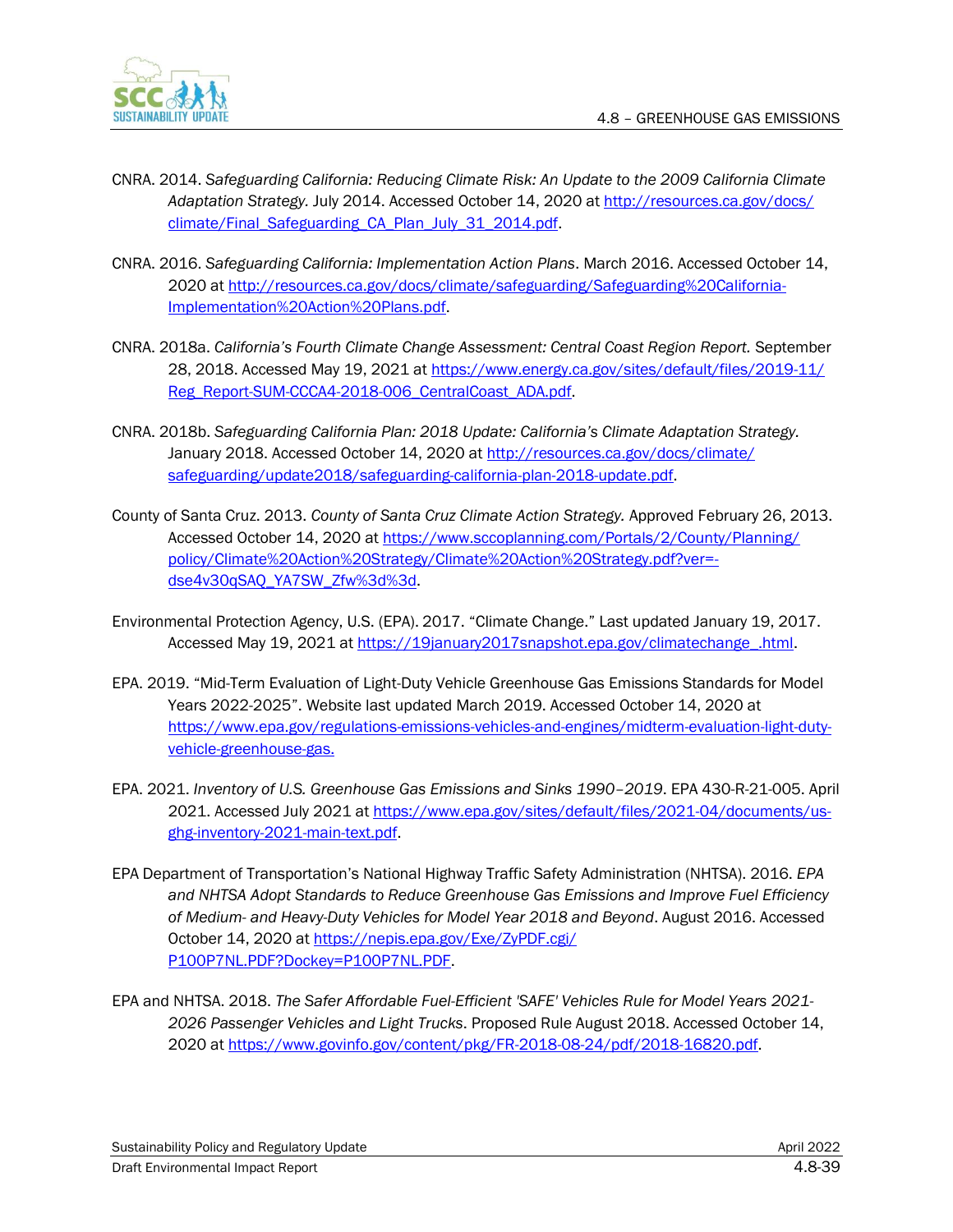CNRA. 2014. *Safeguarding California: Reducing Climate Risk: An Update to the 2009 California Climate Adaptation Strategy.* July 2014. Accessed October 14, 2020 at http://resources.ca.gov/docs/climate/Final_Safeguarding_CA_Plan_July_31_2014.pdf.

CNRA. 2016. *Safeguarding California: Implementation Action Plans*. March 2016. Accessed October 14, 2020 at http://resources.ca.gov/docs/climate/safeguarding/Safeguarding%20California-Implementation%20Action%20Plans.pdf.

CNRA. 2018a. *California's Fourth Climate Change Assessment: Central Coast Region Report.* September 28, 2018. Accessed May 19, 2021 at https://www.energy.ca.gov/sites/default/files/2019-11/Reg_Report-SUM-CCCA4-2018-006_CentralCoast_ADA.pdf.

CNRA. 2018b. *Safeguarding California Plan: 2018 Update: California's Climate Adaptation Strategy.* January 2018. Accessed October 14, 2020 at http://resources.ca.gov/docs/climate/safeguarding/update2018/safeguarding-california-plan-2018-update.pdf.

County of Santa Cruz. 2013. *County of Santa Cruz Climate Action Strategy.* Approved February 26, 2013. Accessed October 14, 2020 at https://www.sccoplanning.com/Portals/2/County/Planning/policy/Climate%20Action%20Strategy/Climate%20Action%20Strategy.pdf?ver=-dse4v30qSAQ_YA7SW_Zfw%3d%3d.

Environmental Protection Agency, U.S. (EPA). 2017. "Climate Change." Last updated January 19, 2017. Accessed May 19, 2021 at https://19january2017snapshot.epa.gov/climatechange_.html.

EPA. 2019. "Mid-Term Evaluation of Light-Duty Vehicle Greenhouse Gas Emissions Standards for Model Years 2022-2025". Website last updated March 2019. Accessed October 14, 2020 at https://www.epa.gov/regulations-emissions-vehicles-and-engines/midterm-evaluation-light-duty-vehicle-greenhouse-gas.

EPA. 2021. *Inventory of U.S. Greenhouse Gas Emissions and Sinks 1990–2019*. EPA 430-R-21-005. April 2021. Accessed July 2021 at https://www.epa.gov/sites/default/files/2021-04/documents/us-ghg-inventory-2021-main-text.pdf.

EPA Department of Transportation's National Highway Traffic Safety Administration (NHTSA). 2016. *EPA and NHTSA Adopt Standards to Reduce Greenhouse Gas Emissions and Improve Fuel Efficiency of Medium- and Heavy-Duty Vehicles for Model Year 2018 and Beyond*. August 2016. Accessed October 14, 2020 at https://nepis.epa.gov/Exe/ZyPDF.cgi/P100P7NL.PDF?Dockey=P100P7NL.PDF.

EPA and NHTSA. 2018. *The Safer Affordable Fuel-Efficient 'SAFE' Vehicles Rule for Model Years 2021-2026 Passenger Vehicles and Light Trucks*. Proposed Rule August 2018. Accessed October 14, 2020 at https://www.govinfo.gov/content/pkg/FR-2018-08-24/pdf/2018-16820.pdf.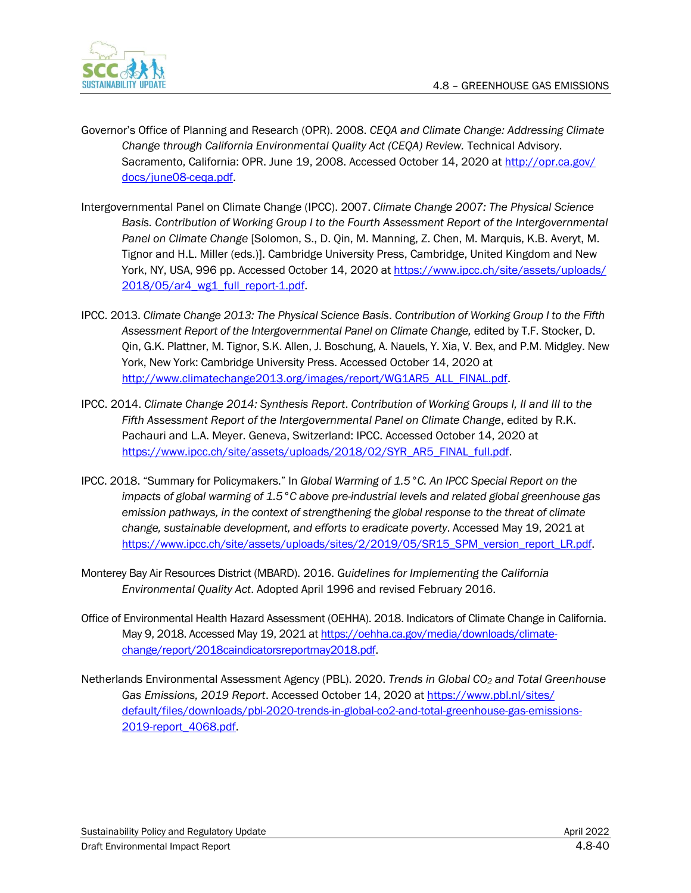Governor's Office of Planning and Research (OPR). 2008. *CEQA and Climate Change: Addressing Climate Change through California Environmental Quality Act (CEQA) Review.* Technical Advisory. Sacramento, California: OPR. June 19, 2008. Accessed October 14, 2020 at http://opr.ca.gov/docs/june08-ceqa.pdf.

Intergovernmental Panel on Climate Change (IPCC). 2007. *Climate Change 2007: The Physical Science Basis. Contribution of Working Group I to the Fourth Assessment Report of the Intergovernmental Panel on Climate Change* [Solomon, S., D. Qin, M. Manning, Z. Chen, M. Marquis, K.B. Averyt, M. Tignor and H.L. Miller (eds.)]. Cambridge University Press, Cambridge, United Kingdom and New York, NY, USA, 996 pp. Accessed October 14, 2020 at https://www.ipcc.ch/site/assets/uploads/2018/05/ar4_wg1_full_report-1.pdf.

IPCC. 2013. *Climate Change 2013: The Physical Science Basis*. *Contribution of Working Group I to the Fifth Assessment Report of the Intergovernmental Panel on Climate Change,* edited by T.F. Stocker, D. Qin, G.K. Plattner, M. Tignor, S.K. Allen, J. Boschung, A. Nauels, Y. Xia, V. Bex, and P.M. Midgley. New York, New York: Cambridge University Press. Accessed October 14, 2020 at http://www.climatechange2013.org/images/report/WG1AR5_ALL_FINAL.pdf.

IPCC. 2014. *Climate Change 2014: Synthesis Report*. *Contribution of Working Groups I, II and III to the Fifth Assessment Report of the Intergovernmental Panel on Climate Change*, edited by R.K. Pachauri and L.A. Meyer. Geneva, Switzerland: IPCC. Accessed October 14, 2020 at https://www.ipcc.ch/site/assets/uploads/2018/02/SYR_AR5_FINAL_full.pdf.

IPCC. 2018. "Summary for Policymakers." In *Global Warming of 1.5°C. An IPCC Special Report on the impacts of global warming of 1.5°C above pre-industrial levels and related global greenhouse gas emission pathways, in the context of strengthening the global response to the threat of climate change, sustainable development, and efforts to eradicate poverty*. Accessed May 19, 2021 at https://www.ipcc.ch/site/assets/uploads/sites/2/2019/05/SR15_SPM_version_report_LR.pdf.

Monterey Bay Air Resources District (MBARD). 2016. *Guidelines for Implementing the California Environmental Quality Act*. Adopted April 1996 and revised February 2016.

Office of Environmental Health Hazard Assessment (OEHHA). 2018. Indicators of Climate Change in California. May 9, 2018. Accessed May 19, 2021 at https://oehha.ca.gov/media/downloads/climate-change/report/2018caindicatorsreportmay2018.pdf.

Netherlands Environmental Assessment Agency (PBL). 2020. *Trends in Global $CO_2$ and Total Greenhouse Gas Emissions, 2019 Report*. Accessed October 14, 2020 at https://www.pbl.nl/sites/default/files/downloads/pbl-2020-trends-in-global-co2-and-total-greenhouse-gas-emissions-2019-report_4068.pdf.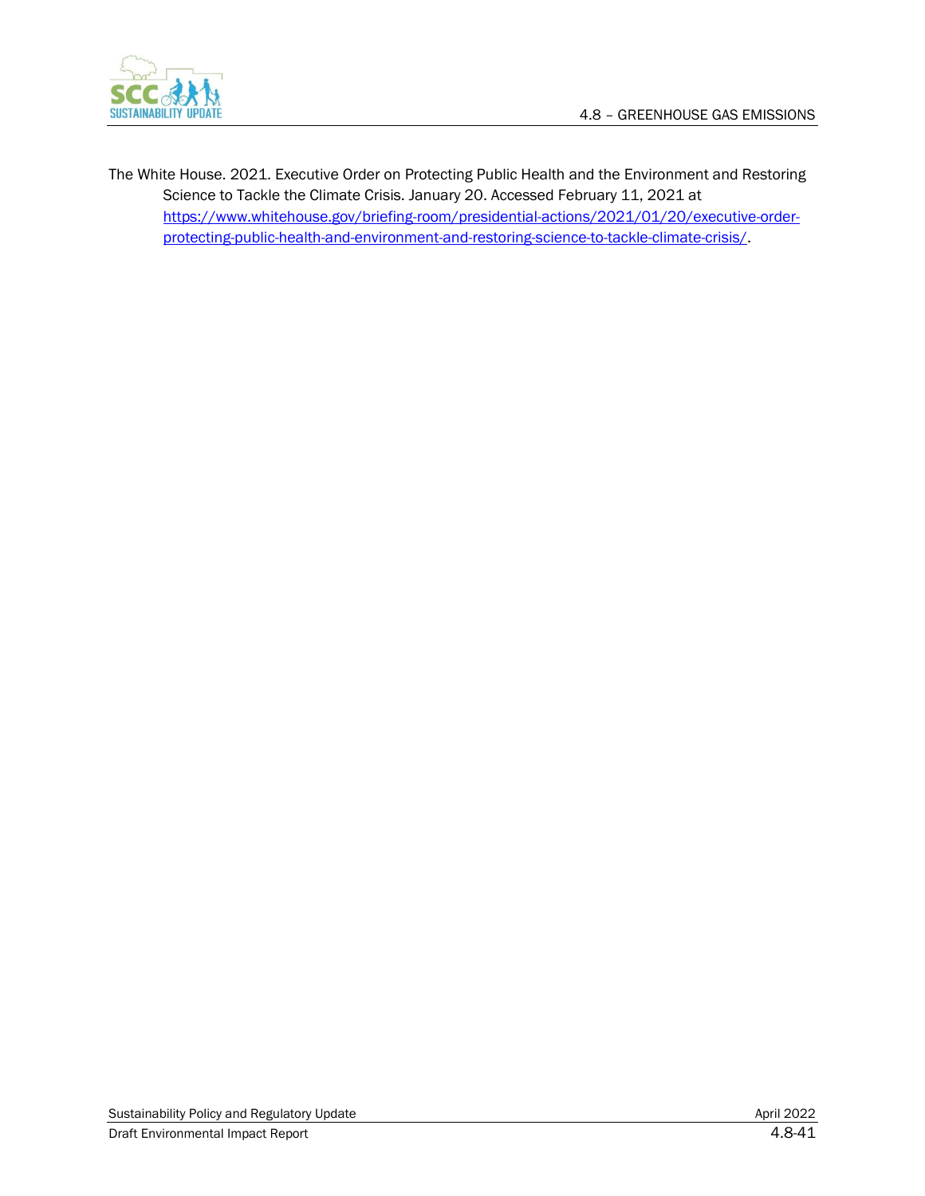The White House. 2021. Executive Order on Protecting Public Health and the Environment and Restoring Science to Tackle the Climate Crisis. January 20. Accessed February 11, 2021 at https://www.whitehouse.gov/briefing-room/presidential-actions/2021/01/20/executive-order-protecting-public-health-and-environment-and-restoring-science-to-tackle-climate-crisis/.